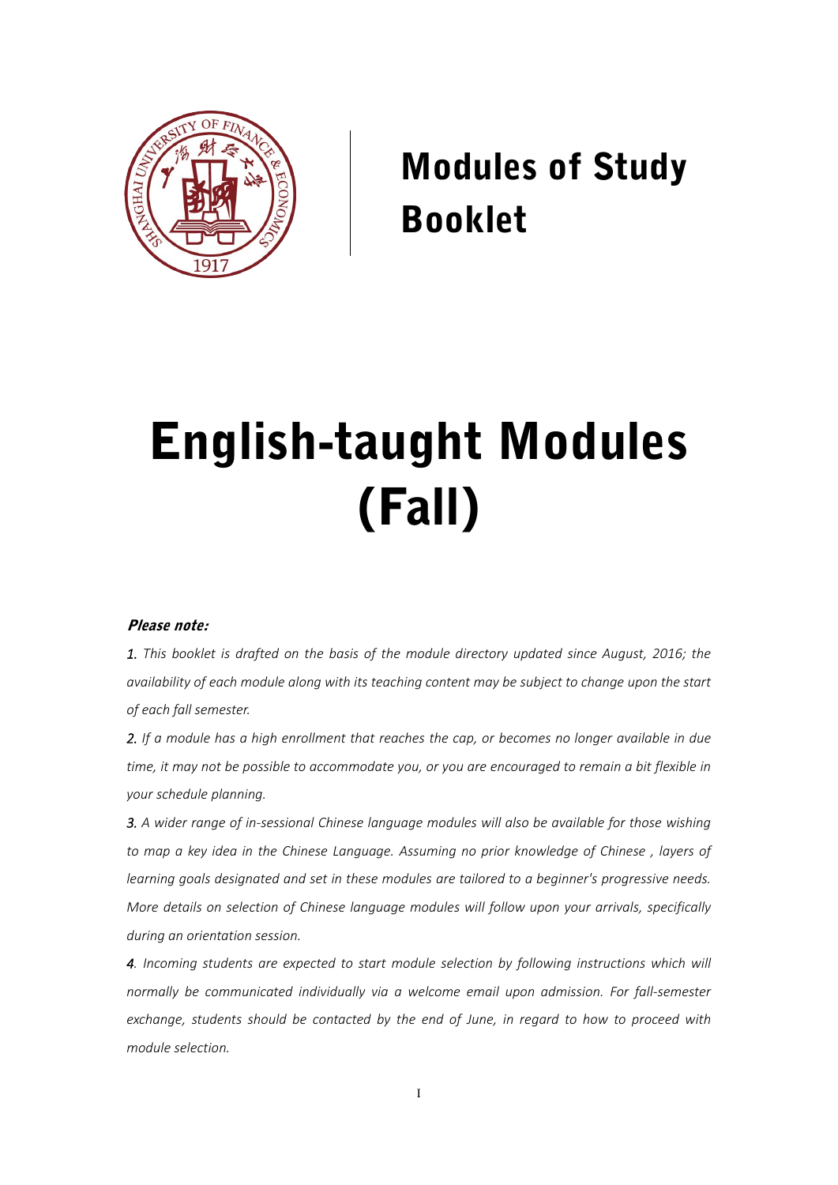# Modules of Study Booklet

# English-taught Modules (Fall)

***Please note:***

*1. This booklet is drafted on the basis of the module directory updated since August, 2016; the availability of each module along with its teaching content may be subject to change upon the start of each fall semester.*

*2. If a module has a high enrollment that reaches the cap, or becomes no longer available in due time, it may not be possible to accommodate you, or you are encouraged to remain a bit flexible in your schedule planning.*

*3. A wider range of in-sessional Chinese language modules will also be available for those wishing to map a key idea in the Chinese Language. Assuming no prior knowledge of Chinese , layers of learning goals designated and set in these modules are tailored to a beginner's progressive needs. More details on selection of Chinese language modules will follow upon your arrivals, specifically during an orientation session.*

*4. Incoming students are expected to start module selection by following instructions which will normally be communicated individually via a welcome email upon admission. For fall-semester exchange, students should be contacted by the end of June, in regard to how to proceed with module selection.*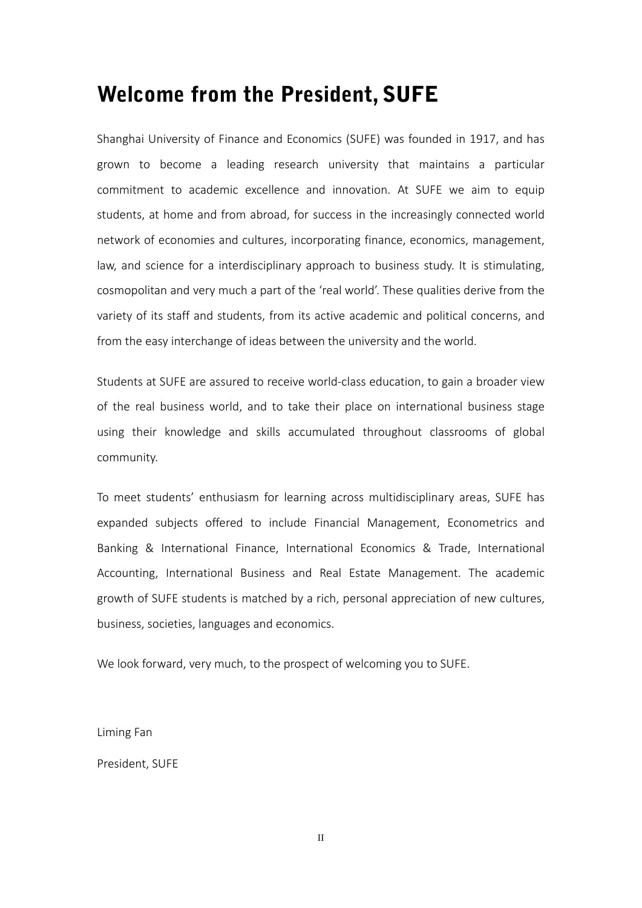# Welcome from the President, SUFE

Shanghai University of Finance and Economics (SUFE) was founded in 1917, and has grown to become a leading research university that maintains a particular commitment to academic excellence and innovation. At SUFE we aim to equip students, at home and from abroad, for success in the increasingly connected world network of economies and cultures, incorporating finance, economics, management, law, and science for a interdisciplinary approach to business study. It is stimulating, cosmopolitan and very much a part of the 'real world'. These qualities derive from the variety of its staff and students, from its active academic and political concerns, and from the easy interchange of ideas between the university and the world.

Students at SUFE are assured to receive world-class education, to gain a broader view of the real business world, and to take their place on international business stage using their knowledge and skills accumulated throughout classrooms of global community.

To meet students' enthusiasm for learning across multidisciplinary areas, SUFE has expanded subjects offered to include Financial Management, Econometrics and Banking & International Finance, International Economics & Trade, International Accounting, International Business and Real Estate Management. The academic growth of SUFE students is matched by a rich, personal appreciation of new cultures, business, societies, languages and economics.

We look forward, very much, to the prospect of welcoming you to SUFE.

Liming Fan

President, SUFE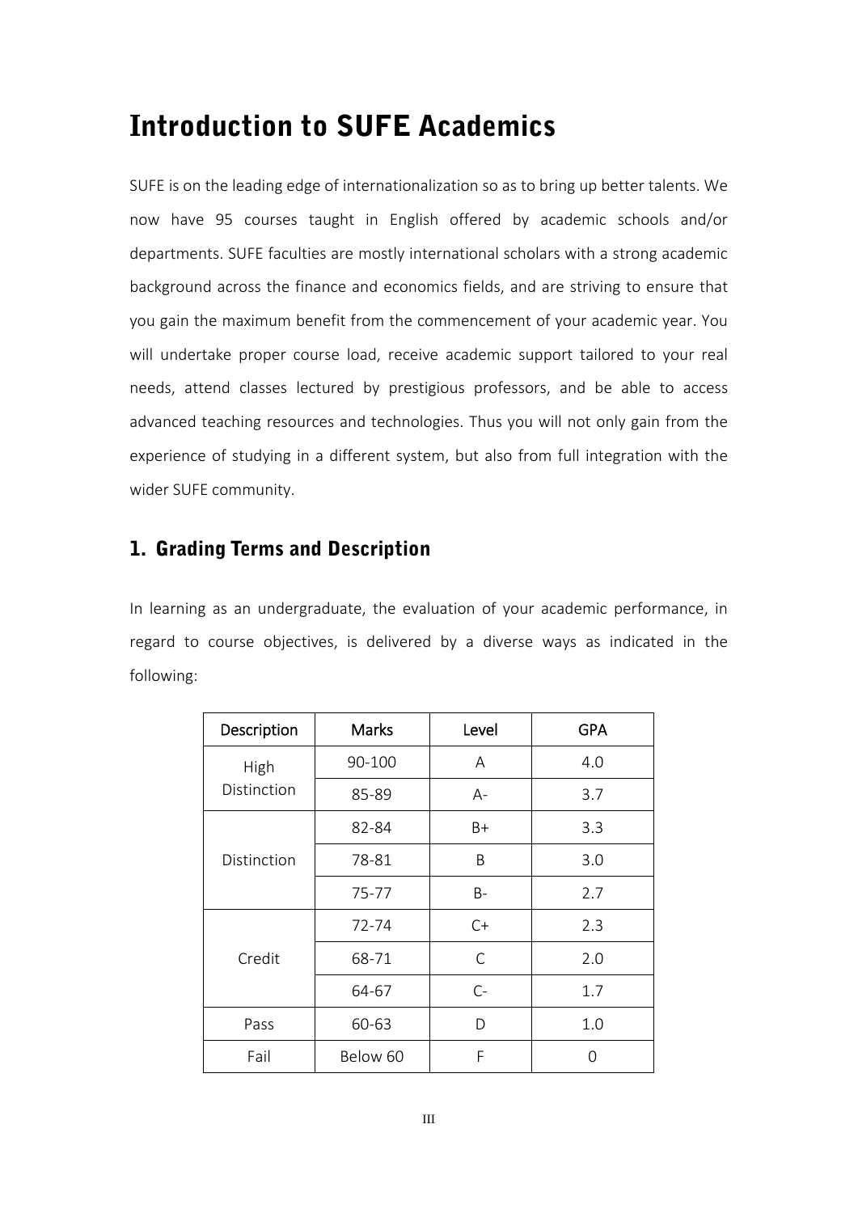# Introduction to SUFE Academics

SUFE is on the leading edge of internationalization so as to bring up better talents. We now have 95 courses taught in English offered by academic schools and/or departments. SUFE faculties are mostly international scholars with a strong academic background across the finance and economics fields, and are striving to ensure that you gain the maximum benefit from the commencement of your academic year. You will undertake proper course load, receive academic support tailored to your real needs, attend classes lectured by prestigious professors, and be able to access advanced teaching resources and technologies. Thus you will not only gain from the experience of studying in a different system, but also from full integration with the wider SUFE community.

## 1. Grading Terms and Description

In learning as an undergraduate, the evaluation of your academic performance, in regard to course objectives, is delivered by a diverse ways as indicated in the following:

| Description | Marks | Level | GPA |
|---|---|---|---|
| High Distinction | 90-100 | A | 4.0 |
| | 85-89 | A- | 3.7 |
| Distinction | 82-84 | B+ | 3.3 |
| | 78-81 | B | 3.0 |
| | 75-77 | B- | 2.7 |
| Credit | 72-74 | C+ | 2.3 |
| | 68-71 | C | 2.0 |
| | 64-67 | C- | 1.7 |
| Pass | 60-63 | D | 1.0 |
| Fail | Below 60 | F | 0 |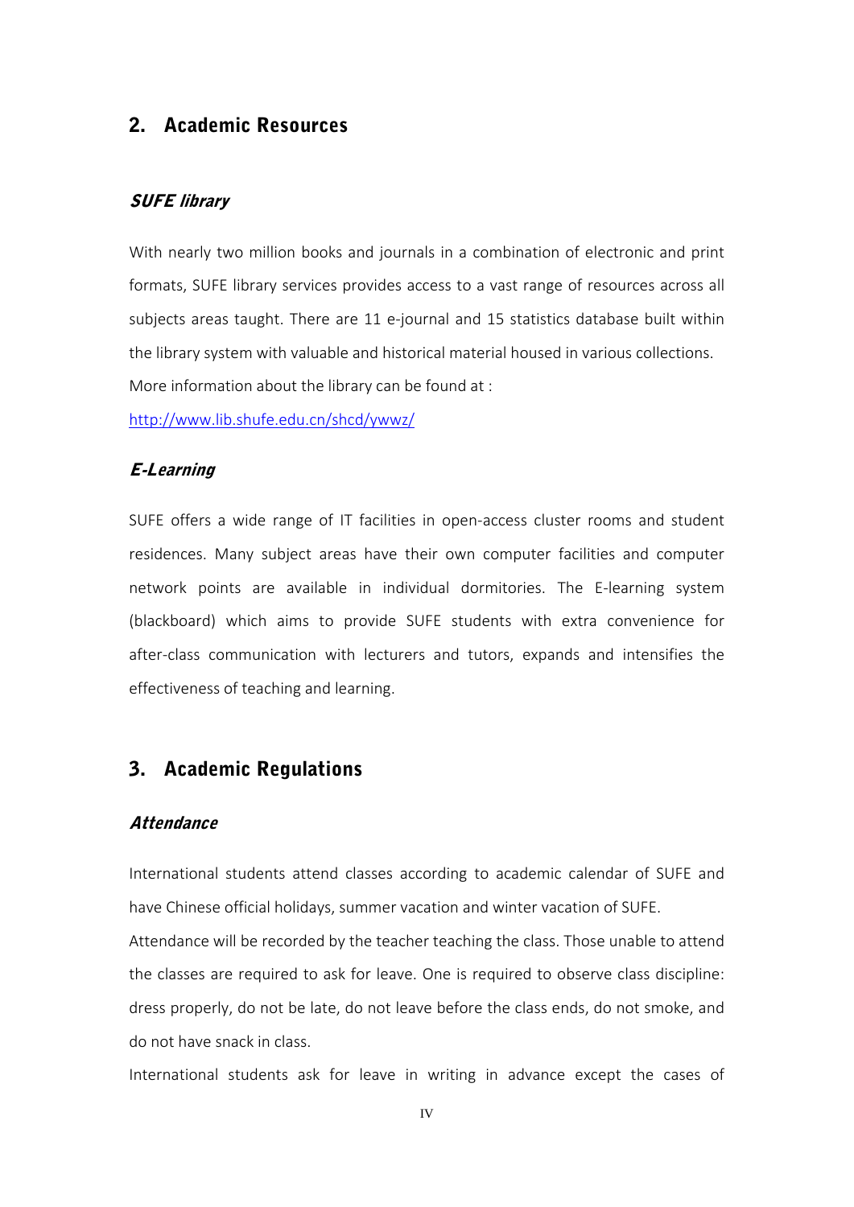## 2. Academic Resources

### *SUFE library*

With nearly two million books and journals in a combination of electronic and print formats, SUFE library services provides access to a vast range of resources across all subjects areas taught. There are 11 e-journal and 15 statistics database built within the library system with valuable and historical material housed in various collections. More information about the library can be found at :

http://www.lib.shufe.edu.cn/shcd/ywwz/

### *E-Learning*

SUFE offers a wide range of IT facilities in open-access cluster rooms and student residences. Many subject areas have their own computer facilities and computer network points are available in individual dormitories. The E-learning system (blackboard) which aims to provide SUFE students with extra convenience for after-class communication with lecturers and tutors, expands and intensifies the effectiveness of teaching and learning.

## 3. Academic Regulations

### *Attendance*

International students attend classes according to academic calendar of SUFE and have Chinese official holidays, summer vacation and winter vacation of SUFE.

Attendance will be recorded by the teacher teaching the class. Those unable to attend the classes are required to ask for leave. One is required to observe class discipline: dress properly, do not be late, do not leave before the class ends, do not smoke, and do not have snack in class.

International students ask for leave in writing in advance except the cases of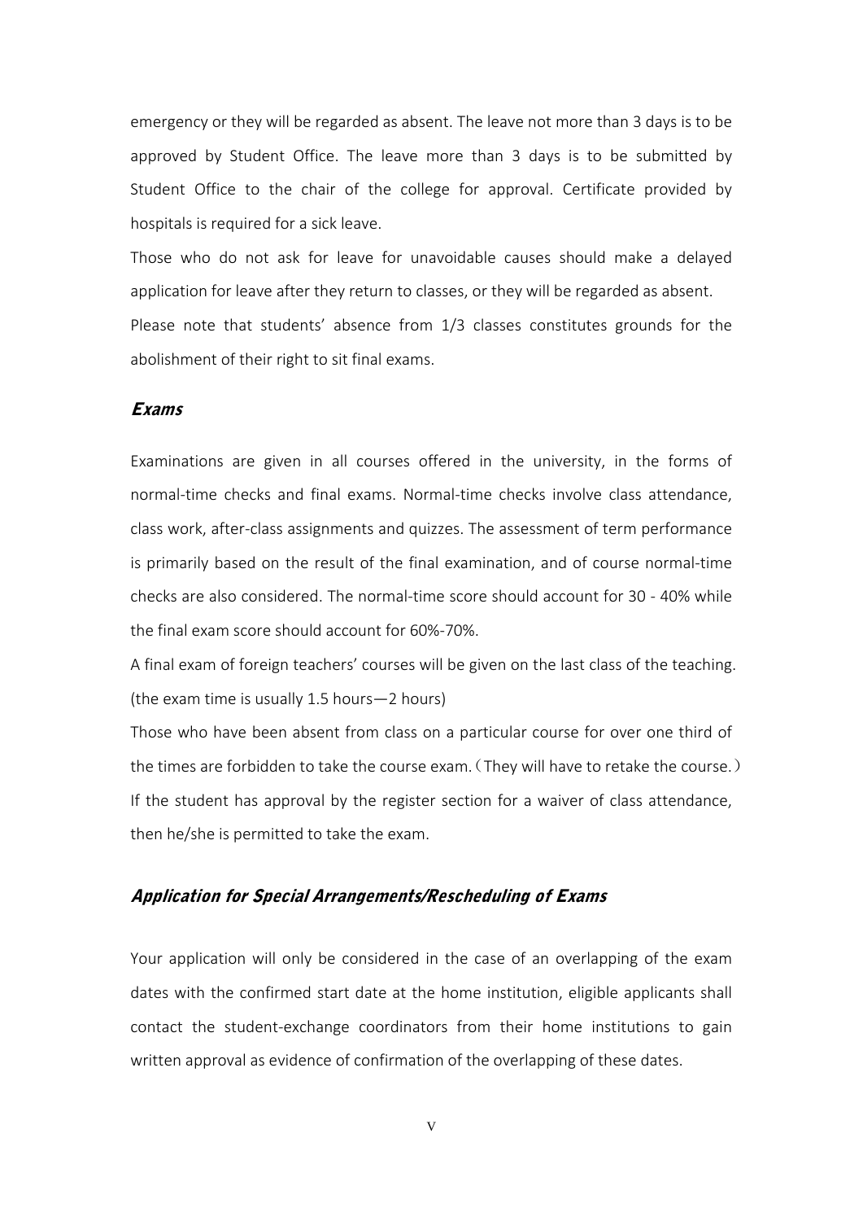emergency or they will be regarded as absent. The leave not more than 3 days is to be approved by Student Office. The leave more than 3 days is to be submitted by Student Office to the chair of the college for approval. Certificate provided by hospitals is required for a sick leave.

Those who do not ask for leave for unavoidable causes should make a delayed application for leave after they return to classes, or they will be regarded as absent.

Please note that students' absence from 1/3 classes constitutes grounds for the abolishment of their right to sit final exams.

### *Exams*

Examinations are given in all courses offered in the university, in the forms of normal-time checks and final exams. Normal-time checks involve class attendance, class work, after-class assignments and quizzes. The assessment of term performance is primarily based on the result of the final examination, and of course normal-time checks are also considered. The normal-time score should account for 30 - 40% while the final exam score should account for 60%-70%.

A final exam of foreign teachers' courses will be given on the last class of the teaching. (the exam time is usually 1.5 hours—2 hours)

Those who have been absent from class on a particular course for over one third of the times are forbidden to take the course exam.（They will have to retake the course.）

If the student has approval by the register section for a waiver of class attendance, then he/she is permitted to take the exam.

### *Application for Special Arrangements/Rescheduling of Exams*

Your application will only be considered in the case of an overlapping of the exam dates with the confirmed start date at the home institution, eligible applicants shall contact the student-exchange coordinators from their home institutions to gain written approval as evidence of confirmation of the overlapping of these dates.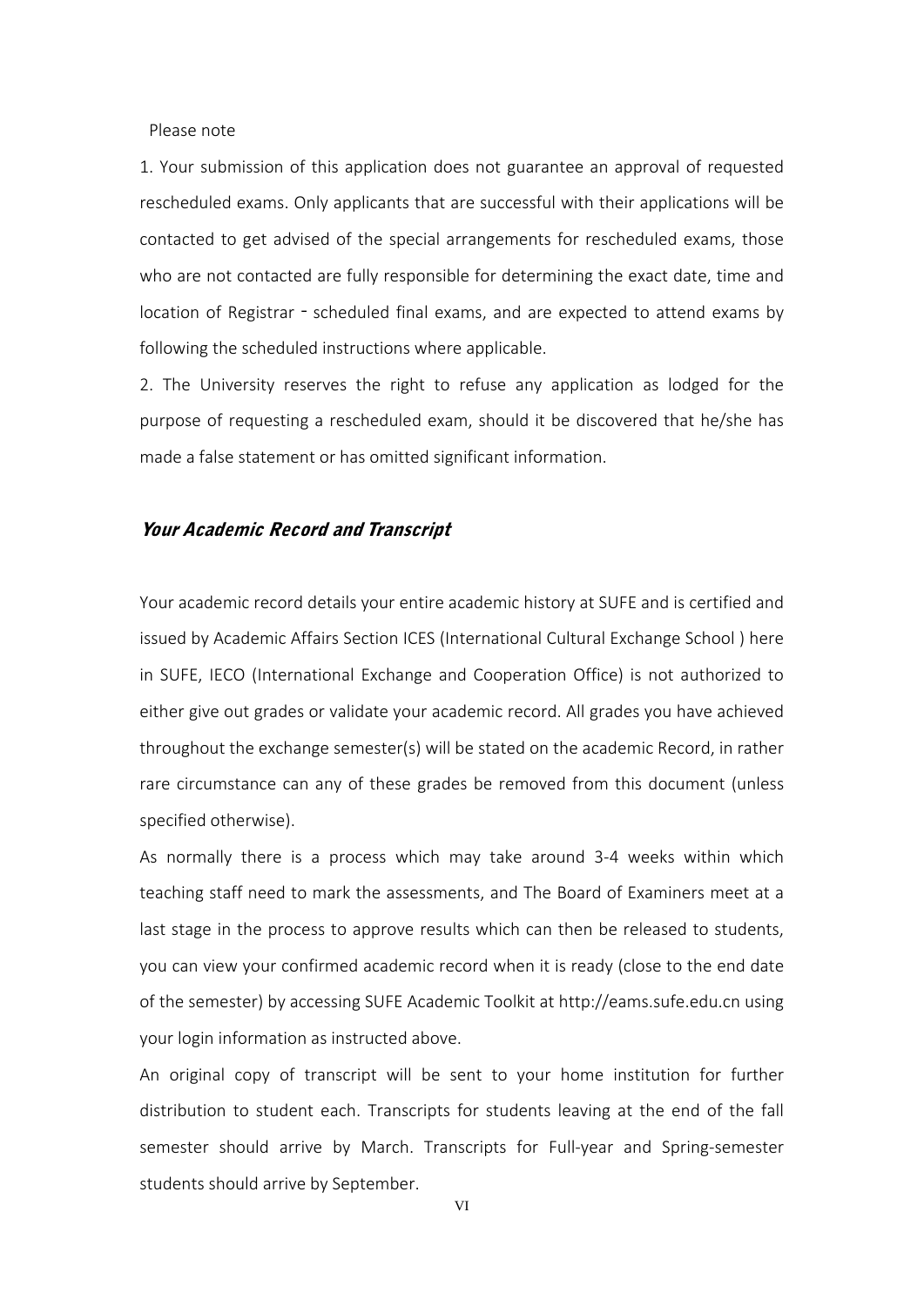Please note

1. Your submission of this application does not guarantee an approval of requested rescheduled exams. Only applicants that are successful with their applications will be contacted to get advised of the special arrangements for rescheduled exams, those who are not contacted are fully responsible for determining the exact date, time and location of Registrar - scheduled final exams, and are expected to attend exams by following the scheduled instructions where applicable.

2. The University reserves the right to refuse any application as lodged for the purpose of requesting a rescheduled exam, should it be discovered that he/she has made a false statement or has omitted significant information.

### *Your Academic Record and Transcript*

Your academic record details your entire academic history at SUFE and is certified and issued by Academic Affairs Section ICES (International Cultural Exchange School ) here in SUFE, IECO (International Exchange and Cooperation Office) is not authorized to either give out grades or validate your academic record. All grades you have achieved throughout the exchange semester(s) will be stated on the academic Record, in rather rare circumstance can any of these grades be removed from this document (unless specified otherwise).

As normally there is a process which may take around 3-4 weeks within which teaching staff need to mark the assessments, and The Board of Examiners meet at a last stage in the process to approve results which can then be released to students, you can view your confirmed academic record when it is ready (close to the end date of the semester) by accessing SUFE Academic Toolkit at http://eams.sufe.edu.cn using your login information as instructed above.

An original copy of transcript will be sent to your home institution for further distribution to student each. Transcripts for students leaving at the end of the fall semester should arrive by March. Transcripts for Full-year and Spring-semester students should arrive by September.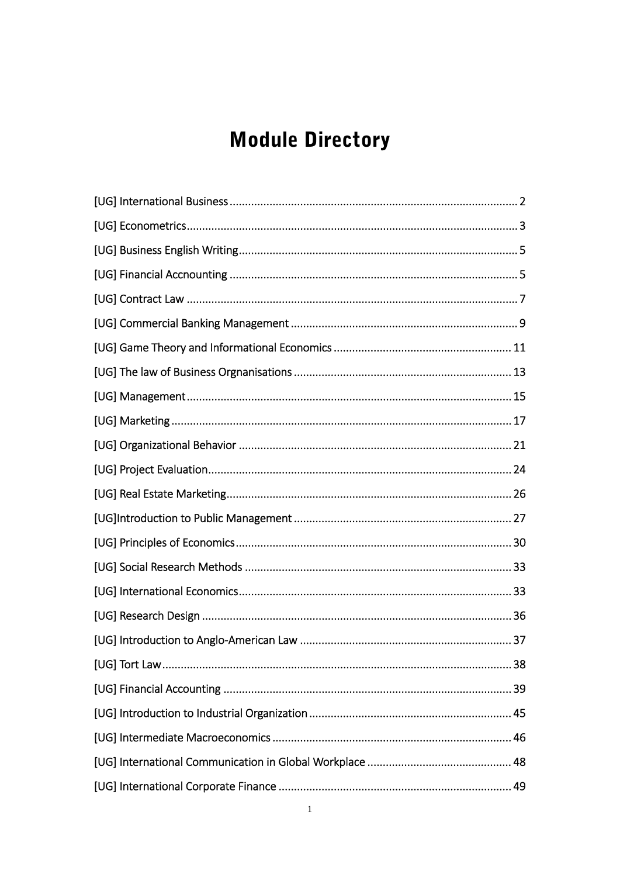# Module Directory

[UG] International Business ............................................................................................ 2

[UG] Econometrics.......................................................................................................... 3

[UG] Business English Writing......................................................................................... 5

[UG] Financial Accnounting ............................................................................................ 5

[UG] Contract Law .......................................................................................................... 7

[UG] Commercial Banking Management ......................................................................... 9

[UG] Game Theory and Informational Economics ......................................................... 11

[UG] The law of Business Orgnanisations ...................................................................... 13

[UG] Management ........................................................................................................ 15

[UG] Marketing ............................................................................................................. 17

[UG] Organizational Behavior ........................................................................................ 21

[UG] Project Evaluation................................................................................................. 24

[UG] Real Estate Marketing........................................................................................... 26

[UG]Introduction to Public Management ...................................................................... 27

[UG] Principles of Economics......................................................................................... 30

[UG] Social Research Methods ...................................................................................... 33

[UG] International Economics........................................................................................ 33

[UG] Research Design ................................................................................................... 36

[UG] Introduction to Anglo-American Law .................................................................... 37

[UG] Tort Law................................................................................................................ 38

[UG] Financial Accounting ............................................................................................ 39

[UG] Introduction to Industrial Organization ................................................................. 45

[UG] Intermediate Macroeconomics ............................................................................. 46

[UG] International Communication in Global Workplace .............................................. 48

[UG] International Corporate Finance ........................................................................... 49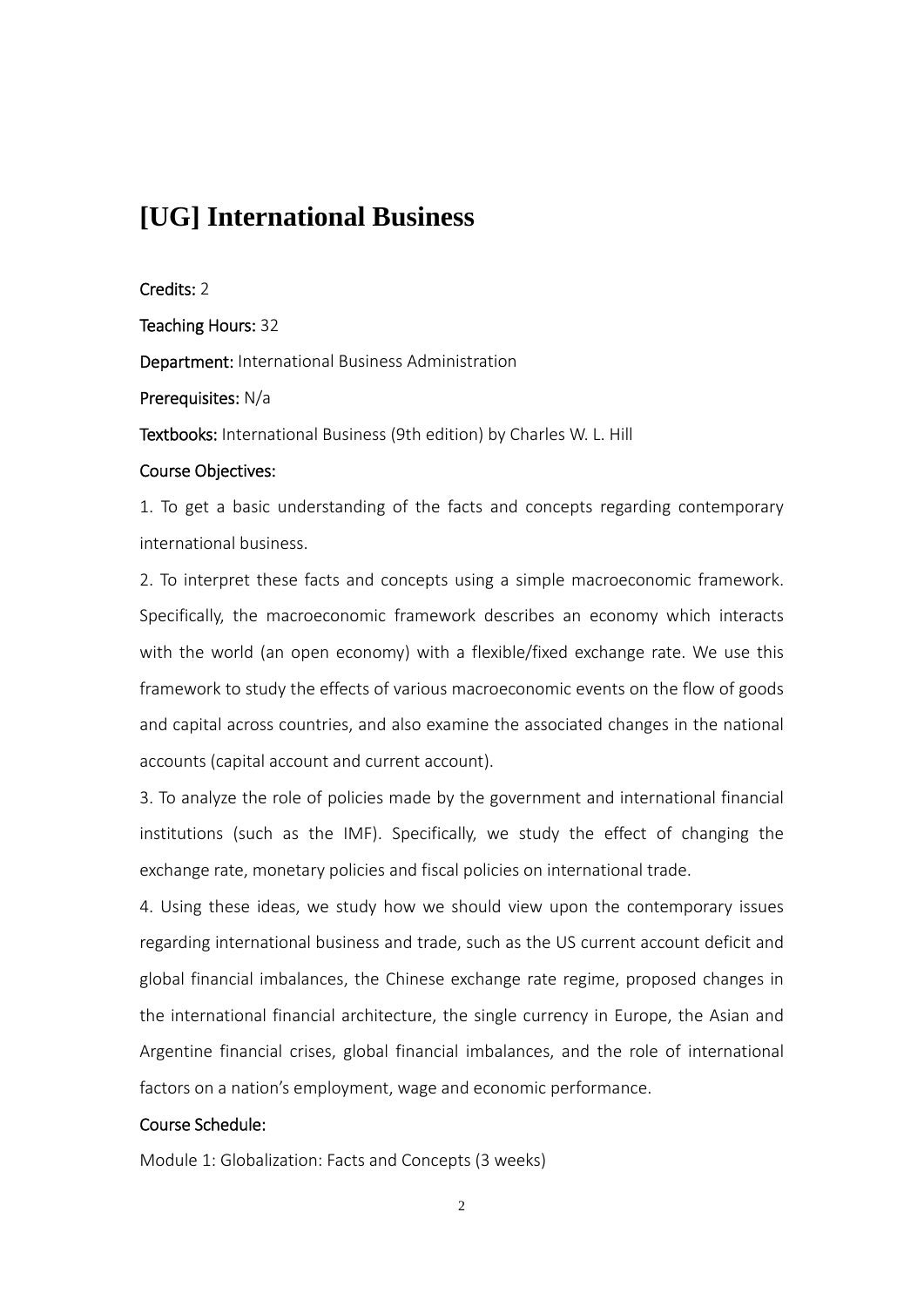# [UG] International Business

**Credits:** 2

**Teaching Hours:** 32

**Department:** International Business Administration

**Prerequisites:** N/a

**Textbooks:** International Business (9th edition) by Charles W. L. Hill

**Course Objectives:**

1. To get a basic understanding of the facts and concepts regarding contemporary international business.

2. To interpret these facts and concepts using a simple macroeconomic framework. Specifically, the macroeconomic framework describes an economy which interacts with the world (an open economy) with a flexible/fixed exchange rate. We use this framework to study the effects of various macroeconomic events on the flow of goods and capital across countries, and also examine the associated changes in the national accounts (capital account and current account).

3. To analyze the role of policies made by the government and international financial institutions (such as the IMF). Specifically, we study the effect of changing the exchange rate, monetary policies and fiscal policies on international trade.

4. Using these ideas, we study how we should view upon the contemporary issues regarding international business and trade, such as the US current account deficit and global financial imbalances, the Chinese exchange rate regime, proposed changes in the international financial architecture, the single currency in Europe, the Asian and Argentine financial crises, global financial imbalances, and the role of international factors on a nation's employment, wage and economic performance.

**Course Schedule:**

Module 1: Globalization: Facts and Concepts (3 weeks)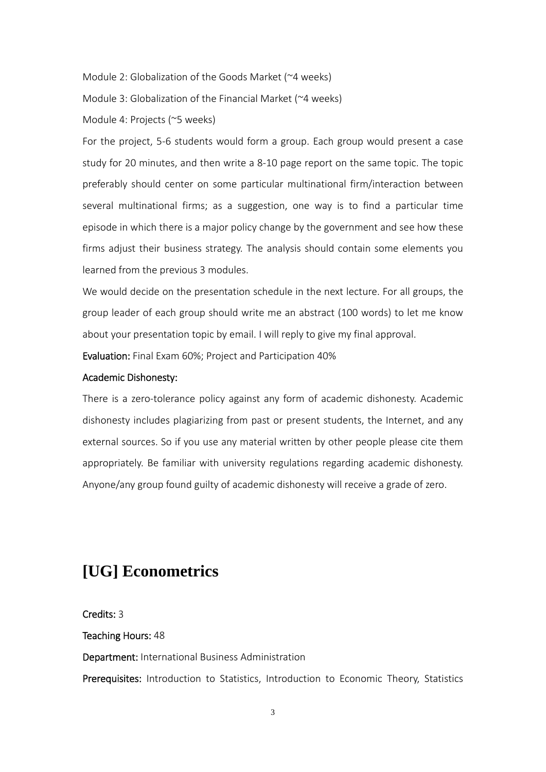Module 2: Globalization of the Goods Market (~4 weeks)

Module 3: Globalization of the Financial Market (~4 weeks)

Module 4: Projects (~5 weeks)

For the project, 5-6 students would form a group. Each group would present a case study for 20 minutes, and then write a 8-10 page report on the same topic. The topic preferably should center on some particular multinational firm/interaction between several multinational firms; as a suggestion, one way is to find a particular time episode in which there is a major policy change by the government and see how these firms adjust their business strategy. The analysis should contain some elements you learned from the previous 3 modules.

We would decide on the presentation schedule in the next lecture. For all groups, the group leader of each group should write me an abstract (100 words) to let me know about your presentation topic by email. I will reply to give my final approval.

**Evaluation:** Final Exam 60%; Project and Participation 40%

**Academic Dishonesty:**

There is a zero-tolerance policy against any form of academic dishonesty. Academic dishonesty includes plagiarizing from past or present students, the Internet, and any external sources. So if you use any material written by other people please cite them appropriately. Be familiar with university regulations regarding academic dishonesty. Anyone/any group found guilty of academic dishonesty will receive a grade of zero.

# [UG] Econometrics

**Credits:** 3

**Teaching Hours:** 48

**Department:** International Business Administration

**Prerequisites:** Introduction to Statistics, Introduction to Economic Theory, Statistics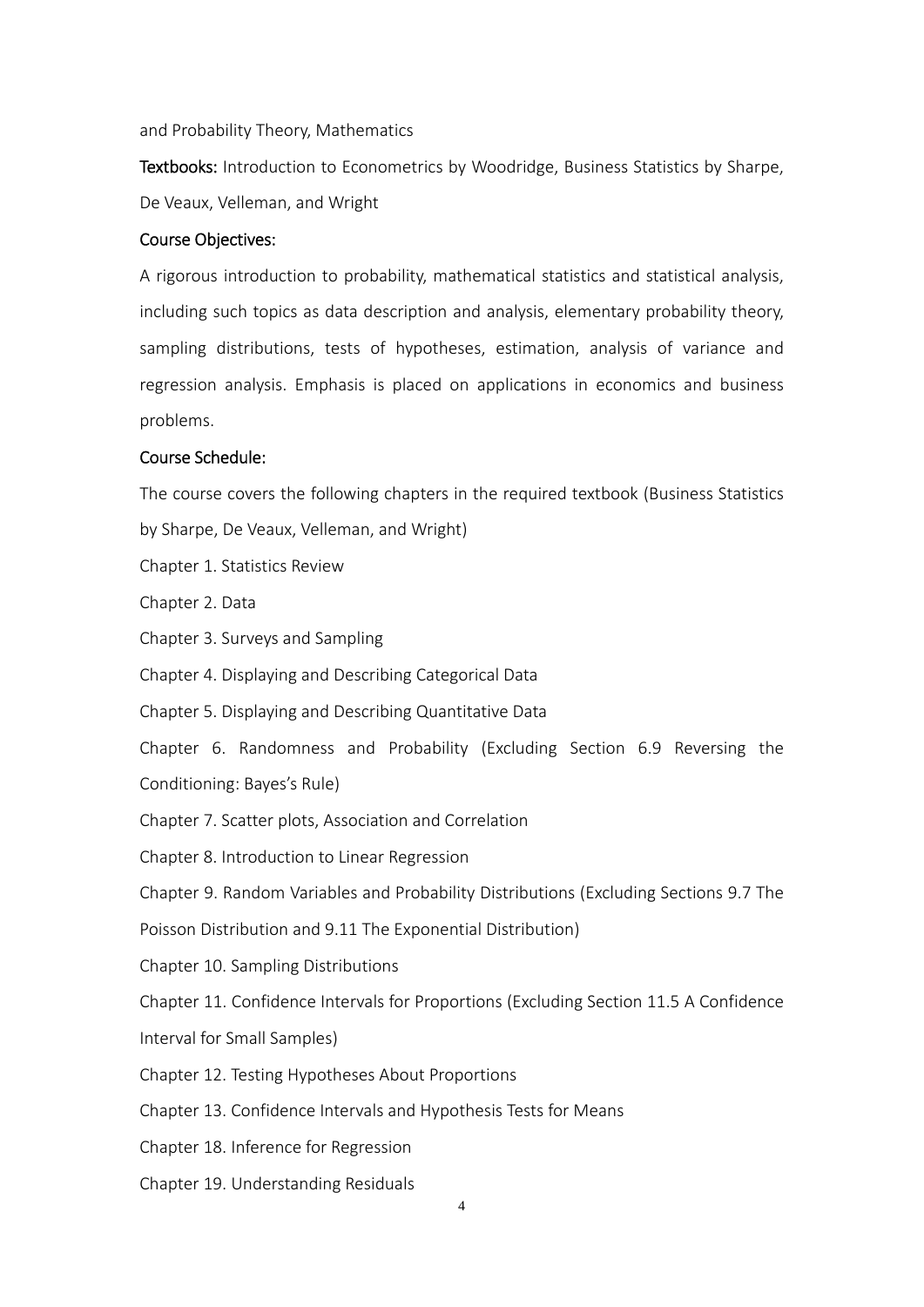and Probability Theory, Mathematics

**Textbooks:** Introduction to Econometrics by Woodridge, Business Statistics by Sharpe, De Veaux, Velleman, and Wright

**Course Objectives:**

A rigorous introduction to probability, mathematical statistics and statistical analysis, including such topics as data description and analysis, elementary probability theory, sampling distributions, tests of hypotheses, estimation, analysis of variance and regression analysis. Emphasis is placed on applications in economics and business problems.

**Course Schedule:**

The course covers the following chapters in the required textbook (Business Statistics by Sharpe, De Veaux, Velleman, and Wright)

Chapter 1. Statistics Review

Chapter 2. Data

Chapter 3. Surveys and Sampling

Chapter 4. Displaying and Describing Categorical Data

Chapter 5. Displaying and Describing Quantitative Data

Chapter 6. Randomness and Probability (Excluding Section 6.9 Reversing the Conditioning: Bayes's Rule)

Chapter 7. Scatter plots, Association and Correlation

Chapter 8. Introduction to Linear Regression

Chapter 9. Random Variables and Probability Distributions (Excluding Sections 9.7 The Poisson Distribution and 9.11 The Exponential Distribution)

Chapter 10. Sampling Distributions

Chapter 11. Confidence Intervals for Proportions (Excluding Section 11.5 A Confidence Interval for Small Samples)

Chapter 12. Testing Hypotheses About Proportions

Chapter 13. Confidence Intervals and Hypothesis Tests for Means

Chapter 18. Inference for Regression

Chapter 19. Understanding Residuals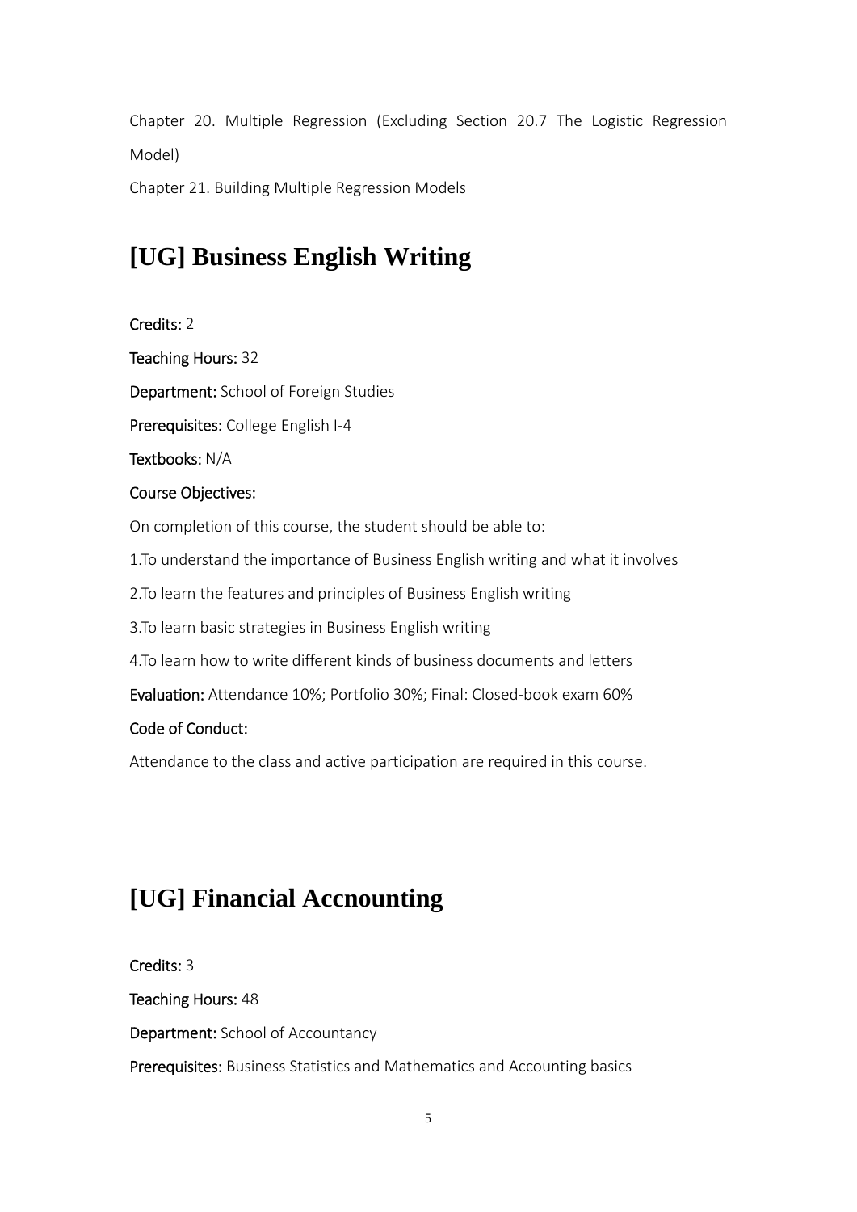Chapter 20. Multiple Regression (Excluding Section 20.7 The Logistic Regression Model)

Chapter 21. Building Multiple Regression Models

# [UG] Business English Writing

**Credits:** 2

**Teaching Hours:** 32

**Department:** School of Foreign Studies

**Prerequisites:** College English I-4

**Textbooks:** N/A

**Course Objectives:**

On completion of this course, the student should be able to:

1.To understand the importance of Business English writing and what it involves

2.To learn the features and principles of Business English writing

3.To learn basic strategies in Business English writing

4.To learn how to write different kinds of business documents and letters

**Evaluation:** Attendance 10%; Portfolio 30%; Final: Closed-book exam 60%

**Code of Conduct:**

Attendance to the class and active participation are required in this course.

# [UG] Financial Accnounting

**Credits:** 3

**Teaching Hours:** 48

**Department:** School of Accountancy

**Prerequisites:** Business Statistics and Mathematics and Accounting basics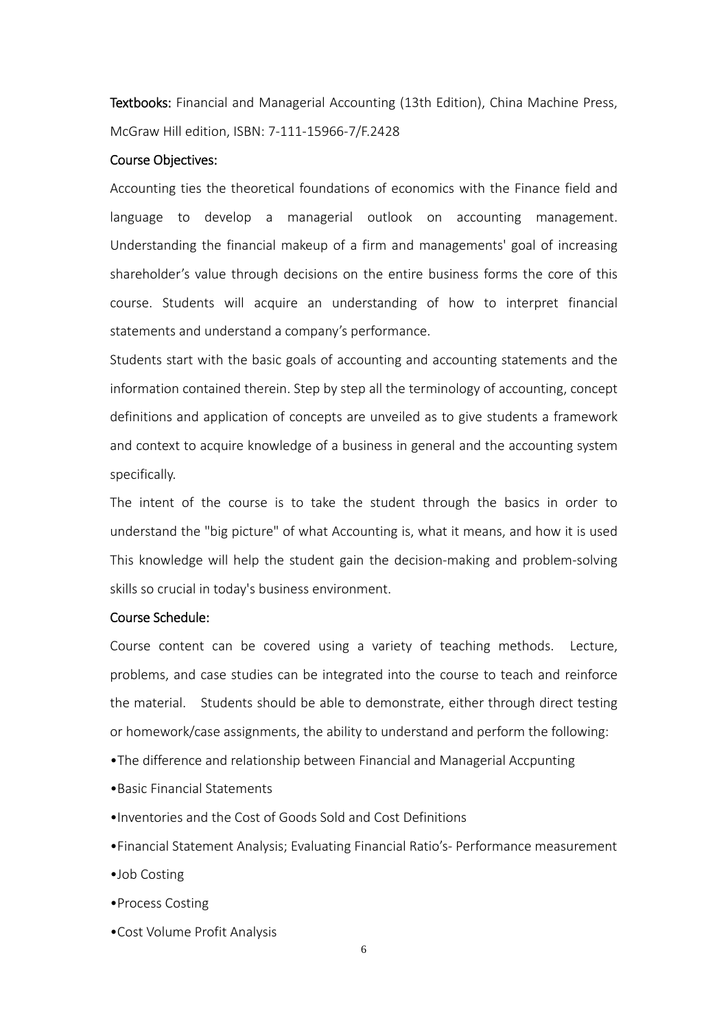**Textbooks:** Financial and Managerial Accounting (13th Edition), China Machine Press, McGraw Hill edition, ISBN: 7-111-15966-7/F.2428

**Course Objectives:**

Accounting ties the theoretical foundations of economics with the Finance field and language to develop a managerial outlook on accounting management. Understanding the financial makeup of a firm and managements' goal of increasing shareholder's value through decisions on the entire business forms the core of this course. Students will acquire an understanding of how to interpret financial statements and understand a company's performance.

Students start with the basic goals of accounting and accounting statements and the information contained therein. Step by step all the terminology of accounting, concept definitions and application of concepts are unveiled as to give students a framework and context to acquire knowledge of a business in general and the accounting system specifically.

The intent of the course is to take the student through the basics in order to understand the "big picture" of what Accounting is, what it means, and how it is used This knowledge will help the student gain the decision-making and problem-solving skills so crucial in today's business environment.

**Course Schedule:**

Course content can be covered using a variety of teaching methods. Lecture, problems, and case studies can be integrated into the course to teach and reinforce the material. Students should be able to demonstrate, either through direct testing or homework/case assignments, the ability to understand and perform the following:

- The difference and relationship between Financial and Managerial Accpunting
- Basic Financial Statements
- Inventories and the Cost of Goods Sold and Cost Definitions
- Financial Statement Analysis; Evaluating Financial Ratio's- Performance measurement
- Job Costing
- Process Costing
- Cost Volume Profit Analysis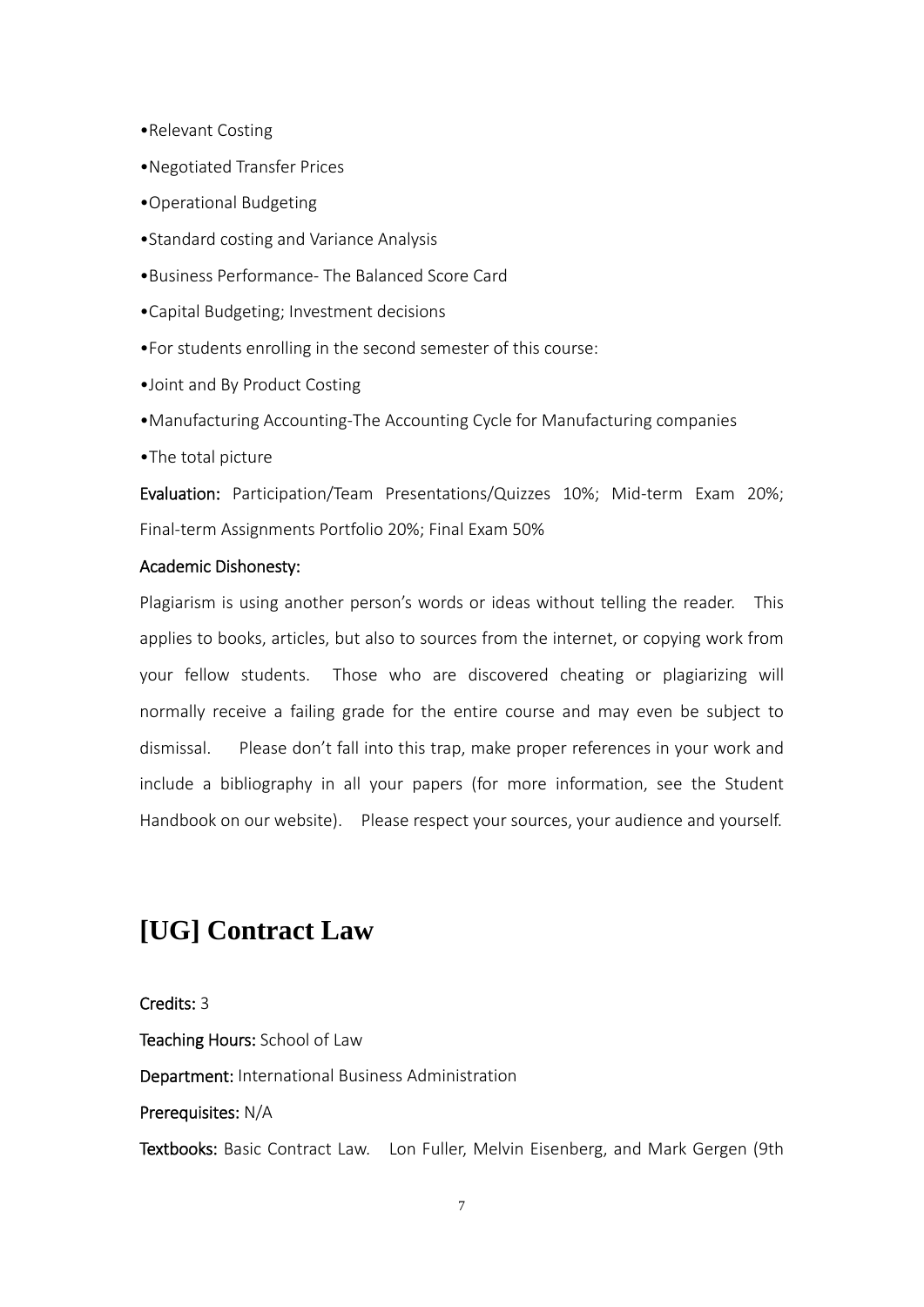- Relevant Costing
- Negotiated Transfer Prices
- Operational Budgeting
- Standard costing and Variance Analysis
- Business Performance- The Balanced Score Card
- Capital Budgeting; Investment decisions
- For students enrolling in the second semester of this course:
- Joint and By Product Costing
- Manufacturing Accounting-The Accounting Cycle for Manufacturing companies
- The total picture

**Evaluation:** Participation/Team Presentations/Quizzes 10%; Mid-term Exam 20%; Final-term Assignments Portfolio 20%; Final Exam 50%

**Academic Dishonesty:**

Plagiarism is using another person's words or ideas without telling the reader. This applies to books, articles, but also to sources from the internet, or copying work from your fellow students. Those who are discovered cheating or plagiarizing will normally receive a failing grade for the entire course and may even be subject to dismissal. Please don't fall into this trap, make proper references in your work and include a bibliography in all your papers (for more information, see the Student Handbook on our website). Please respect your sources, your audience and yourself.

# [UG] Contract Law

**Credits:** 3

**Teaching Hours:** School of Law

**Department:** International Business Administration

**Prerequisites:** N/A

**Textbooks:** Basic Contract Law. Lon Fuller, Melvin Eisenberg, and Mark Gergen (9th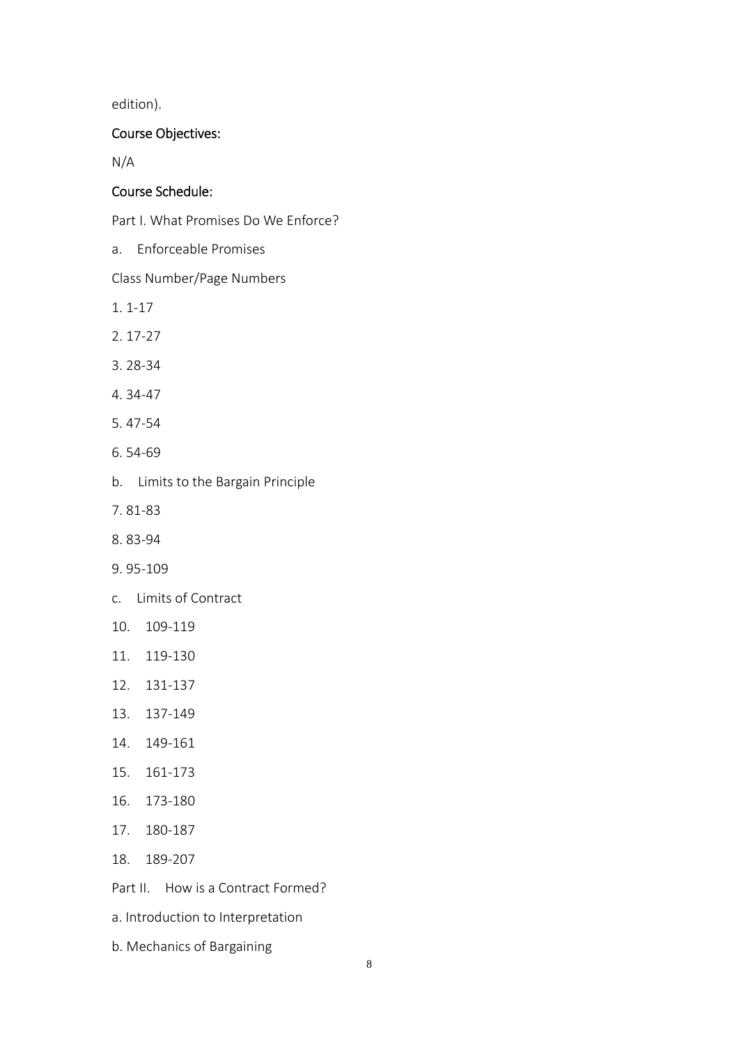edition).

### Course Objectives:

N/A

### Course Schedule:

Part I. What Promises Do We Enforce?

a. Enforceable Promises

Class Number/Page Numbers

1. 1-17
2. 17-27
3. 28-34
4. 34-47
5. 47-54
6. 54-69

b. Limits to the Bargain Principle

7. 81-83
8. 83-94
9. 95-109

c. Limits of Contract

10. 109-119
11. 119-130
12. 131-137
13. 137-149
14. 149-161
15. 161-173
16. 173-180
17. 180-187
18. 189-207

Part II. How is a Contract Formed?

a. Introduction to Interpretation

b. Mechanics of Bargaining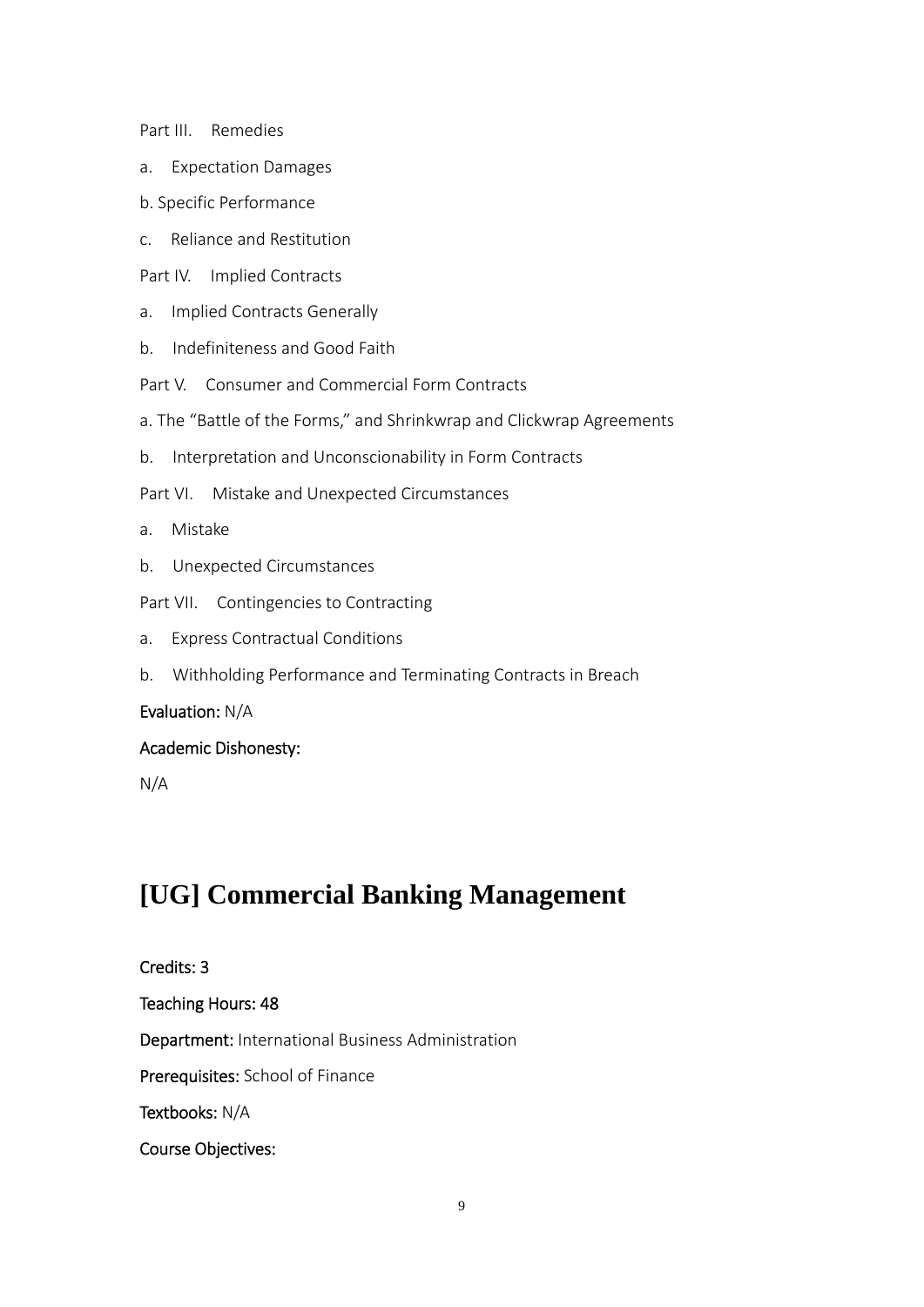Part III. Remedies

a. Expectation Damages

b. Specific Performance

c. Reliance and Restitution

Part IV. Implied Contracts

a. Implied Contracts Generally

b. Indefiniteness and Good Faith

Part V. Consumer and Commercial Form Contracts

a. The "Battle of the Forms," and Shrinkwrap and Clickwrap Agreements

b. Interpretation and Unconscionability in Form Contracts

Part VI. Mistake and Unexpected Circumstances

a. Mistake

b. Unexpected Circumstances

Part VII. Contingencies to Contracting

a. Express Contractual Conditions

b. Withholding Performance and Terminating Contracts in Breach

**Evaluation:** N/A

**Academic Dishonesty:**

N/A

# [UG] Commercial Banking Management

**Credits: 3**

**Teaching Hours: 48**

**Department:** International Business Administration

**Prerequisites:** School of Finance

**Textbooks:** N/A

**Course Objectives:**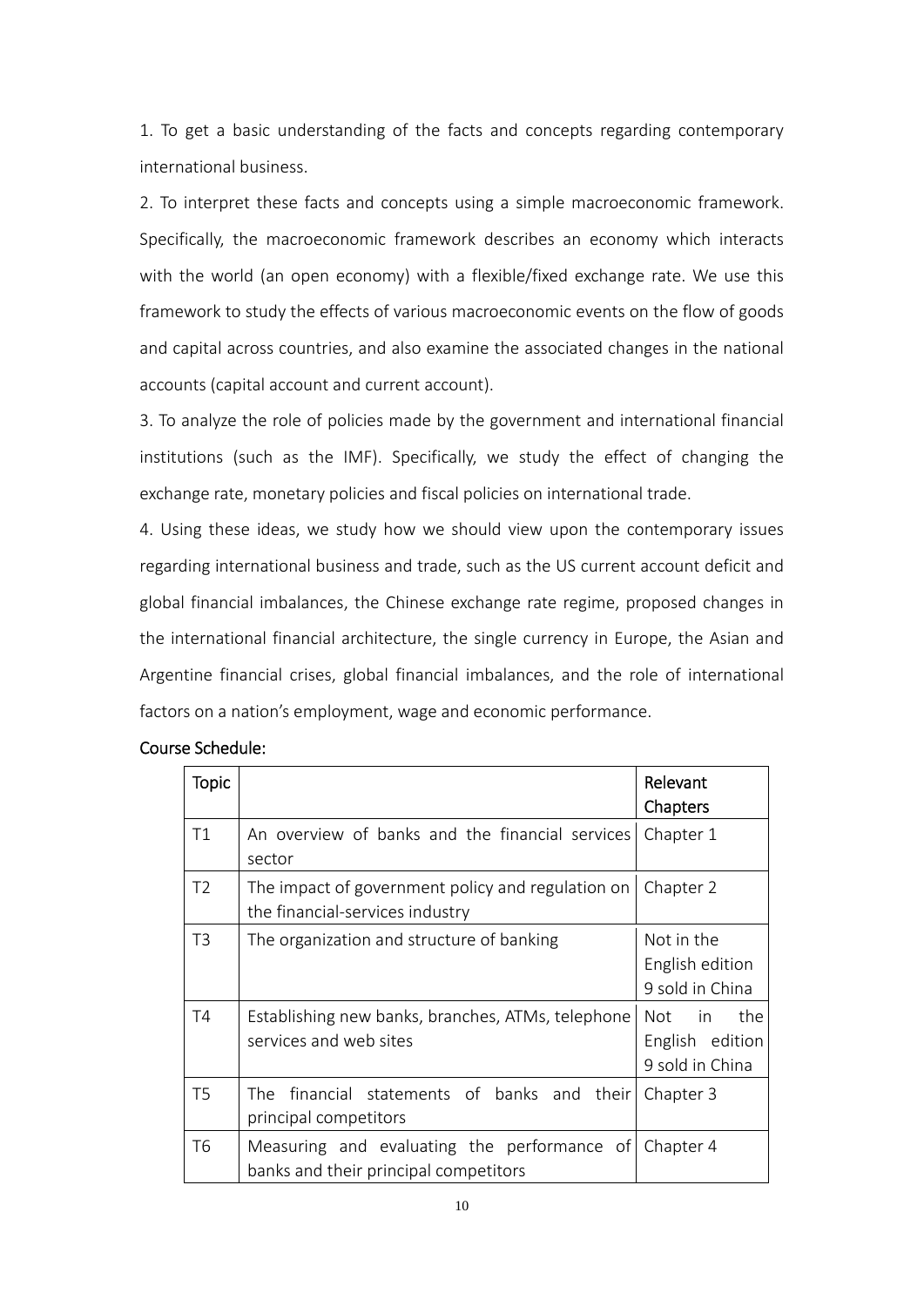1. To get a basic understanding of the facts and concepts regarding contemporary international business.

2. To interpret these facts and concepts using a simple macroeconomic framework. Specifically, the macroeconomic framework describes an economy which interacts with the world (an open economy) with a flexible/fixed exchange rate. We use this framework to study the effects of various macroeconomic events on the flow of goods and capital across countries, and also examine the associated changes in the national accounts (capital account and current account).

3. To analyze the role of policies made by the government and international financial institutions (such as the IMF). Specifically, we study the effect of changing the exchange rate, monetary policies and fiscal policies on international trade.

4. Using these ideas, we study how we should view upon the contemporary issues regarding international business and trade, such as the US current account deficit and global financial imbalances, the Chinese exchange rate regime, proposed changes in the international financial architecture, the single currency in Europe, the Asian and Argentine financial crises, global financial imbalances, and the role of international factors on a nation's employment, wage and economic performance.

Course Schedule:

| Topic | | Relevant Chapters |
|---|---|---|
| T1 | An overview of banks and the financial services sector | Chapter 1 |
| T2 | The impact of government policy and regulation on the financial-services industry | Chapter 2 |
| T3 | The organization and structure of banking | Not in the English edition 9 sold in China |
| T4 | Establishing new banks, branches, ATMs, telephone services and web sites | Not in the English edition 9 sold in China |
| T5 | The financial statements of banks and their principal competitors | Chapter 3 |
| T6 | Measuring and evaluating the performance of banks and their principal competitors | Chapter 4 |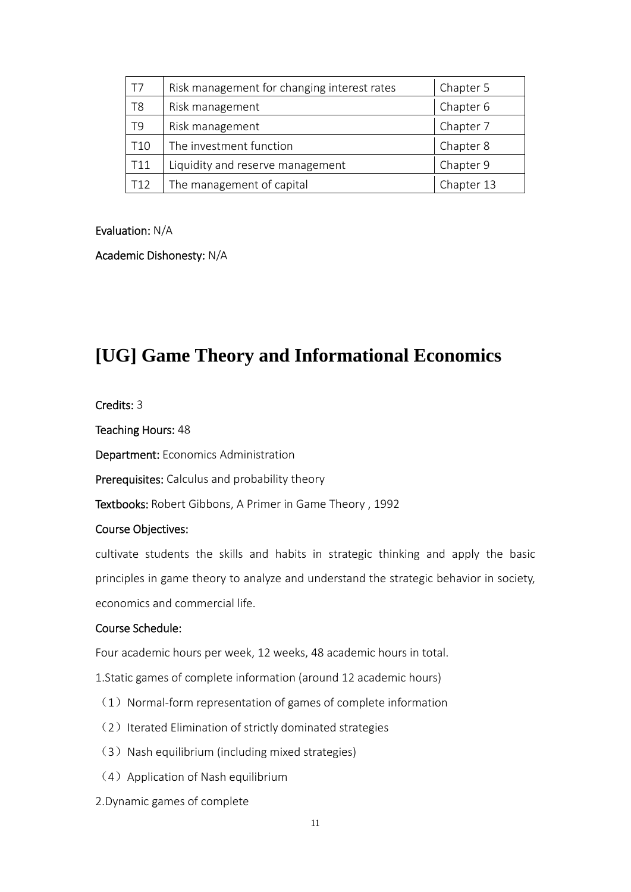| T7 | Risk management for changing interest rates | Chapter 5 |
|---|---|---|
| T8 | Risk management | Chapter 6 |
| T9 | Risk management | Chapter 7 |
| T10 | The investment function | Chapter 8 |
| T11 | Liquidity and reserve management | Chapter 9 |
| T12 | The management of capital | Chapter 13 |

**Evaluation:** N/A

**Academic Dishonesty:** N/A

# [UG] Game Theory and Informational Economics

**Credits:** 3

**Teaching Hours:** 48

**Department:** Economics Administration

**Prerequisites:** Calculus and probability theory

**Textbooks:** Robert Gibbons, A Primer in Game Theory , 1992

**Course Objectives:**

cultivate students the skills and habits in strategic thinking and apply the basic principles in game theory to analyze and understand the strategic behavior in society, economics and commercial life.

**Course Schedule:**

Four academic hours per week, 12 weeks, 48 academic hours in total.

1.Static games of complete information (around 12 academic hours)

（1）Normal-form representation of games of complete information

（2）Iterated Elimination of strictly dominated strategies

（3）Nash equilibrium (including mixed strategies)

（4）Application of Nash equilibrium

2.Dynamic games of complete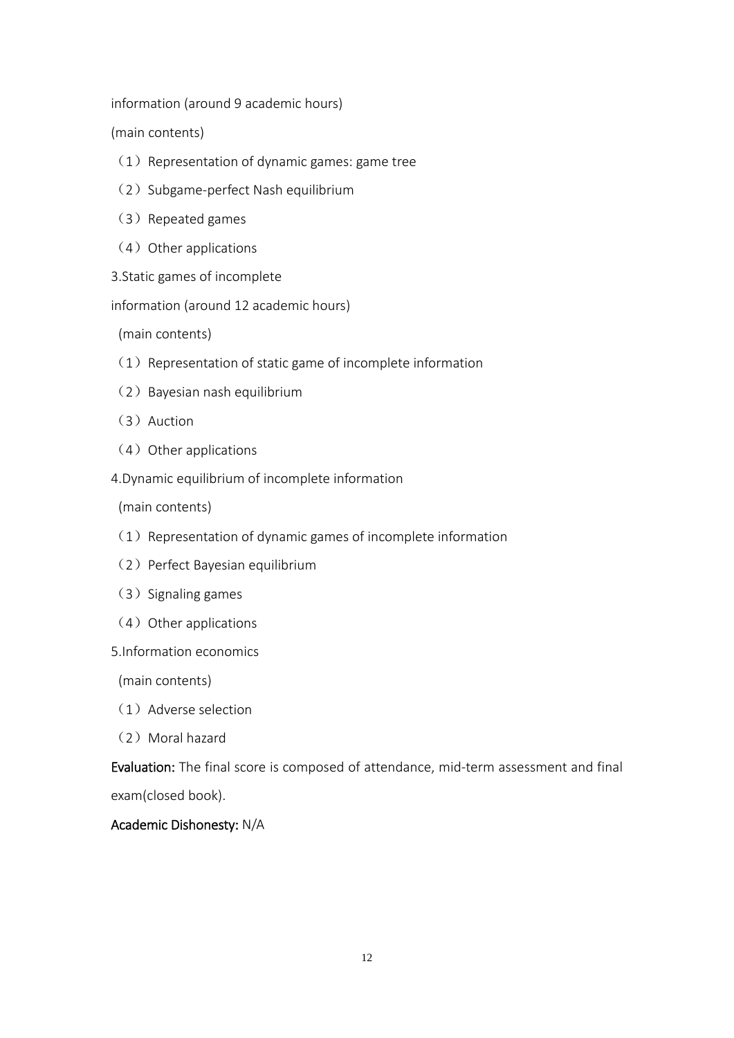information (around 9 academic hours)

(main contents)

（1）Representation of dynamic games: game tree

（2）Subgame-perfect Nash equilibrium

（3）Repeated games

（4）Other applications

3.Static games of incomplete

information (around 12 academic hours)

(main contents)

（1）Representation of static game of incomplete information

（2）Bayesian nash equilibrium

（3）Auction

（4）Other applications

4.Dynamic equilibrium of incomplete information

(main contents)

（1）Representation of dynamic games of incomplete information

（2）Perfect Bayesian equilibrium

（3）Signaling games

（4）Other applications

5.Information economics

(main contents)

（1）Adverse selection

（2）Moral hazard

**Evaluation:** The final score is composed of attendance, mid-term assessment and final exam(closed book).

**Academic Dishonesty:** N/A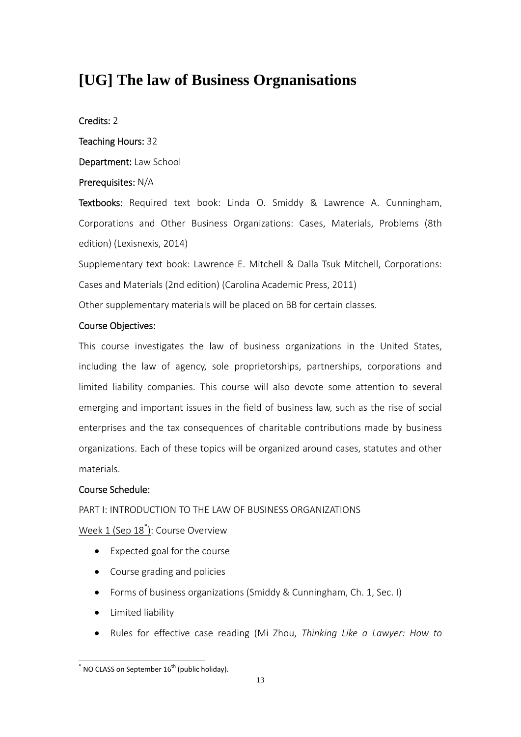# [UG] The law of Business Orgnanisations

**Credits:** 2

**Teaching Hours:** 32

**Department:** Law School

**Prerequisites:** N/A

**Textbooks:** Required text book: Linda O. Smiddy & Lawrence A. Cunningham, Corporations and Other Business Organizations: Cases, Materials, Problems (8th edition) (Lexisnexis, 2014)

Supplementary text book: Lawrence E. Mitchell & Dalla Tsuk Mitchell, Corporations: Cases and Materials (2nd edition) (Carolina Academic Press, 2011)

Other supplementary materials will be placed on BB for certain classes.

**Course Objectives:**

This course investigates the law of business organizations in the United States, including the law of agency, sole proprietorships, partnerships, corporations and limited liability companies. This course will also devote some attention to several emerging and important issues in the field of business law, such as the rise of social enterprises and the tax consequences of charitable contributions made by business organizations. Each of these topics will be organized around cases, statutes and other materials.

**Course Schedule:**

PART I: INTRODUCTION TO THE LAW OF BUSINESS ORGANIZATIONS

Week 1 (Sep 18[*]): Course Overview

- Expected goal for the course
- Course grading and policies
- Forms of business organizations (Smiddy & Cunningham, Ch. 1, Sec. I)
- Limited liability
- Rules for effective case reading (Mi Zhou, *Thinking Like a Lawyer: How to*

[*] NO CLASS on September 16th (public holiday).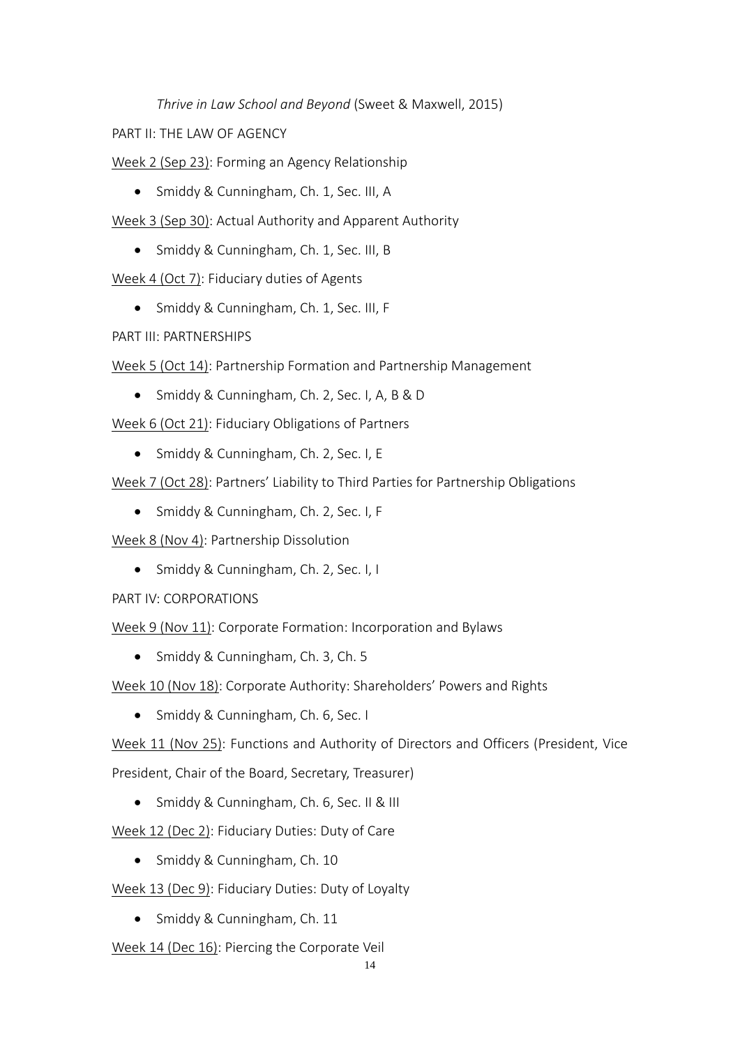*Thrive in Law School and Beyond* (Sweet & Maxwell, 2015)

PART II: THE LAW OF AGENCY

Week 2 (Sep 23): Forming an Agency Relationship

- Smiddy & Cunningham, Ch. 1, Sec. III, A

Week 3 (Sep 30): Actual Authority and Apparent Authority

- Smiddy & Cunningham, Ch. 1, Sec. III, B

Week 4 (Oct 7): Fiduciary duties of Agents

- Smiddy & Cunningham, Ch. 1, Sec. III, F

PART III: PARTNERSHIPS

Week 5 (Oct 14): Partnership Formation and Partnership Management

- Smiddy & Cunningham, Ch. 2, Sec. I, A, B & D

Week 6 (Oct 21): Fiduciary Obligations of Partners

- Smiddy & Cunningham, Ch. 2, Sec. I, E

Week 7 (Oct 28): Partners' Liability to Third Parties for Partnership Obligations

- Smiddy & Cunningham, Ch. 2, Sec. I, F

Week 8 (Nov 4): Partnership Dissolution

- Smiddy & Cunningham, Ch. 2, Sec. I, I

PART IV: CORPORATIONS

Week 9 (Nov 11): Corporate Formation: Incorporation and Bylaws

- Smiddy & Cunningham, Ch. 3, Ch. 5

Week 10 (Nov 18): Corporate Authority: Shareholders' Powers and Rights

- Smiddy & Cunningham, Ch. 6, Sec. I

Week 11 (Nov 25): Functions and Authority of Directors and Officers (President, Vice President, Chair of the Board, Secretary, Treasurer)

- Smiddy & Cunningham, Ch. 6, Sec. II & III

Week 12 (Dec 2): Fiduciary Duties: Duty of Care

- Smiddy & Cunningham, Ch. 10

Week 13 (Dec 9): Fiduciary Duties: Duty of Loyalty

- Smiddy & Cunningham, Ch. 11

Week 14 (Dec 16): Piercing the Corporate Veil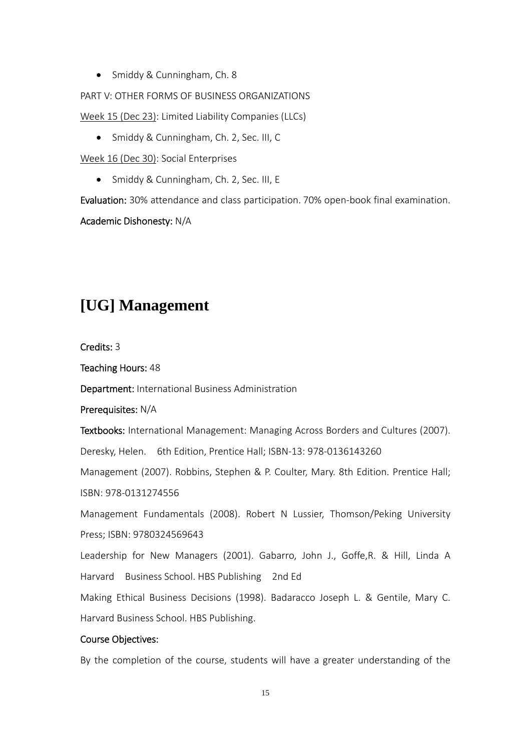- Smiddy & Cunningham, Ch. 8

PART V: OTHER FORMS OF BUSINESS ORGANIZATIONS

Week 15 (Dec 23): Limited Liability Companies (LLCs)

- Smiddy & Cunningham, Ch. 2, Sec. III, C

Week 16 (Dec 30): Social Enterprises

- Smiddy & Cunningham, Ch. 2, Sec. III, E

**Evaluation:** 30% attendance and class participation. 70% open-book final examination.

**Academic Dishonesty:** N/A

# [UG] Management

**Credits:** 3

**Teaching Hours:** 48

**Department:** International Business Administration

**Prerequisites:** N/A

**Textbooks:** International Management: Managing Across Borders and Cultures (2007). Deresky, Helen. 6th Edition, Prentice Hall; ISBN-13: 978-0136143260

Management (2007). Robbins, Stephen & P. Coulter, Mary. 8th Edition. Prentice Hall; ISBN: 978-0131274556

Management Fundamentals (2008). Robert N Lussier, Thomson/Peking University Press; ISBN: 9780324569643

Leadership for New Managers (2001). Gabarro, John J., Goffe,R. & Hill, Linda A Harvard Business School. HBS Publishing 2nd Ed

Making Ethical Business Decisions (1998). Badaracco Joseph L. & Gentile, Mary C. Harvard Business School. HBS Publishing.

**Course Objectives:**

By the completion of the course, students will have a greater understanding of the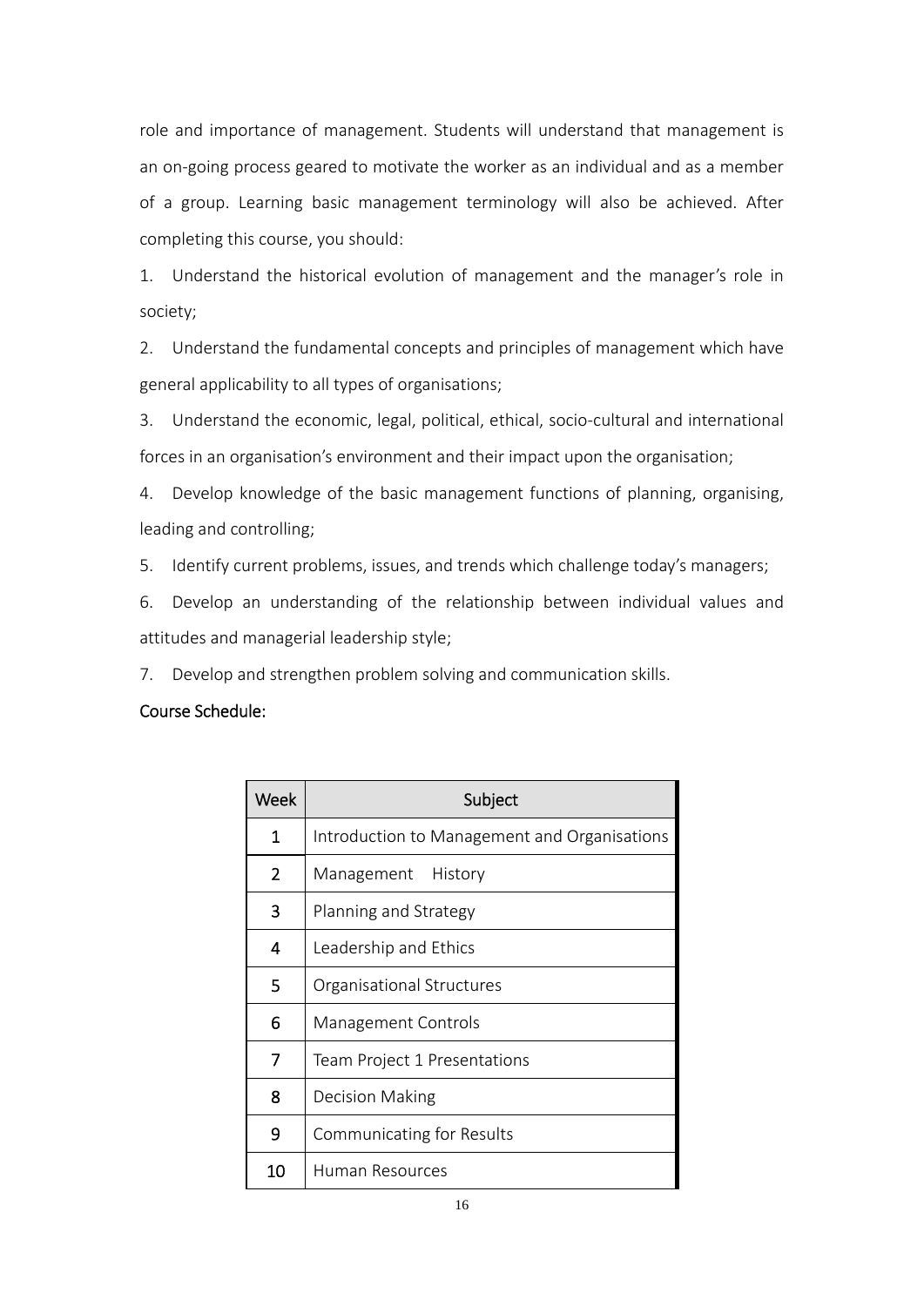role and importance of management. Students will understand that management is an on-going process geared to motivate the worker as an individual and as a member of a group. Learning basic management terminology will also be achieved. After completing this course, you should:

1. Understand the historical evolution of management and the manager's role in society;
2. Understand the fundamental concepts and principles of management which have general applicability to all types of organisations;
3. Understand the economic, legal, political, ethical, socio-cultural and international forces in an organisation's environment and their impact upon the organisation;
4. Develop knowledge of the basic management functions of planning, organising, leading and controlling;
5. Identify current problems, issues, and trends which challenge today's managers;
6. Develop an understanding of the relationship between individual values and attitudes and managerial leadership style;
7. Develop and strengthen problem solving and communication skills.

Course Schedule:

| Week | Subject |
|---|---|
| 1 | Introduction to Management and Organisations |
| 2 | Management History |
| 3 | Planning and Strategy |
| 4 | Leadership and Ethics |
| 5 | Organisational Structures |
| 6 | Management Controls |
| 7 | Team Project 1 Presentations |
| 8 | Decision Making |
| 9 | Communicating for Results |
| 10 | Human Resources |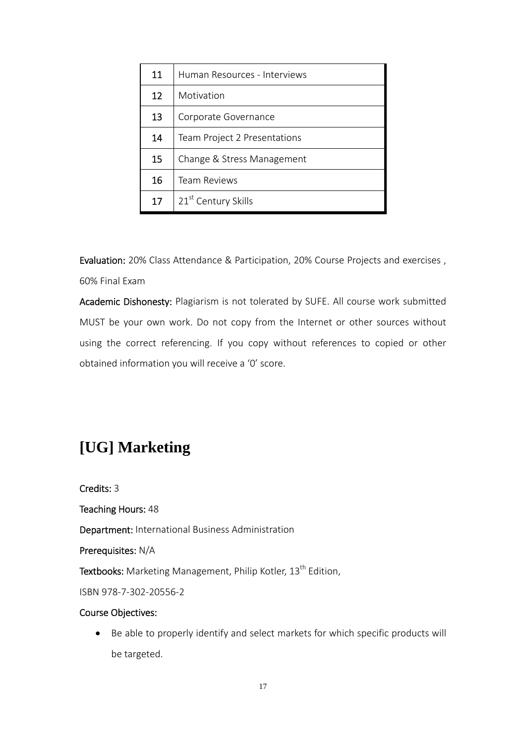| 11 | Human Resources - Interviews |
|---|---|
| 12 | Motivation |
| 13 | Corporate Governance |
| 14 | Team Project 2 Presentations |
| 15 | Change & Stress Management |
| 16 | Team Reviews |
| 17 | 21st Century Skills |

**Evaluation:** 20% Class Attendance & Participation, 20% Course Projects and exercises , 60% Final Exam

**Academic Dishonesty:** Plagiarism is not tolerated by SUFE. All course work submitted MUST be your own work. Do not copy from the Internet or other sources without using the correct referencing. If you copy without references to copied or other obtained information you will receive a '0' score.

# [UG] Marketing

**Credits:** 3

**Teaching Hours:** 48

**Department:** International Business Administration

**Prerequisites:** N/A

**Textbooks:** Marketing Management, Philip Kotler, 13th Edition,

ISBN 978-7-302-20556-2

**Course Objectives:**

- Be able to properly identify and select markets for which specific products will be targeted.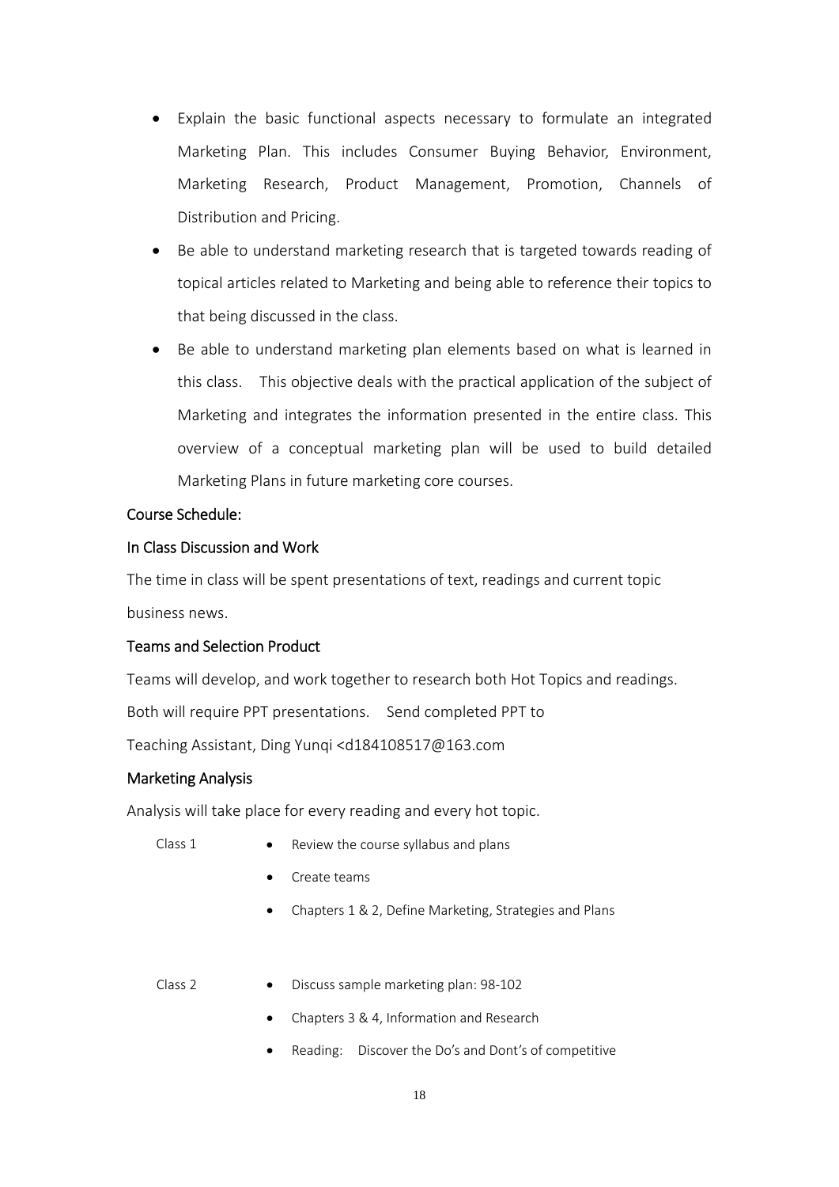- Explain the basic functional aspects necessary to formulate an integrated Marketing Plan. This includes Consumer Buying Behavior, Environment, Marketing Research, Product Management, Promotion, Channels of Distribution and Pricing.
- Be able to understand marketing research that is targeted towards reading of topical articles related to Marketing and being able to reference their topics to that being discussed in the class.
- Be able to understand marketing plan elements based on what is learned in this class. This objective deals with the practical application of the subject of Marketing and integrates the information presented in the entire class. This overview of a conceptual marketing plan will be used to build detailed Marketing Plans in future marketing core courses.

Course Schedule:

In Class Discussion and Work

The time in class will be spent presentations of text, readings and current topic business news.

Teams and Selection Product

Teams will develop, and work together to research both Hot Topics and readings. Both will require PPT presentations. Send completed PPT to Teaching Assistant, Ding Yunqi <d184108517@163.com

Marketing Analysis

Analysis will take place for every reading and every hot topic.

Class 1

- Review the course syllabus and plans
- Create teams
- Chapters 1 & 2, Define Marketing, Strategies and Plans

Class 2

- Discuss sample marketing plan: 98-102
- Chapters 3 & 4, Information and Research
- Reading: Discover the Do's and Dont's of competitive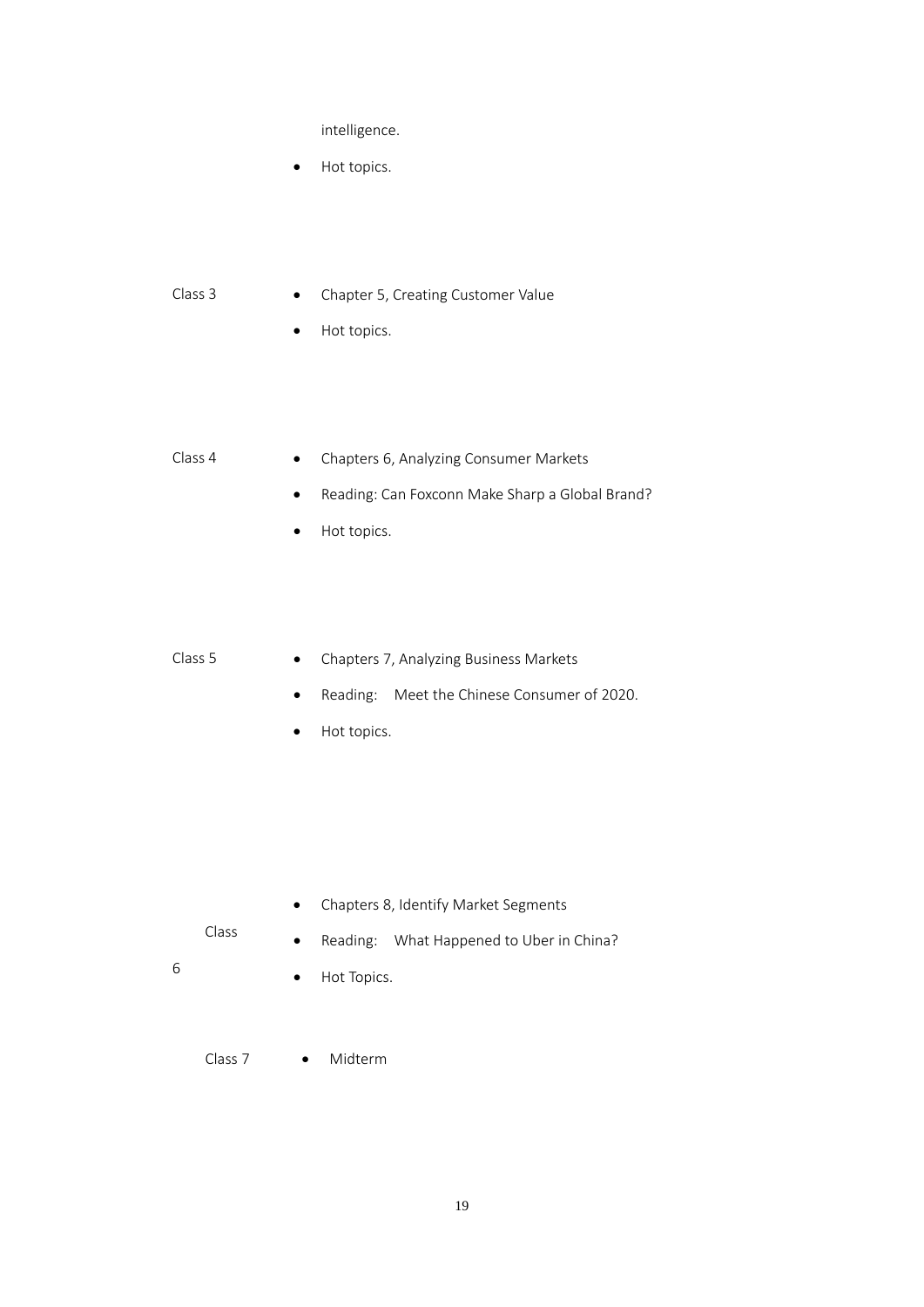intelligence.

- Hot topics.

Class 3

- Chapter 5, Creating Customer Value
- Hot topics.

Class 4

- Chapters 6, Analyzing Consumer Markets
- Reading: Can Foxconn Make Sharp a Global Brand?
- Hot topics.

Class 5

- Chapters 7, Analyzing Business Markets
- Reading: Meet the Chinese Consumer of 2020.
- Hot topics.

Class 6

- Chapters 8, Identify Market Segments
- Reading: What Happened to Uber in China?
- Hot Topics.

Class 7

- Midterm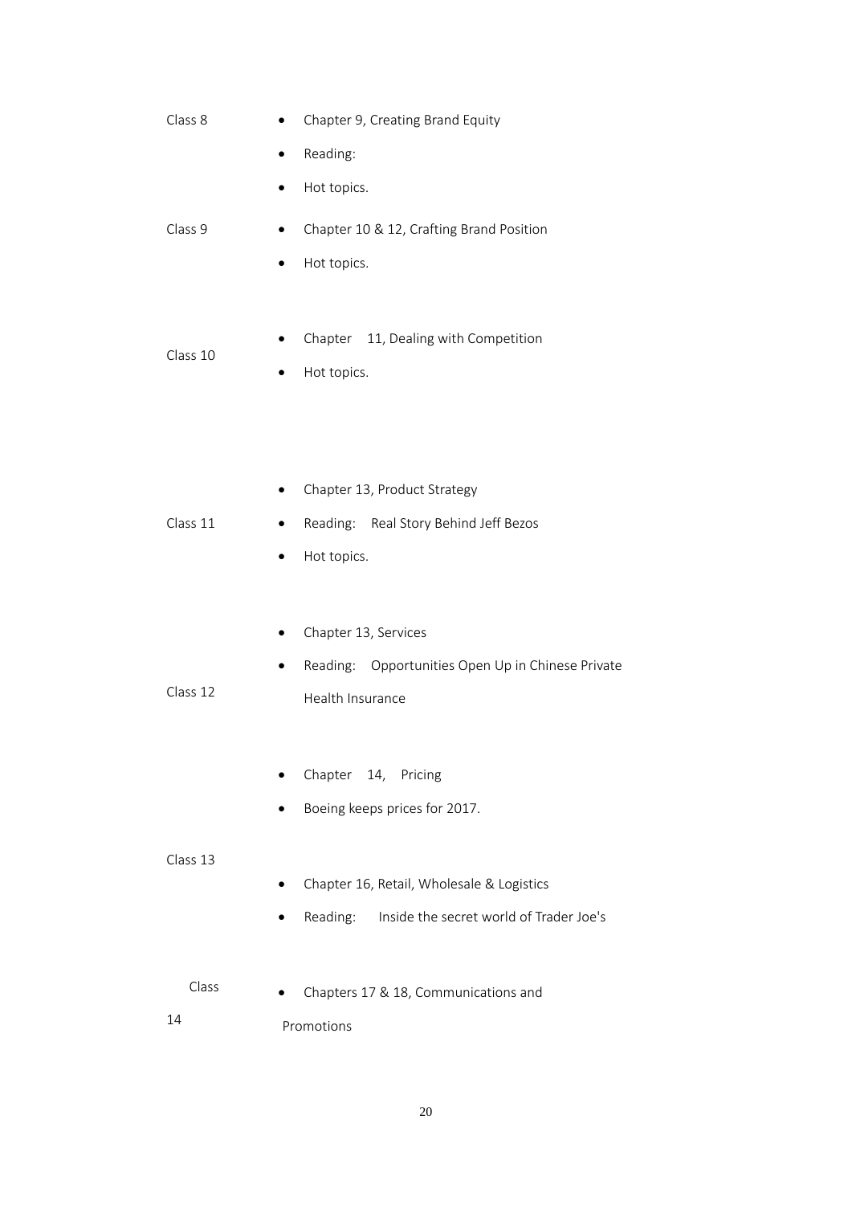| Class | Content |
| --- | --- |
| Class 8 | • Chapter 9, Creating Brand Equity<br>• Reading:<br>• Hot topics. |
| Class 9 | • Chapter 10 & 12, Crafting Brand Position<br>• Hot topics. |
| Class 10 | • Chapter 11, Dealing with Competition<br>• Hot topics. |
| Class 11 | • Chapter 13, Product Strategy<br>• Reading: Real Story Behind Jeff Bezos<br>• Hot topics. |
| Class 12 | • Chapter 13, Services<br>• Reading: Opportunities Open Up in Chinese Private Health Insurance |
| Class 13 | • Chapter 14, Pricing<br>• Boeing keeps prices for 2017.<br>• Chapter 16, Retail, Wholesale & Logistics<br>• Reading: Inside the secret world of Trader Joe's |
| Class 14 | • Chapters 17 & 18, Communications and Promotions |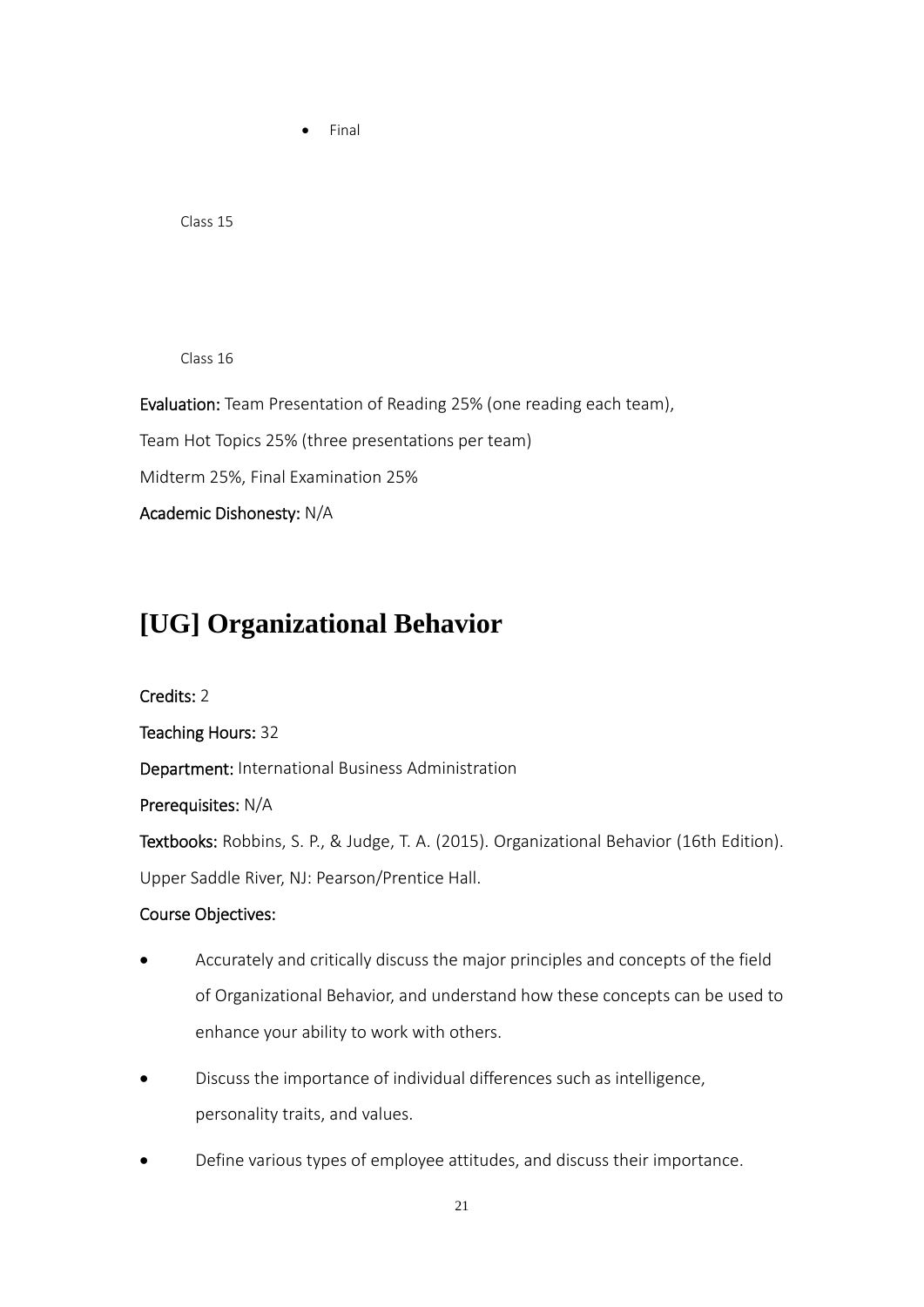- Final

Class 15

Class 16

**Evaluation:** Team Presentation of Reading 25% (one reading each team),

Team Hot Topics 25% (three presentations per team)

Midterm 25%, Final Examination 25%

**Academic Dishonesty:** N/A

# [UG] Organizational Behavior

**Credits:** 2

**Teaching Hours:** 32

**Department:** International Business Administration

**Prerequisites:** N/A

**Textbooks:** Robbins, S. P., & Judge, T. A. (2015). Organizational Behavior (16th Edition). Upper Saddle River, NJ: Pearson/Prentice Hall.

**Course Objectives:**

- Accurately and critically discuss the major principles and concepts of the field of Organizational Behavior, and understand how these concepts can be used to enhance your ability to work with others.
- Discuss the importance of individual differences such as intelligence, personality traits, and values.
- Define various types of employee attitudes, and discuss their importance.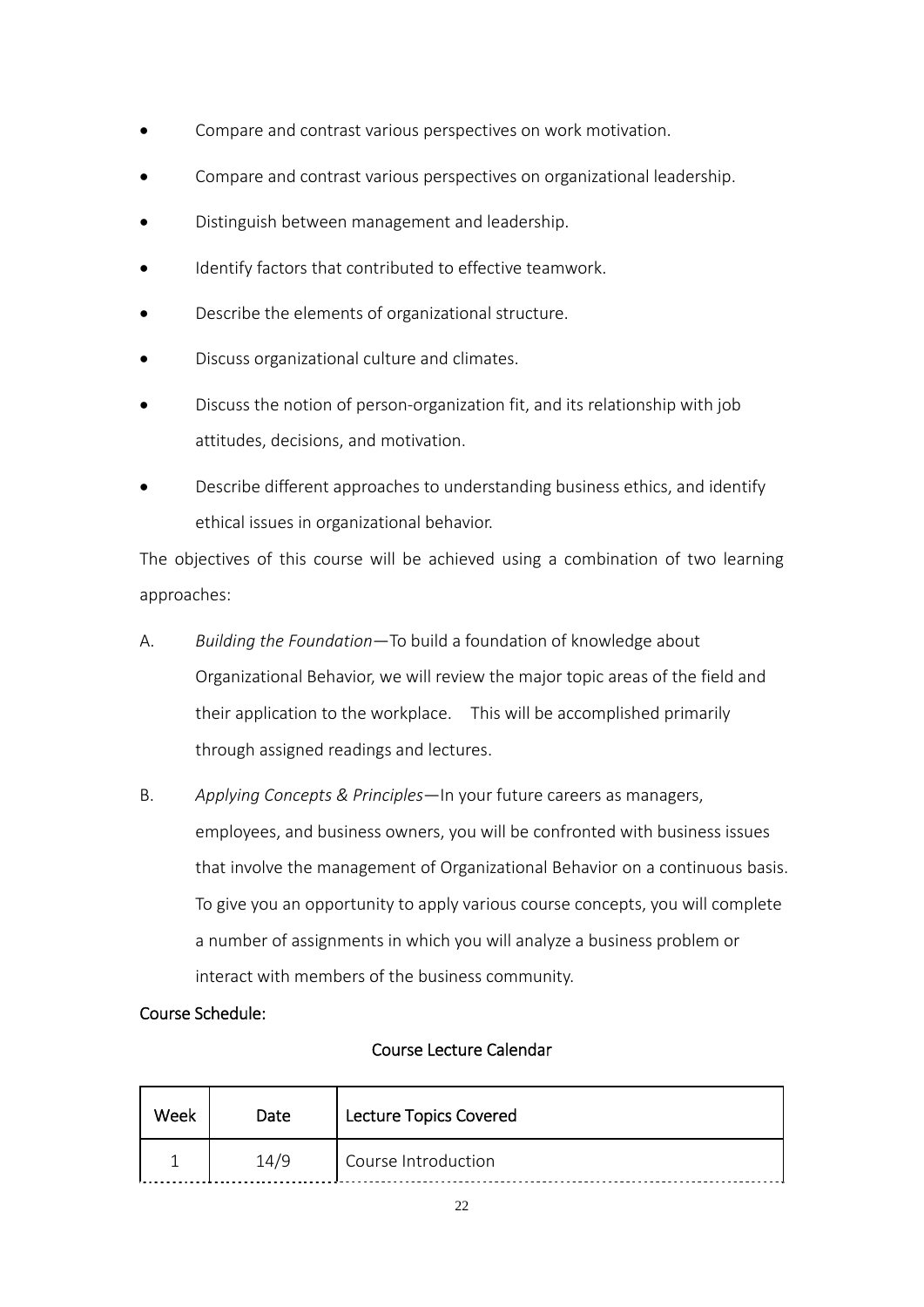- Compare and contrast various perspectives on work motivation.
- Compare and contrast various perspectives on organizational leadership.
- Distinguish between management and leadership.
- Identify factors that contributed to effective teamwork.
- Describe the elements of organizational structure.
- Discuss organizational culture and climates.
- Discuss the notion of person-organization fit, and its relationship with job attitudes, decisions, and motivation.
- Describe different approaches to understanding business ethics, and identify ethical issues in organizational behavior.

The objectives of this course will be achieved using a combination of two learning approaches:

A. *Building the Foundation*—To build a foundation of knowledge about Organizational Behavior, we will review the major topic areas of the field and their application to the workplace. This will be accomplished primarily through assigned readings and lectures.

B. *Applying Concepts & Principles*—In your future careers as managers, employees, and business owners, you will be confronted with business issues that involve the management of Organizational Behavior on a continuous basis. To give you an opportunity to apply various course concepts, you will complete a number of assignments in which you will analyze a business problem or interact with members of the business community.

Course Schedule:

Course Lecture Calendar

| Week | Date | Lecture Topics Covered |
|---|---|---|
| 1 | 14/9 | Course Introduction |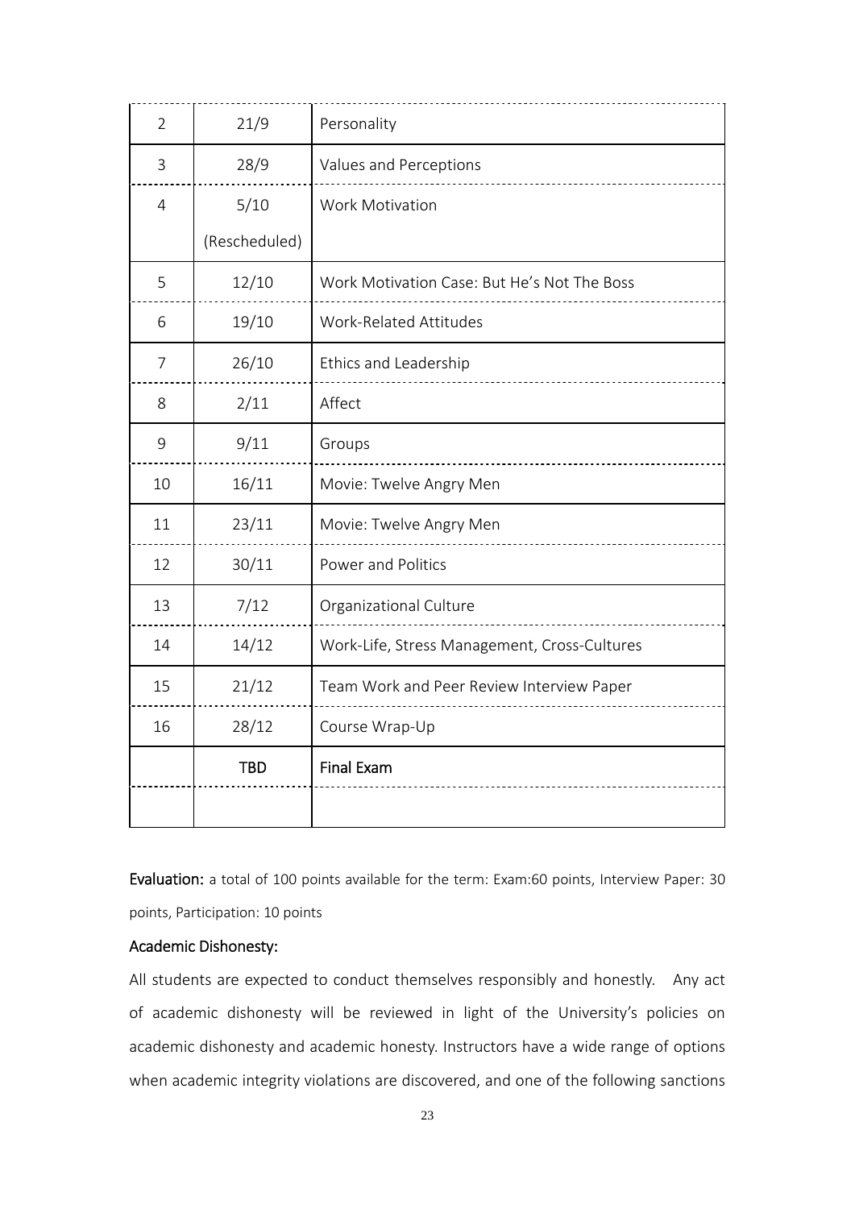| | | |
|---|---|---|
| 2 | 21/9 | Personality |
| 3 | 28/9 | Values and Perceptions |
| 4 | 5/10 (Rescheduled) | Work Motivation |
| 5 | 12/10 | Work Motivation Case: But He's Not The Boss |
| 6 | 19/10 | Work-Related Attitudes |
| 7 | 26/10 | Ethics and Leadership |
| 8 | 2/11 | Affect |
| 9 | 9/11 | Groups |
| 10 | 16/11 | Movie: Twelve Angry Men |
| 11 | 23/11 | Movie: Twelve Angry Men |
| 12 | 30/11 | Power and Politics |
| 13 | 7/12 | Organizational Culture |
| 14 | 14/12 | Work-Life, Stress Management, Cross-Cultures |
| 15 | 21/12 | Team Work and Peer Review Interview Paper |
| 16 | 28/12 | Course Wrap-Up |
| | TBD | Final Exam |
| | | |

**Evaluation:** a total of 100 points available for the term: Exam:60 points, Interview Paper: 30 points, Participation: 10 points

**Academic Dishonesty:**

All students are expected to conduct themselves responsibly and honestly. Any act of academic dishonesty will be reviewed in light of the University's policies on academic dishonesty and academic honesty. Instructors have a wide range of options when academic integrity violations are discovered, and one of the following sanctions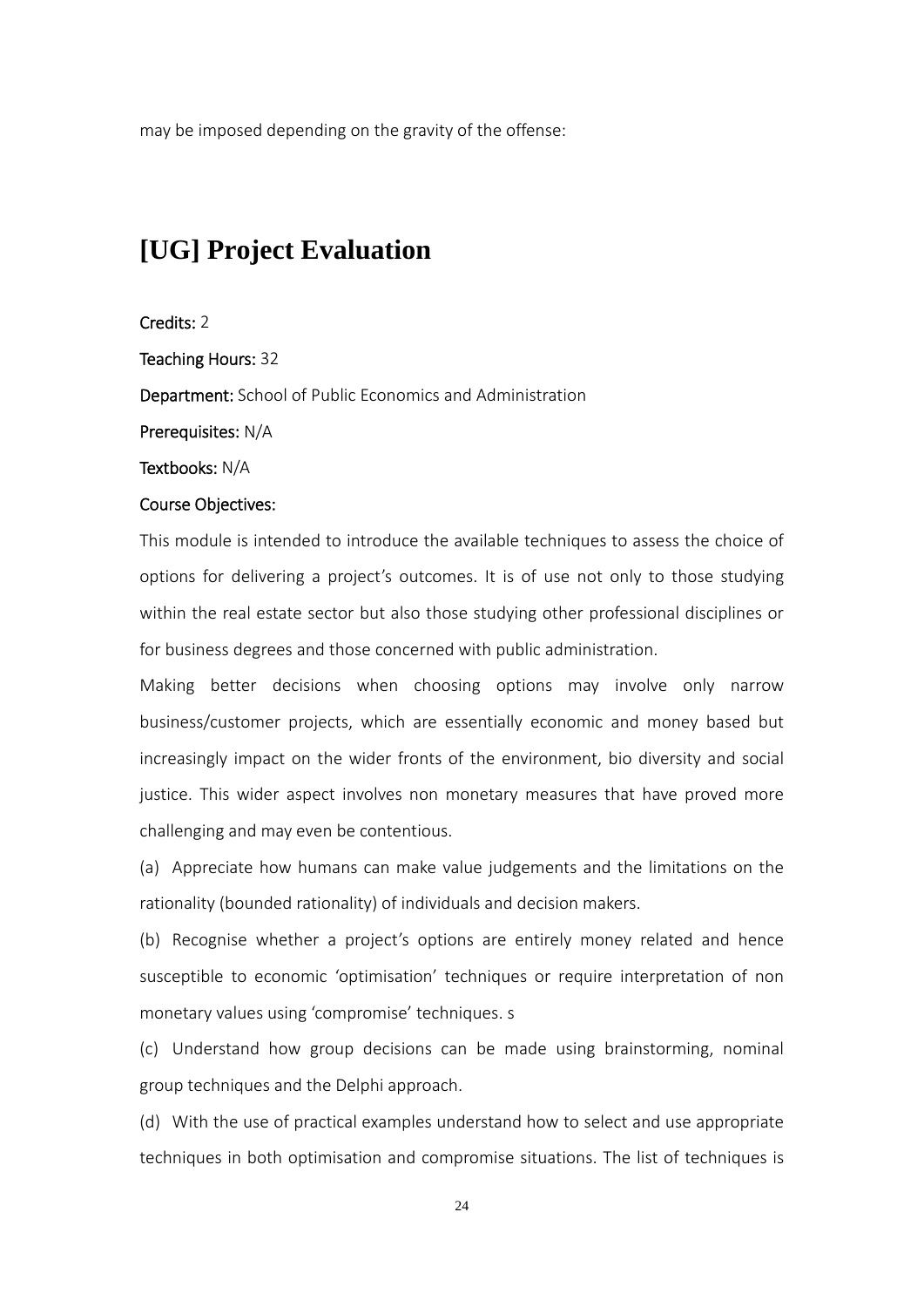may be imposed depending on the gravity of the offense:

# [UG] Project Evaluation

**Credits:** 2

**Teaching Hours:** 32

**Department:** School of Public Economics and Administration

**Prerequisites:** N/A

**Textbooks:** N/A

**Course Objectives:**

This module is intended to introduce the available techniques to assess the choice of options for delivering a project's outcomes. It is of use not only to those studying within the real estate sector but also those studying other professional disciplines or for business degrees and those concerned with public administration.

Making better decisions when choosing options may involve only narrow business/customer projects, which are essentially economic and money based but increasingly impact on the wider fronts of the environment, bio diversity and social justice. This wider aspect involves non monetary measures that have proved more challenging and may even be contentious.

(a) Appreciate how humans can make value judgements and the limitations on the rationality (bounded rationality) of individuals and decision makers.

(b) Recognise whether a project's options are entirely money related and hence susceptible to economic 'optimisation' techniques or require interpretation of non monetary values using 'compromise' techniques. s

(c) Understand how group decisions can be made using brainstorming, nominal group techniques and the Delphi approach.

(d) With the use of practical examples understand how to select and use appropriate techniques in both optimisation and compromise situations. The list of techniques is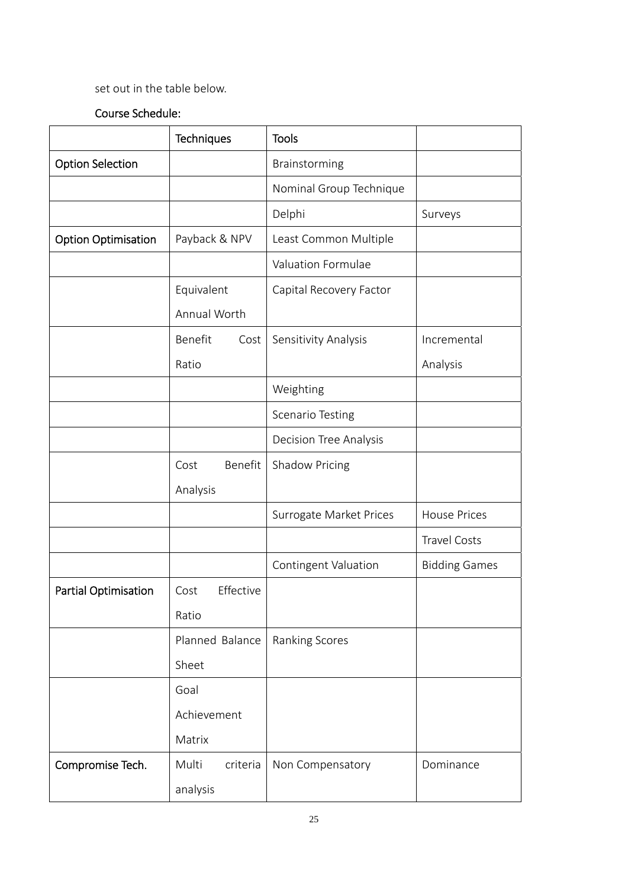set out in the table below.

Course Schedule:

| | Techniques | Tools | |
|---|---|---|---|
| Option Selection | | Brainstorming | |
| | | Nominal Group Technique | |
| | | Delphi | Surveys |
| Option Optimisation | Payback & NPV | Least Common Multiple | |
| | | Valuation Formulae | |
| | Equivalent Annual Worth | Capital Recovery Factor | |
| | Benefit Cost Ratio | Sensitivity Analysis | Incremental Analysis |
| | | Weighting | |
| | | Scenario Testing | |
| | | Decision Tree Analysis | |
| | Cost Benefit Analysis | Shadow Pricing | |
| | | Surrogate Market Prices | House Prices |
| | | | Travel Costs |
| | | Contingent Valuation | Bidding Games |
| Partial Optimisation | Cost Effective Ratio | | |
| | Planned Balance Sheet | Ranking Scores | |
| | Goal Achievement Matrix | | |
| Compromise Tech. | Multi criteria analysis | Non Compensatory | Dominance |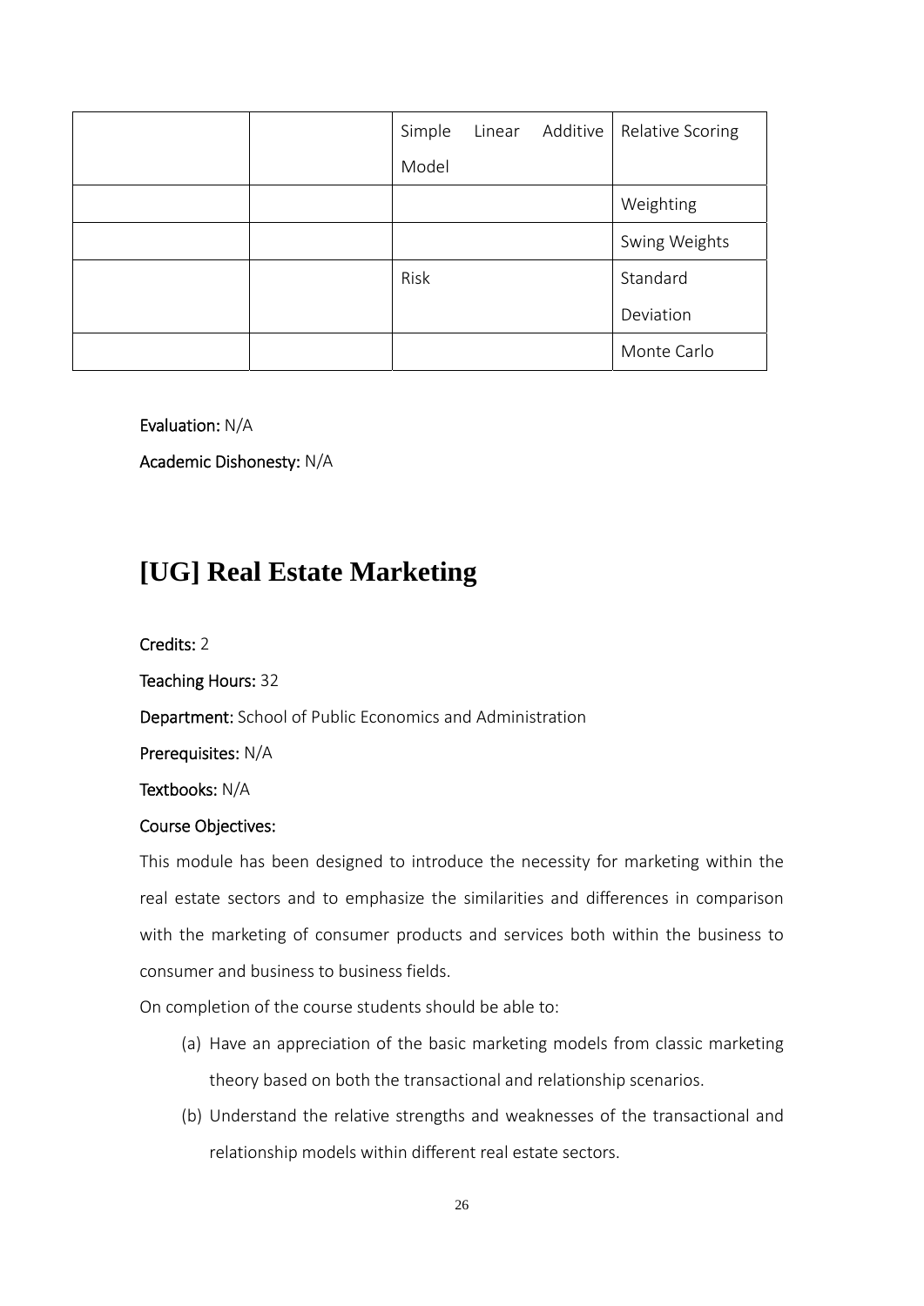| | | | |
|---|---|---|---|
| | | Simple Linear Additive Model | Relative Scoring |
| | | | Weighting |
| | | | Swing Weights |
| | | Risk | Standard Deviation |
| | | | Monte Carlo |

**Evaluation:** N/A

**Academic Dishonesty:** N/A

# [UG] Real Estate Marketing

**Credits:** 2

**Teaching Hours:** 32

**Department:** School of Public Economics and Administration

**Prerequisites:** N/A

**Textbooks:** N/A

**Course Objectives:**

This module has been designed to introduce the necessity for marketing within the real estate sectors and to emphasize the similarities and differences in comparison with the marketing of consumer products and services both within the business to consumer and business to business fields.

On completion of the course students should be able to:

(a) Have an appreciation of the basic marketing models from classic marketing theory based on both the transactional and relationship scenarios.

(b) Understand the relative strengths and weaknesses of the transactional and relationship models within different real estate sectors.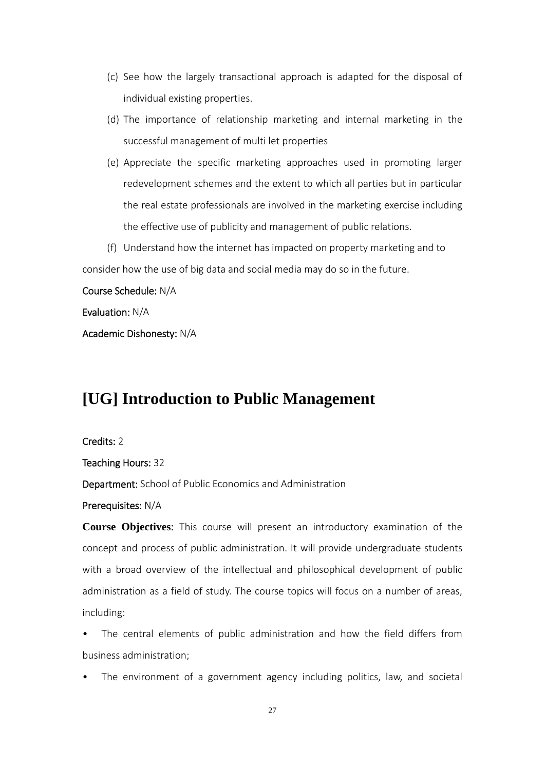(c) See how the largely transactional approach is adapted for the disposal of individual existing properties.

(d) The importance of relationship marketing and internal marketing in the successful management of multi let properties

(e) Appreciate the specific marketing approaches used in promoting larger redevelopment schemes and the extent to which all parties but in particular the real estate professionals are involved in the marketing exercise including the effective use of publicity and management of public relations.

(f) Understand how the internet has impacted on property marketing and to consider how the use of big data and social media may do so in the future.

**Course Schedule:** N/A

**Evaluation:** N/A

**Academic Dishonesty:** N/A

# [UG] Introduction to Public Management

**Credits:** 2

**Teaching Hours:** 32

**Department:** School of Public Economics and Administration

**Prerequisites:** N/A

**Course Objectives**: This course will present an introductory examination of the concept and process of public administration. It will provide undergraduate students with a broad overview of the intellectual and philosophical development of public administration as a field of study. The course topics will focus on a number of areas, including:

- The central elements of public administration and how the field differs from business administration;
- The environment of a government agency including politics, law, and societal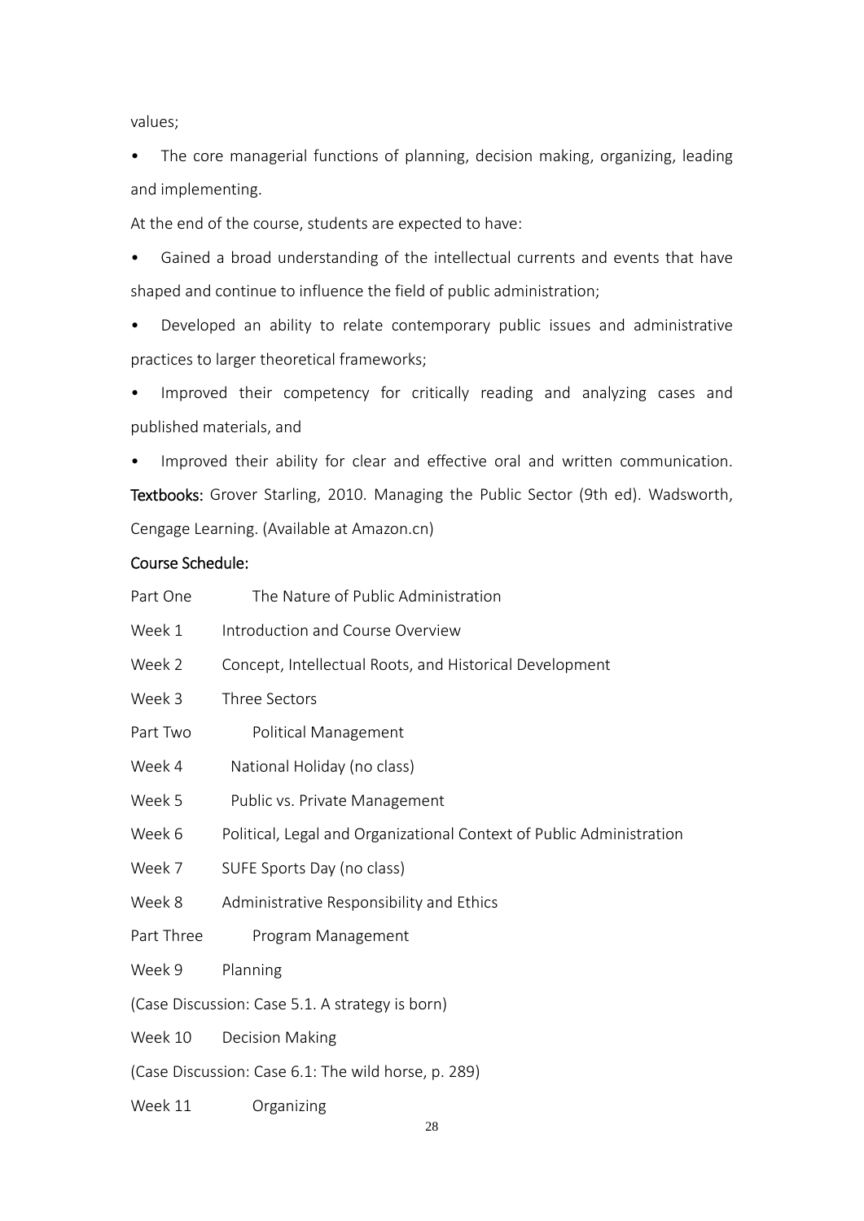values;

- The core managerial functions of planning, decision making, organizing, leading and implementing.

At the end of the course, students are expected to have:

- Gained a broad understanding of the intellectual currents and events that have shaped and continue to influence the field of public administration;
- Developed an ability to relate contemporary public issues and administrative practices to larger theoretical frameworks;
- Improved their competency for critically reading and analyzing cases and published materials, and
- Improved their ability for clear and effective oral and written communication.

**Textbooks:** Grover Starling, 2010. Managing the Public Sector (9th ed). Wadsworth, Cengage Learning. (Available at Amazon.cn)

**Course Schedule:**

Part One The Nature of Public Administration

Week 1 Introduction and Course Overview

Week 2 Concept, Intellectual Roots, and Historical Development

Week 3 Three Sectors

Part Two Political Management

Week 4 National Holiday (no class)

Week 5 Public vs. Private Management

Week 6 Political, Legal and Organizational Context of Public Administration

Week 7 SUFE Sports Day (no class)

Week 8 Administrative Responsibility and Ethics

Part Three Program Management

Week 9 Planning

(Case Discussion: Case 5.1. A strategy is born)

Week 10 Decision Making

(Case Discussion: Case 6.1: The wild horse, p. 289)

Week 11 Organizing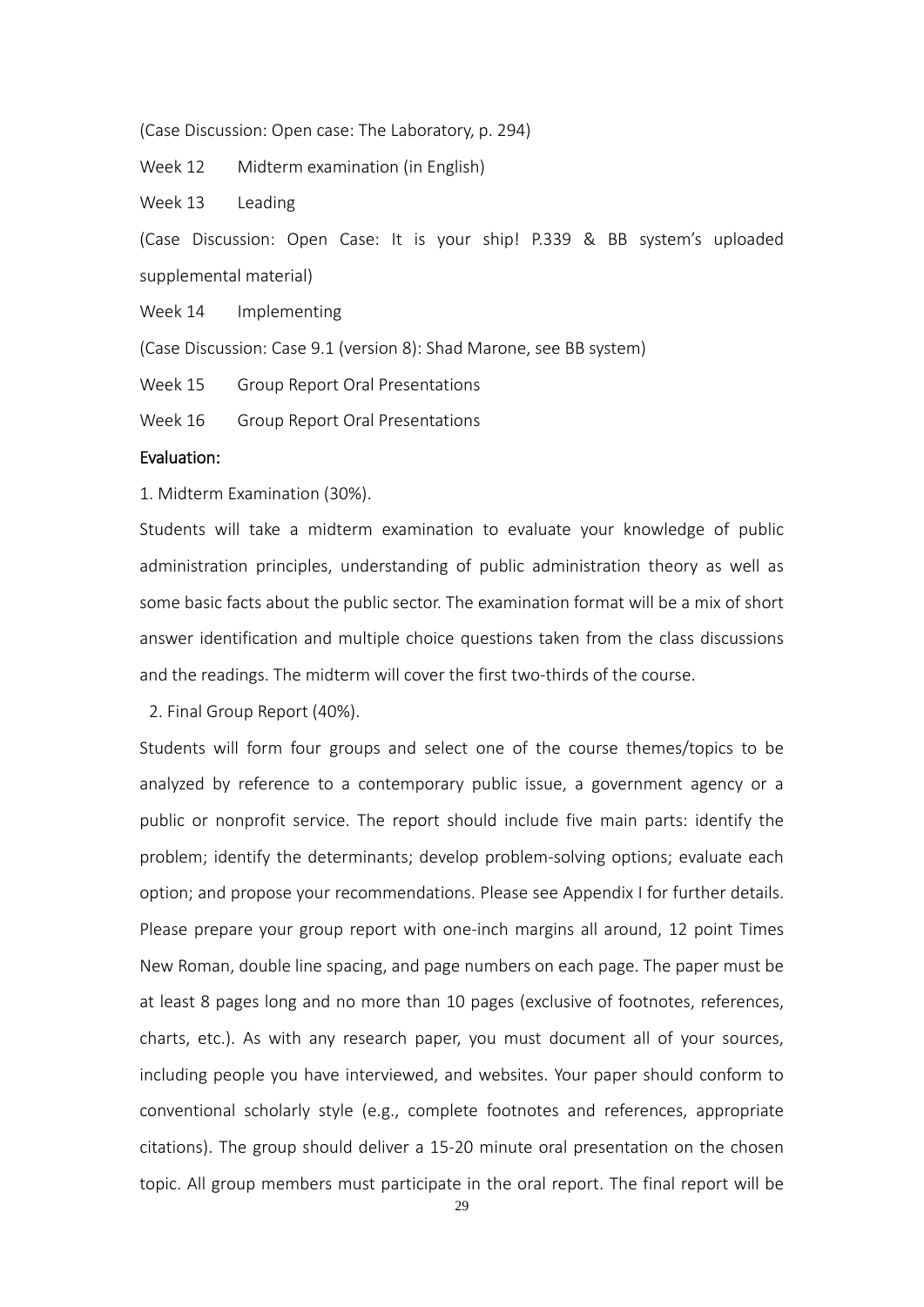(Case Discussion: Open case: The Laboratory, p. 294)

Week 12 Midterm examination (in English)

Week 13 Leading

(Case Discussion: Open Case: It is your ship! P.339 & BB system's uploaded supplemental material)

Week 14 Implementing

(Case Discussion: Case 9.1 (version 8): Shad Marone, see BB system)

Week 15 Group Report Oral Presentations

Week 16 Group Report Oral Presentations

**Evaluation:**

1. Midterm Examination (30%).

Students will take a midterm examination to evaluate your knowledge of public administration principles, understanding of public administration theory as well as some basic facts about the public sector. The examination format will be a mix of short answer identification and multiple choice questions taken from the class discussions and the readings. The midterm will cover the first two-thirds of the course.

2. Final Group Report (40%).

Students will form four groups and select one of the course themes/topics to be analyzed by reference to a contemporary public issue, a government agency or a public or nonprofit service. The report should include five main parts: identify the problem; identify the determinants; develop problem-solving options; evaluate each option; and propose your recommendations. Please see Appendix I for further details. Please prepare your group report with one-inch margins all around, 12 point Times New Roman, double line spacing, and page numbers on each page. The paper must be at least 8 pages long and no more than 10 pages (exclusive of footnotes, references, charts, etc.). As with any research paper, you must document all of your sources, including people you have interviewed, and websites. Your paper should conform to conventional scholarly style (e.g., complete footnotes and references, appropriate citations). The group should deliver a 15-20 minute oral presentation on the chosen topic. All group members must participate in the oral report. The final report will be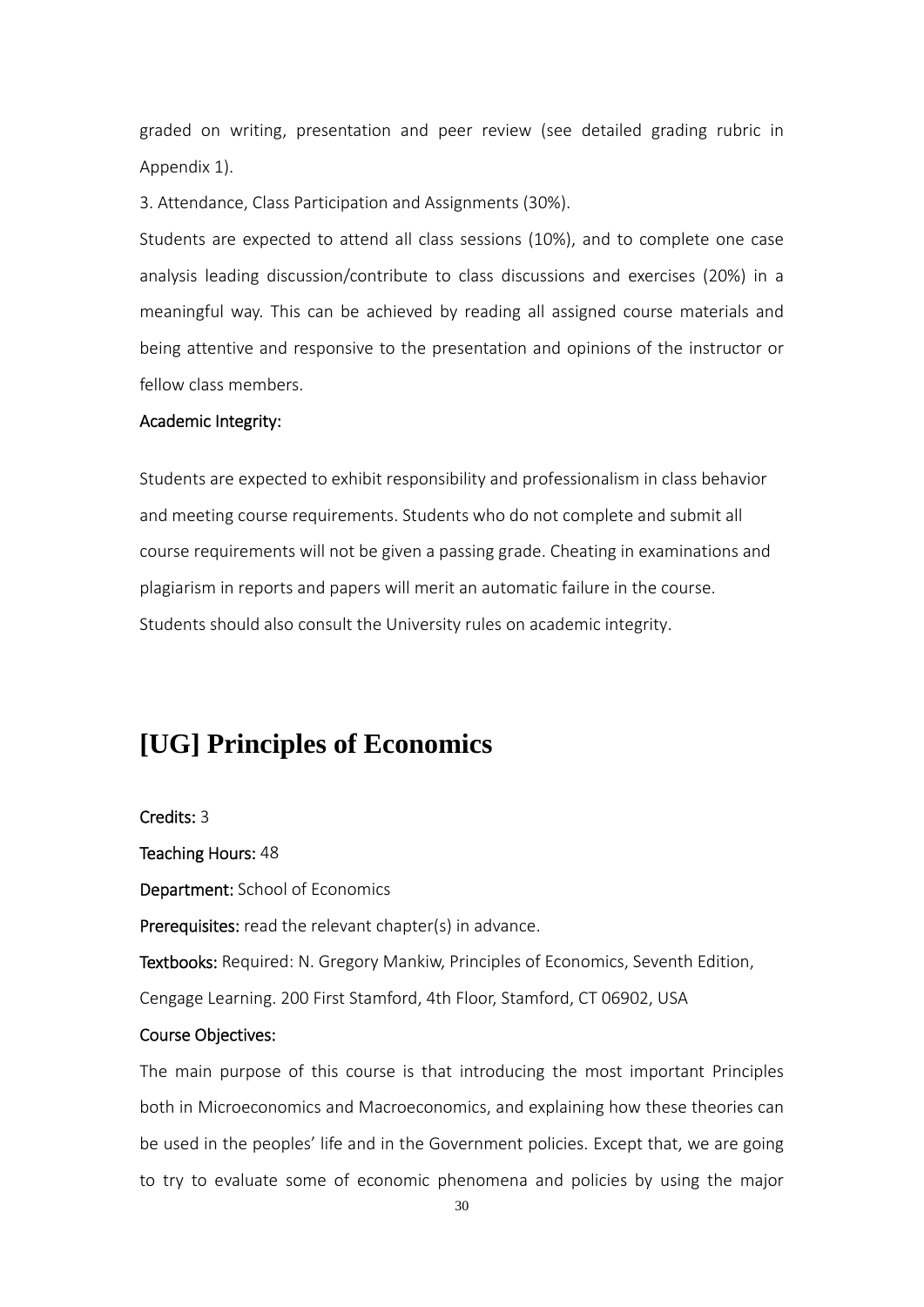graded on writing, presentation and peer review (see detailed grading rubric in Appendix 1).

3. Attendance, Class Participation and Assignments (30%).

Students are expected to attend all class sessions (10%), and to complete one case analysis leading discussion/contribute to class discussions and exercises (20%) in a meaningful way. This can be achieved by reading all assigned course materials and being attentive and responsive to the presentation and opinions of the instructor or fellow class members.

**Academic Integrity:**

Students are expected to exhibit responsibility and professionalism in class behavior and meeting course requirements. Students who do not complete and submit all course requirements will not be given a passing grade. Cheating in examinations and plagiarism in reports and papers will merit an automatic failure in the course. Students should also consult the University rules on academic integrity.

# [UG] Principles of Economics

**Credits:** 3

**Teaching Hours:** 48

**Department:** School of Economics

**Prerequisites:** read the relevant chapter(s) in advance.

**Textbooks:** Required: N. Gregory Mankiw, Principles of Economics, Seventh Edition, Cengage Learning. 200 First Stamford, 4th Floor, Stamford, CT 06902, USA

**Course Objectives:**

The main purpose of this course is that introducing the most important Principles both in Microeconomics and Macroeconomics, and explaining how these theories can be used in the peoples' life and in the Government policies. Except that, we are going to try to evaluate some of economic phenomena and policies by using the major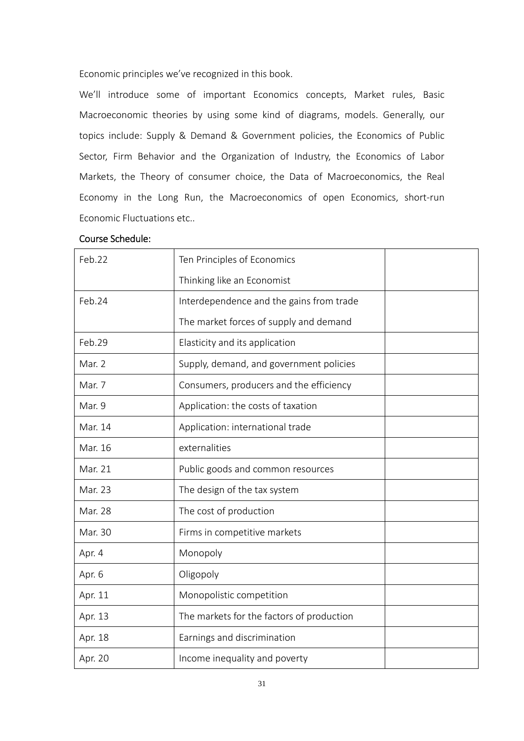Economic principles we've recognized in this book.

We'll introduce some of important Economics concepts, Market rules, Basic Macroeconomic theories by using some kind of diagrams, models. Generally, our topics include: Supply & Demand & Government policies, the Economics of Public Sector, Firm Behavior and the Organization of Industry, the Economics of Labor Markets, the Theory of consumer choice, the Data of Macroeconomics, the Real Economy in the Long Run, the Macroeconomics of open Economics, short-run Economic Fluctuations etc..

Course Schedule:

| | | |
|---|---|---|
| Feb.22 | Ten Principles of Economics<br>Thinking like an Economist | |
| Feb.24 | Interdependence and the gains from trade<br>The market forces of supply and demand | |
| Feb.29 | Elasticity and its application | |
| Mar. 2 | Supply, demand, and government policies | |
| Mar. 7 | Consumers, producers and the efficiency | |
| Mar. 9 | Application: the costs of taxation | |
| Mar. 14 | Application: international trade | |
| Mar. 16 | externalities | |
| Mar. 21 | Public goods and common resources | |
| Mar. 23 | The design of the tax system | |
| Mar. 28 | The cost of production | |
| Mar. 30 | Firms in competitive markets | |
| Apr. 4 | Monopoly | |
| Apr. 6 | Oligopoly | |
| Apr. 11 | Monopolistic competition | |
| Apr. 13 | The markets for the factors of production | |
| Apr. 18 | Earnings and discrimination | |
| Apr. 20 | Income inequality and poverty | |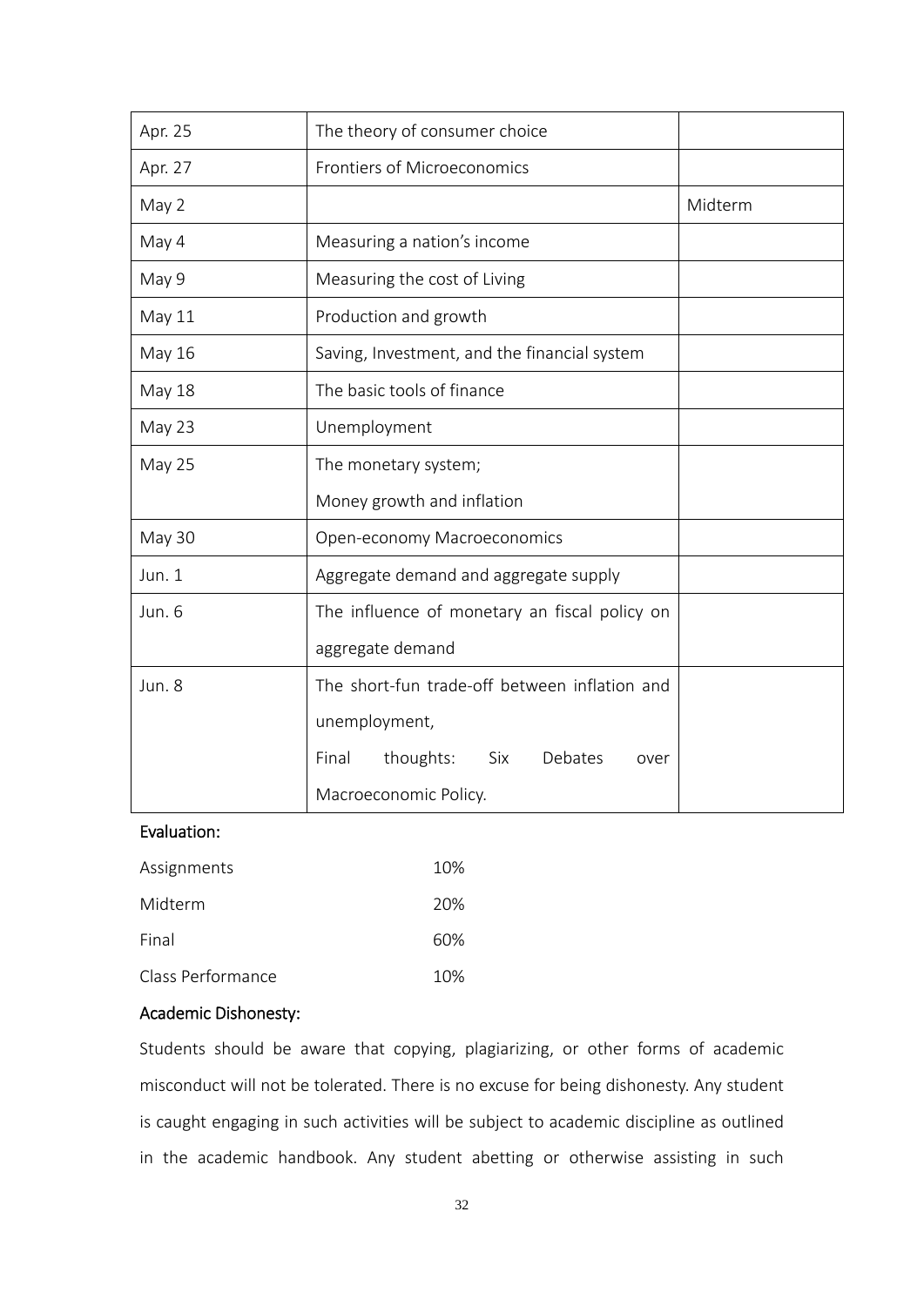| | | |
|---|---|---|
| Apr. 25 | The theory of consumer choice | |
| Apr. 27 | Frontiers of Microeconomics | |
| May 2 | | Midterm |
| May 4 | Measuring a nation's income | |
| May 9 | Measuring the cost of Living | |
| May 11 | Production and growth | |
| May 16 | Saving, Investment, and the financial system | |
| May 18 | The basic tools of finance | |
| May 23 | Unemployment | |
| May 25 | The monetary system; Money growth and inflation | |
| May 30 | Open-economy Macroeconomics | |
| Jun. 1 | Aggregate demand and aggregate supply | |
| Jun. 6 | The influence of monetary an fiscal policy on aggregate demand | |
| Jun. 8 | The short-fun trade-off between inflation and unemployment, Final thoughts: Six Debates over Macroeconomic Policy. | |

**Evaluation:**

| | |
|---|---|
| Assignments | 10% |
| Midterm | 20% |
| Final | 60% |
| Class Performance | 10% |

**Academic Dishonesty:**

Students should be aware that copying, plagiarizing, or other forms of academic misconduct will not be tolerated. There is no excuse for being dishonesty. Any student is caught engaging in such activities will be subject to academic discipline as outlined in the academic handbook. Any student abetting or otherwise assisting in such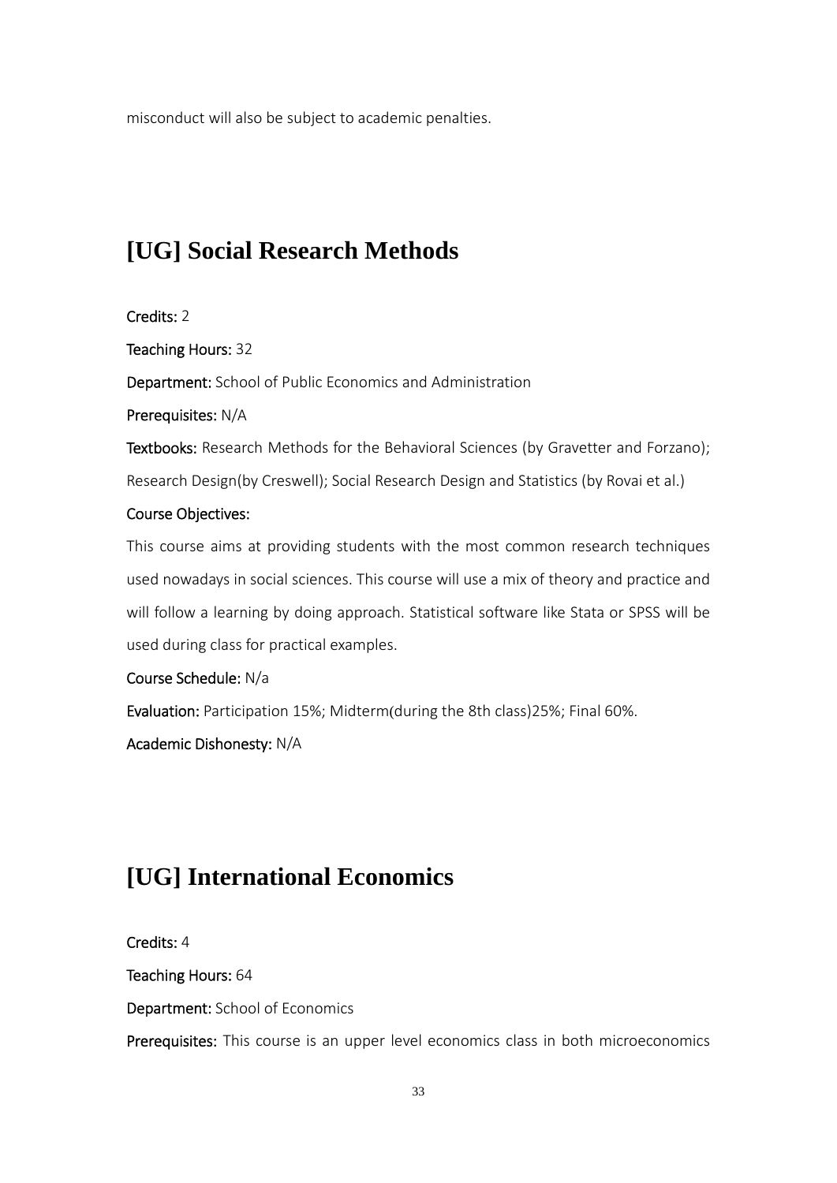misconduct will also be subject to academic penalties.

# [UG] Social Research Methods

**Credits:** 2

**Teaching Hours:** 32

**Department:** School of Public Economics and Administration

**Prerequisites:** N/A

**Textbooks:** Research Methods for the Behavioral Sciences (by Gravetter and Forzano); Research Design(by Creswell); Social Research Design and Statistics (by Rovai et al.)

**Course Objectives:**

This course aims at providing students with the most common research techniques used nowadays in social sciences. This course will use a mix of theory and practice and will follow a learning by doing approach. Statistical software like Stata or SPSS will be used during class for practical examples.

**Course Schedule:** N/a

**Evaluation:** Participation 15%; Midterm(during the 8th class)25%; Final 60%.

**Academic Dishonesty:** N/A

# [UG] International Economics

**Credits:** 4

**Teaching Hours:** 64

**Department:** School of Economics

**Prerequisites:** This course is an upper level economics class in both microeconomics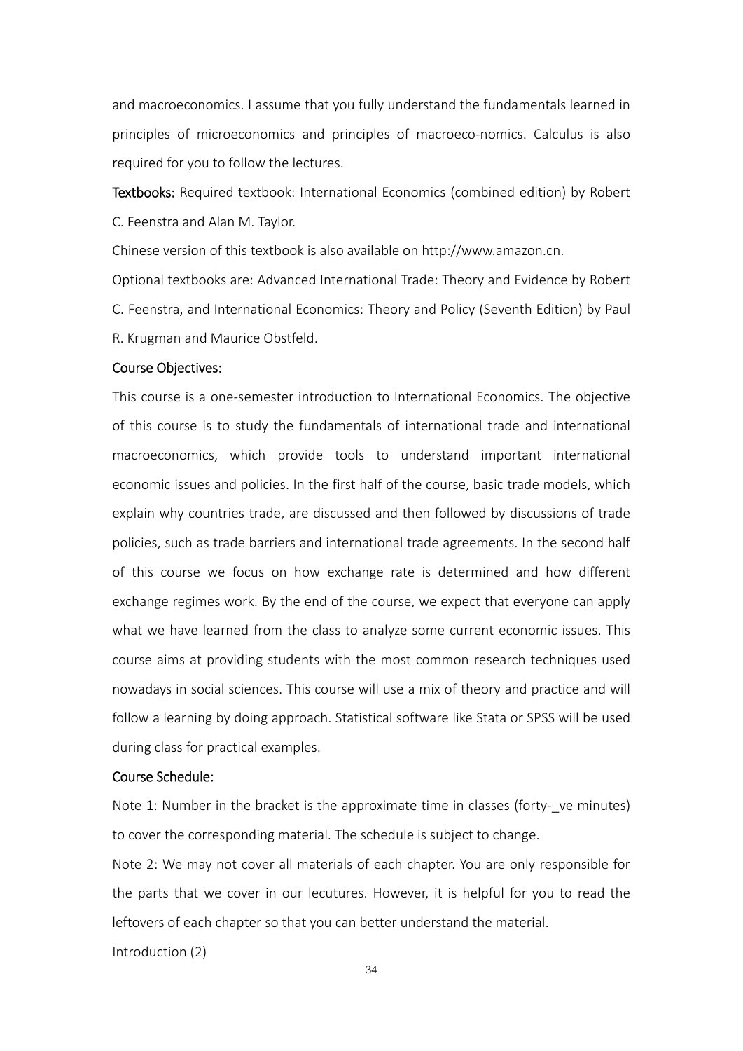and macroeconomics. I assume that you fully understand the fundamentals learned in principles of microeconomics and principles of macroeco-nomics. Calculus is also required for you to follow the lectures.

**Textbooks:** Required textbook: International Economics (combined edition) by Robert C. Feenstra and Alan M. Taylor.

Chinese version of this textbook is also available on http://www.amazon.cn.

Optional textbooks are: Advanced International Trade: Theory and Evidence by Robert C. Feenstra, and International Economics: Theory and Policy (Seventh Edition) by Paul R. Krugman and Maurice Obstfeld.

**Course Objectives:**

This course is a one-semester introduction to International Economics. The objective of this course is to study the fundamentals of international trade and international macroeconomics, which provide tools to understand important international economic issues and policies. In the first half of the course, basic trade models, which explain why countries trade, are discussed and then followed by discussions of trade policies, such as trade barriers and international trade agreements. In the second half of this course we focus on how exchange rate is determined and how different exchange regimes work. By the end of the course, we expect that everyone can apply what we have learned from the class to analyze some current economic issues. This course aims at providing students with the most common research techniques used nowadays in social sciences. This course will use a mix of theory and practice and will follow a learning by doing approach. Statistical software like Stata or SPSS will be used during class for practical examples.

**Course Schedule:**

Note 1: Number in the bracket is the approximate time in classes (forty-_ve minutes) to cover the corresponding material. The schedule is subject to change.

Note 2: We may not cover all materials of each chapter. You are only responsible for the parts that we cover in our lecutures. However, it is helpful for you to read the leftovers of each chapter so that you can better understand the material.

Introduction (2)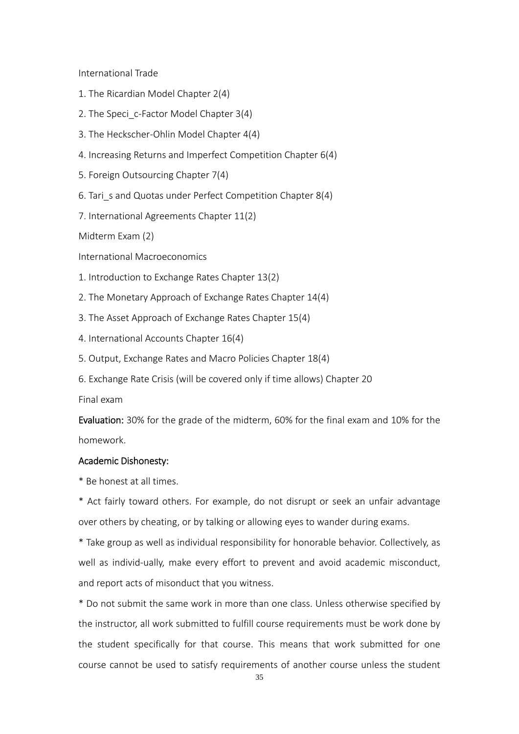International Trade

1. The Ricardian Model Chapter 2(4)

2. The Speci_c-Factor Model Chapter 3(4)

3. The Heckscher-Ohlin Model Chapter 4(4)

4. Increasing Returns and Imperfect Competition Chapter 6(4)

5. Foreign Outsourcing Chapter 7(4)

6. Tari_s and Quotas under Perfect Competition Chapter 8(4)

7. International Agreements Chapter 11(2)

Midterm Exam (2)

International Macroeconomics

1. Introduction to Exchange Rates Chapter 13(2)

2. The Monetary Approach of Exchange Rates Chapter 14(4)

3. The Asset Approach of Exchange Rates Chapter 15(4)

4. International Accounts Chapter 16(4)

5. Output, Exchange Rates and Macro Policies Chapter 18(4)

6. Exchange Rate Crisis (will be covered only if time allows) Chapter 20

Final exam

**Evaluation:** 30% for the grade of the midterm, 60% for the final exam and 10% for the homework.

**Academic Dishonesty:**

* Be honest at all times.

* Act fairly toward others. For example, do not disrupt or seek an unfair advantage over others by cheating, or by talking or allowing eyes to wander during exams.

* Take group as well as individual responsibility for honorable behavior. Collectively, as well as individ-ually, make every effort to prevent and avoid academic misconduct, and report acts of misonduct that you witness.

* Do not submit the same work in more than one class. Unless otherwise specified by the instructor, all work submitted to fulfill course requirements must be work done by the student specifically for that course. This means that work submitted for one course cannot be used to satisfy requirements of another course unless the student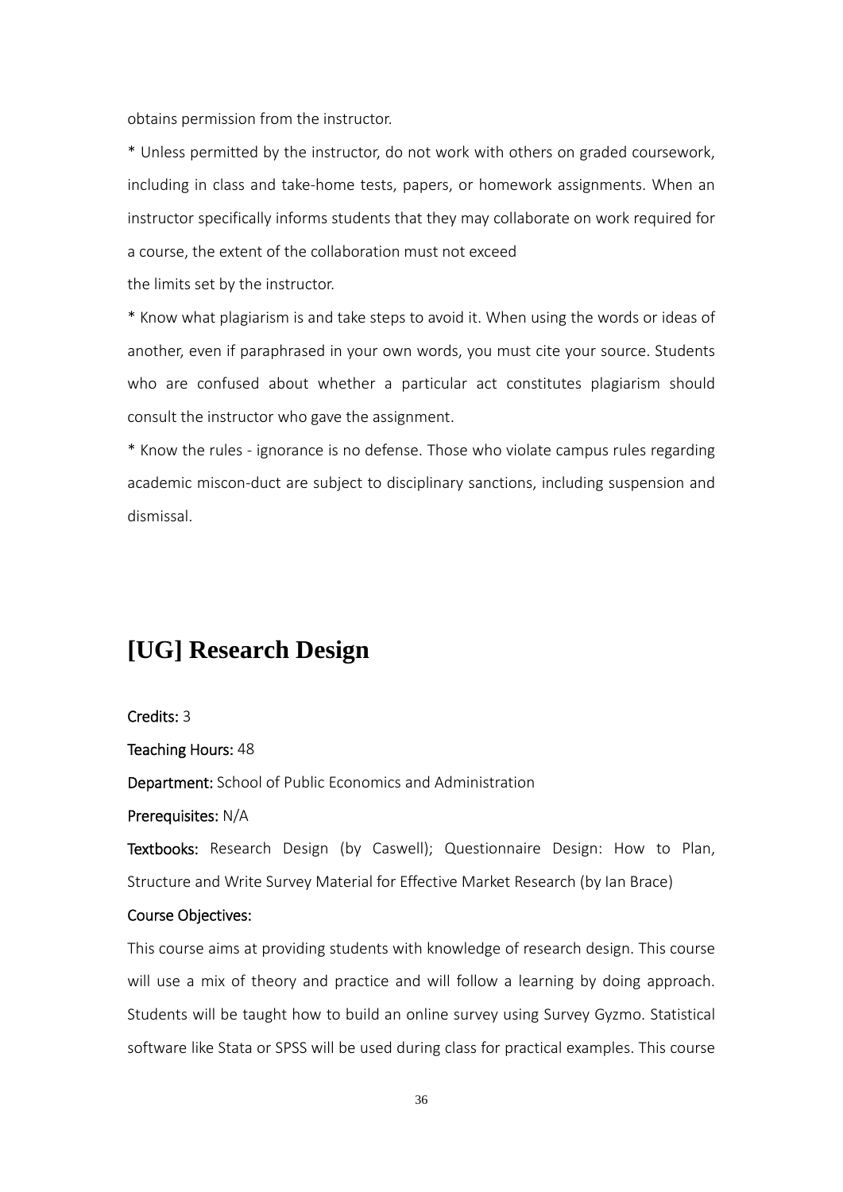obtains permission from the instructor.

* Unless permitted by the instructor, do not work with others on graded coursework, including in class and take-home tests, papers, or homework assignments. When an instructor specifically informs students that they may collaborate on work required for a course, the extent of the collaboration must not exceed
the limits set by the instructor.

* Know what plagiarism is and take steps to avoid it. When using the words or ideas of another, even if paraphrased in your own words, you must cite your source. Students who are confused about whether a particular act constitutes plagiarism should consult the instructor who gave the assignment.

* Know the rules - ignorance is no defense. Those who violate campus rules regarding academic miscon-duct are subject to disciplinary sanctions, including suspension and dismissal.

# [UG] Research Design

**Credits:** 3

**Teaching Hours:** 48

**Department:** School of Public Economics and Administration

**Prerequisites:** N/A

**Textbooks:** Research Design (by Caswell); Questionnaire Design: How to Plan, Structure and Write Survey Material for Effective Market Research (by Ian Brace)

**Course Objectives:**

This course aims at providing students with knowledge of research design. This course will use a mix of theory and practice and will follow a learning by doing approach. Students will be taught how to build an online survey using Survey Gyzmo. Statistical software like Stata or SPSS will be used during class for practical examples. This course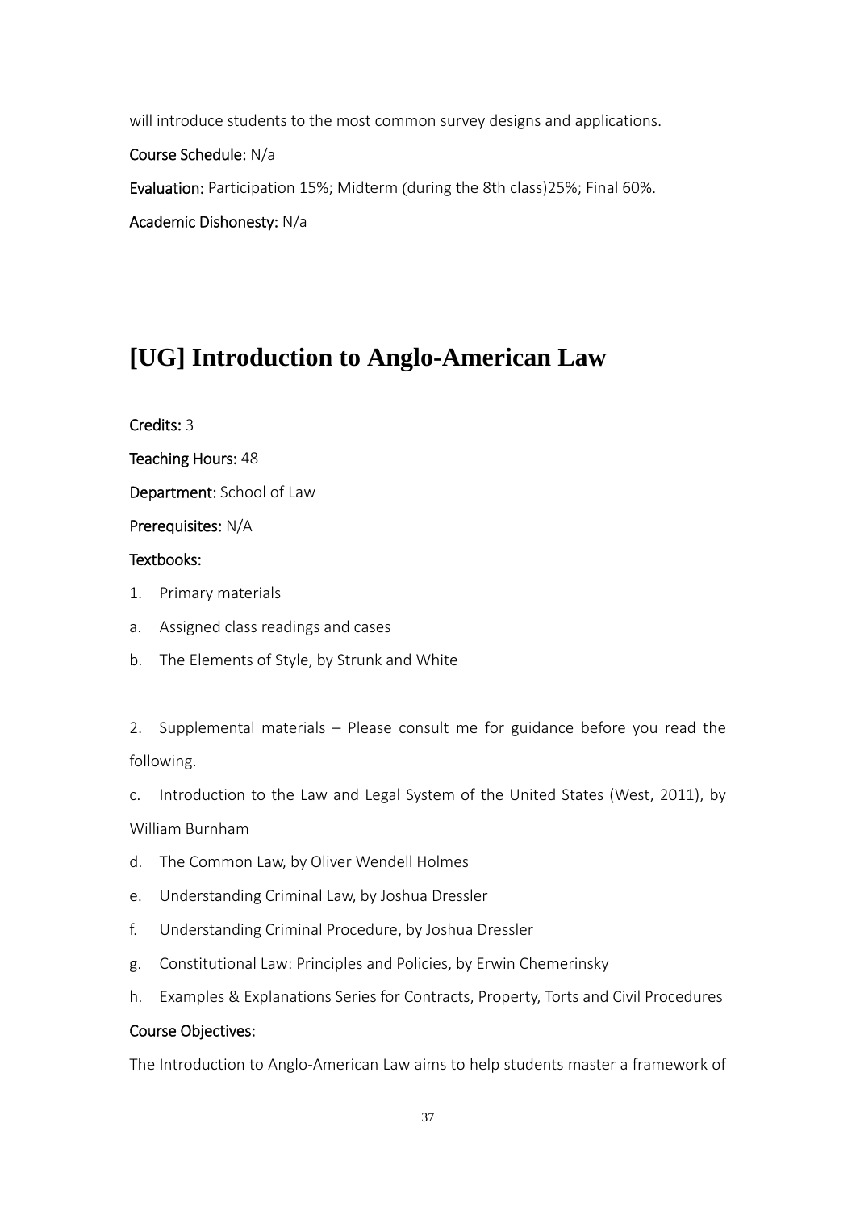will introduce students to the most common survey designs and applications.

**Course Schedule:** N/a

**Evaluation:** Participation 15%; Midterm (during the 8th class)25%; Final 60%.

**Academic Dishonesty:** N/a

# [UG] Introduction to Anglo-American Law

**Credits:** 3

**Teaching Hours:** 48

**Department:** School of Law

**Prerequisites:** N/A

**Textbooks:**

1. Primary materials

a. Assigned class readings and cases

b. The Elements of Style, by Strunk and White

2. Supplemental materials – Please consult me for guidance before you read the following.

c. Introduction to the Law and Legal System of the United States (West, 2011), by William Burnham

d. The Common Law, by Oliver Wendell Holmes

e. Understanding Criminal Law, by Joshua Dressler

f. Understanding Criminal Procedure, by Joshua Dressler

g. Constitutional Law: Principles and Policies, by Erwin Chemerinsky

h. Examples & Explanations Series for Contracts, Property, Torts and Civil Procedures

**Course Objectives:**

The Introduction to Anglo-American Law aims to help students master a framework of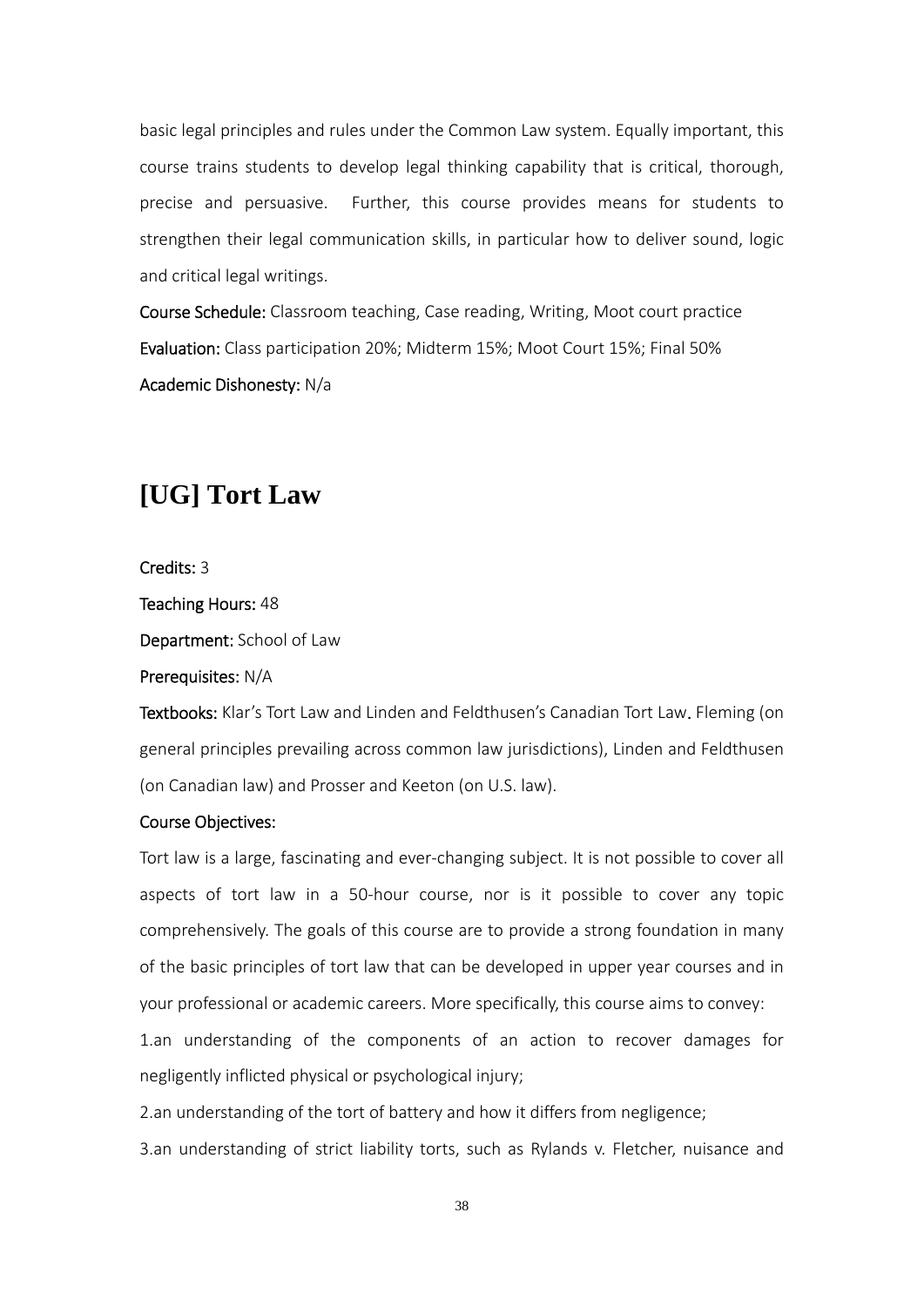basic legal principles and rules under the Common Law system. Equally important, this course trains students to develop legal thinking capability that is critical, thorough, precise and persuasive. Further, this course provides means for students to strengthen their legal communication skills, in particular how to deliver sound, logic and critical legal writings.

**Course Schedule:** Classroom teaching, Case reading, Writing, Moot court practice

**Evaluation:** Class participation 20%; Midterm 15%; Moot Court 15%; Final 50%

**Academic Dishonesty:** N/a

## [UG] Tort Law

**Credits:** 3

**Teaching Hours:** 48

**Department:** School of Law

**Prerequisites:** N/A

**Textbooks:** Klar's Tort Law and Linden and Feldthusen's Canadian Tort Law. Fleming (on general principles prevailing across common law jurisdictions), Linden and Feldthusen (on Canadian law) and Prosser and Keeton (on U.S. law).

**Course Objectives:**

Tort law is a large, fascinating and ever-changing subject. It is not possible to cover all aspects of tort law in a 50-hour course, nor is it possible to cover any topic comprehensively. The goals of this course are to provide a strong foundation in many of the basic principles of tort law that can be developed in upper year courses and in your professional or academic careers. More specifically, this course aims to convey:

1.an understanding of the components of an action to recover damages for negligently inflicted physical or psychological injury;

2.an understanding of the tort of battery and how it differs from negligence;

3.an understanding of strict liability torts, such as Rylands v. Fletcher, nuisance and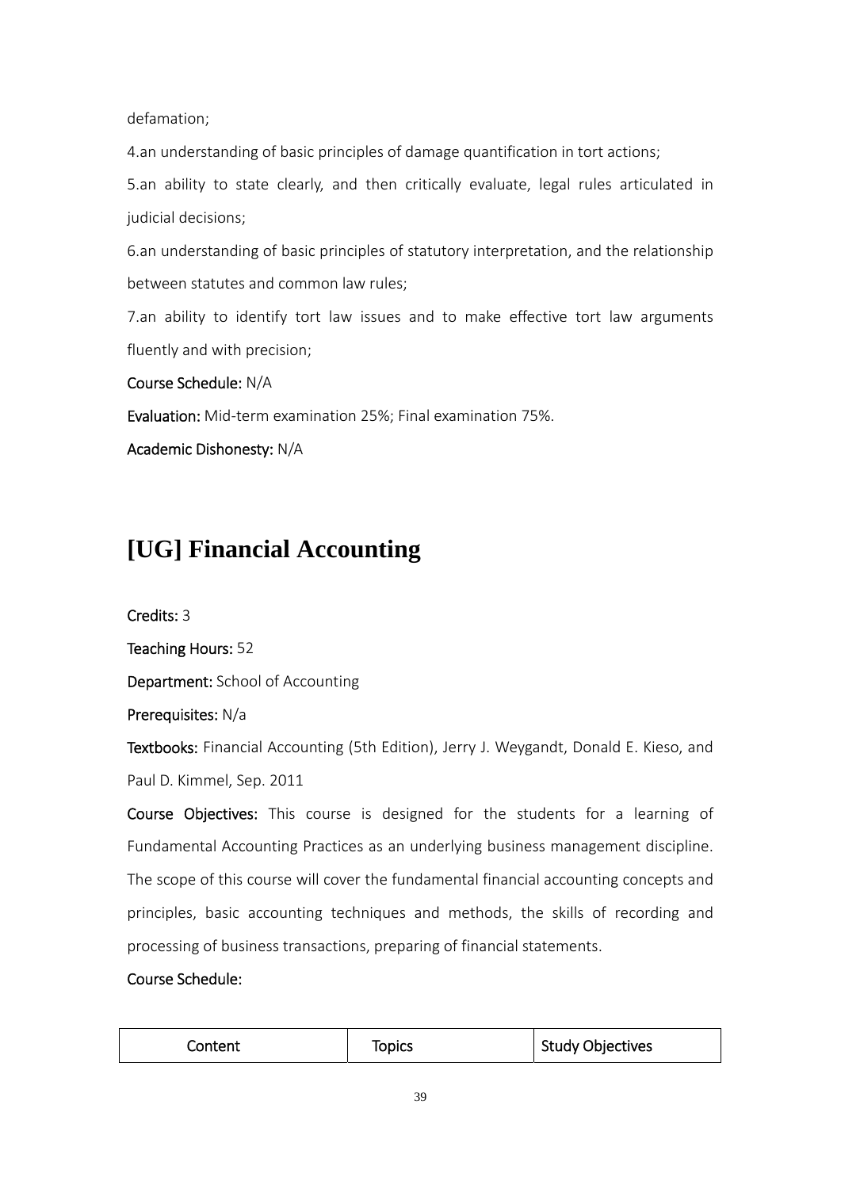defamation;

4.an understanding of basic principles of damage quantification in tort actions;

5.an ability to state clearly, and then critically evaluate, legal rules articulated in judicial decisions;

6.an understanding of basic principles of statutory interpretation, and the relationship between statutes and common law rules;

7.an ability to identify tort law issues and to make effective tort law arguments fluently and with precision;

**Course Schedule:** N/A

**Evaluation:** Mid-term examination 25%; Final examination 75%.

**Academic Dishonesty:** N/A

# [UG] Financial Accounting

**Credits:** 3

**Teaching Hours:** 52

**Department:** School of Accounting

**Prerequisites:** N/a

**Textbooks:** Financial Accounting (5th Edition), Jerry J. Weygandt, Donald E. Kieso, and Paul D. Kimmel, Sep. 2011

**Course Objectives:** This course is designed for the students for a learning of Fundamental Accounting Practices as an underlying business management discipline. The scope of this course will cover the fundamental financial accounting concepts and principles, basic accounting techniques and methods, the skills of recording and processing of business transactions, preparing of financial statements.

**Course Schedule:**

| Content | Topics | Study Objectives |
|---|---|---|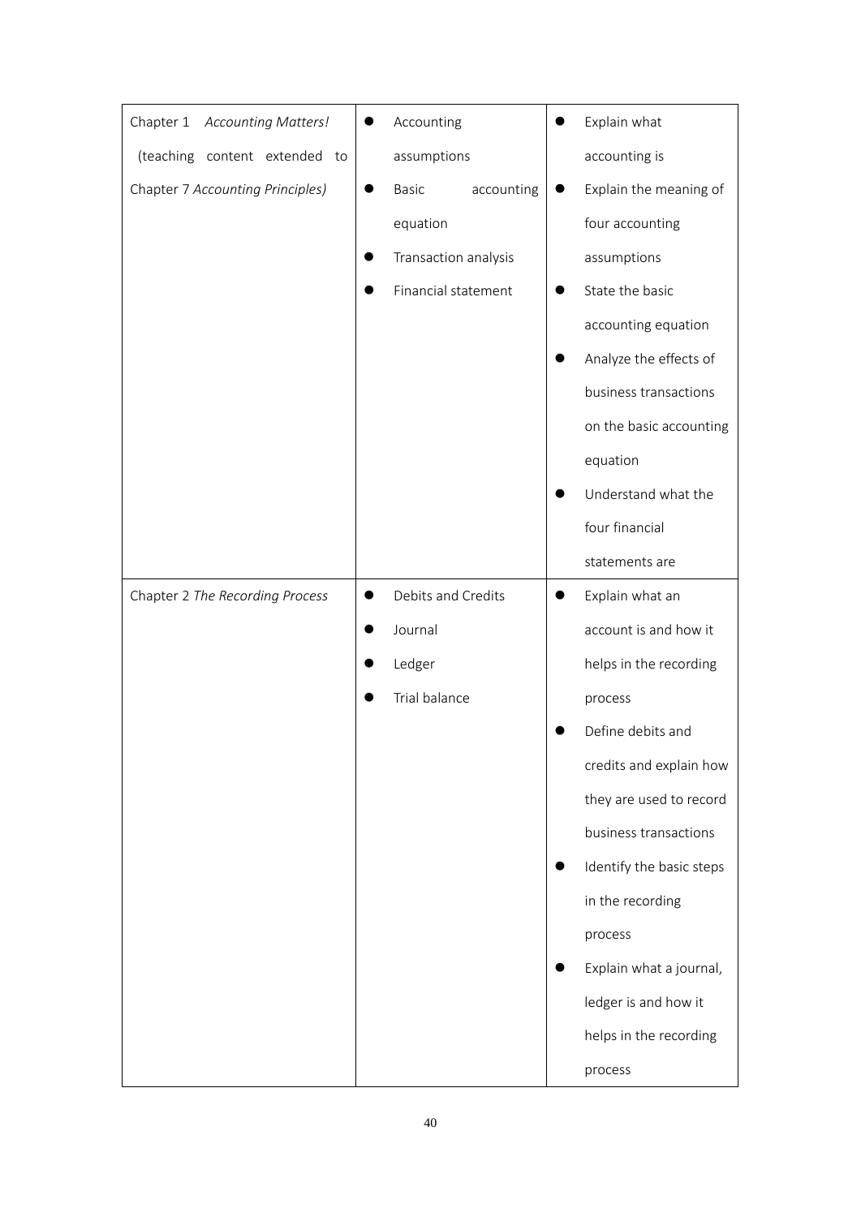| Chapter 1 *Accounting Matters!* (teaching content extended to Chapter 7 *Accounting Principles)* | ● Accounting assumptions<br>● Basic accounting equation<br>● Transaction analysis<br>● Financial statement | ● Explain what accounting is<br>● Explain the meaning of four accounting assumptions<br>● State the basic accounting equation<br>● Analyze the effects of business transactions on the basic accounting equation<br>● Understand what the four financial statements are |
|---|---|---|
| Chapter 2 *The Recording Process* | ● Debits and Credits<br>● Journal<br>● Ledger<br>● Trial balance | ● Explain what an account is and how it helps in the recording process<br>● Define debits and credits and explain how they are used to record business transactions<br>● Identify the basic steps in the recording process<br>● Explain what a journal, ledger is and how it helps in the recording process |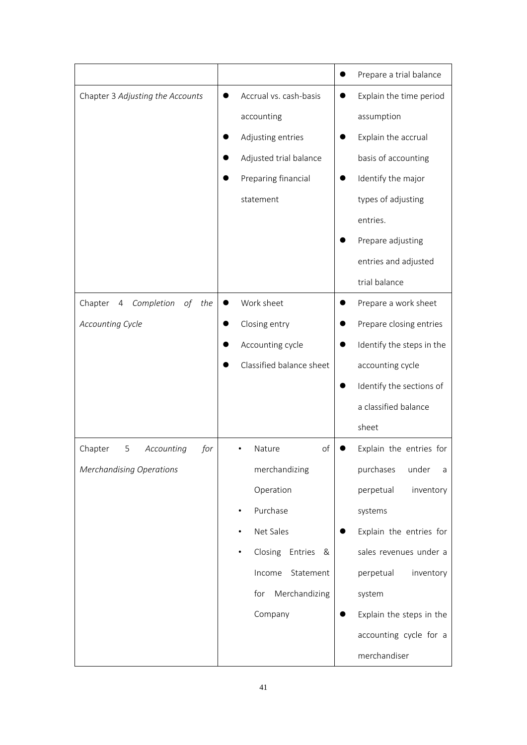| | | |
|---|---|---|
| | | • Prepare a trial balance |
| Chapter 3 *Adjusting the Accounts* | • Accrual vs. cash-basis accounting<br>• Adjusting entries<br>• Adjusted trial balance<br>• Preparing financial statement | • Explain the time period assumption<br>• Explain the accrual basis of accounting<br>• Identify the major types of adjusting entries.<br>• Prepare adjusting entries and adjusted trial balance |
| Chapter 4 *Completion of the Accounting Cycle* | • Work sheet<br>• Closing entry<br>• Accounting cycle<br>• Classified balance sheet | • Prepare a work sheet<br>• Prepare closing entries<br>• Identify the steps in the accounting cycle<br>• Identify the sections of a classified balance sheet |
| Chapter 5 *Accounting for Merchandising Operations* | • Nature of merchandizing Operation<br>• Purchase<br>• Net Sales<br>• Closing Entries & Income Statement for Merchandizing Company | • Explain the entries for purchases under a perpetual inventory systems<br>• Explain the entries for sales revenues under a perpetual inventory system<br>• Explain the steps in the accounting cycle for a merchandiser |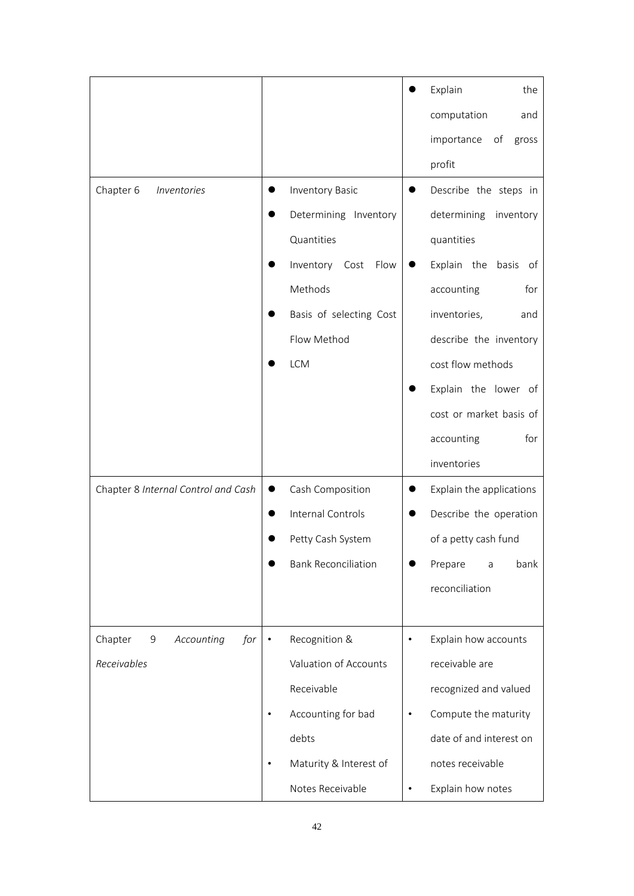| | | |
|---|---|---|
| | | • Explain the computation and importance of gross profit |
| Chapter 6 *Inventories* | • Inventory Basic<br>• Determining Inventory Quantities<br>• Inventory Cost Flow Methods<br>• Basis of selecting Cost Flow Method<br>• LCM | • Describe the steps in determining inventory quantities<br>• Explain the basis of accounting for inventories, and describe the inventory cost flow methods<br>• Explain the lower of cost or market basis of accounting for inventories |
| Chapter 8 *Internal Control and Cash* | • Cash Composition<br>• Internal Controls<br>• Petty Cash System<br>• Bank Reconciliation | • Explain the applications<br>• Describe the operation of a petty cash fund<br>• Prepare a bank reconciliation |
| Chapter 9 *Accounting for Receivables* | • Recognition & Valuation of Accounts Receivable<br>• Accounting for bad debts<br>• Maturity & Interest of Notes Receivable | • Explain how accounts receivable are recognized and valued<br>• Compute the maturity date of and interest on notes receivable<br>• Explain how notes |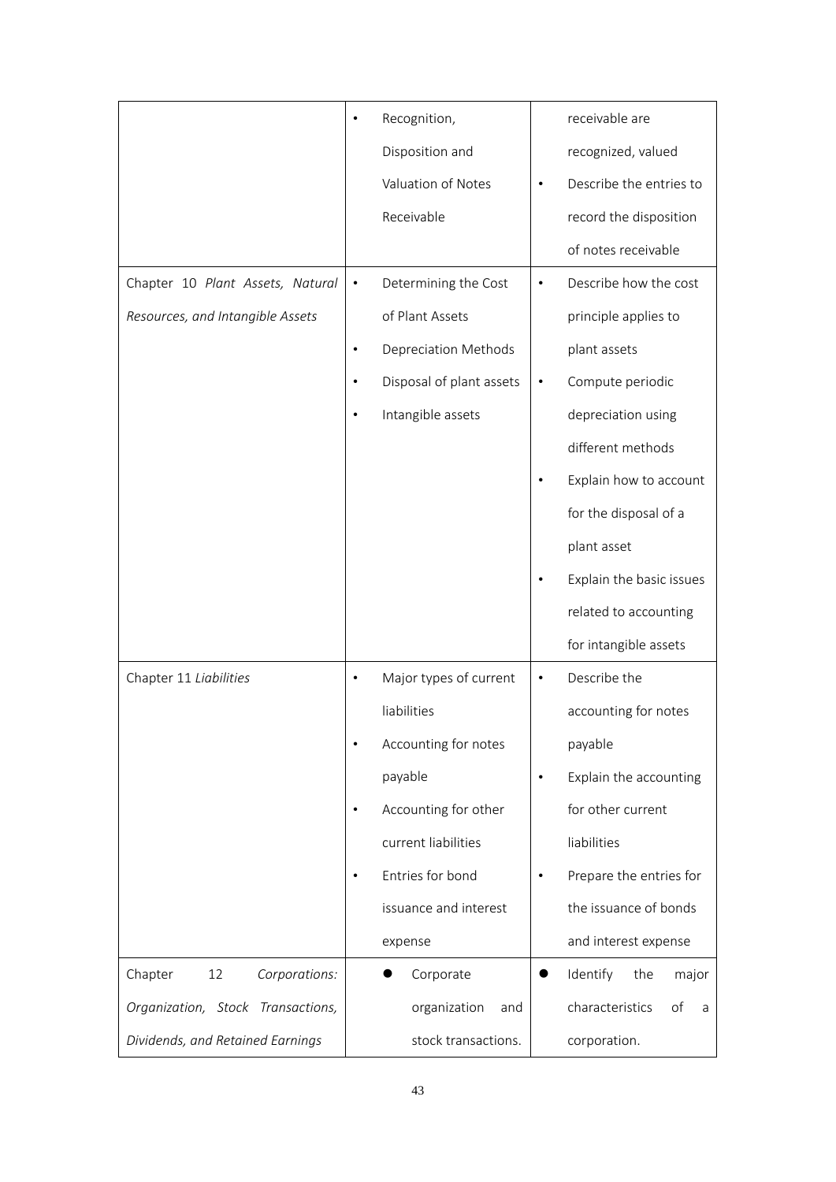| | | |
|---|---|---|
| | • Recognition, Disposition and Valuation of Notes Receivable | receivable are recognized, valued<br>• Describe the entries to record the disposition of notes receivable |
| Chapter 10 *Plant Assets, Natural Resources, and Intangible Assets* | • Determining the Cost of Plant Assets<br>• Depreciation Methods<br>• Disposal of plant assets<br>• Intangible assets | • Describe how the cost principle applies to plant assets<br>• Compute periodic depreciation using different methods<br>• Explain how to account for the disposal of a plant asset<br>• Explain the basic issues related to accounting for intangible assets |
| Chapter 11 *Liabilities* | • Major types of current liabilities<br>• Accounting for notes payable<br>• Accounting for other current liabilities<br>• Entries for bond issuance and interest expense | • Describe the accounting for notes payable<br>• Explain the accounting for other current liabilities<br>• Prepare the entries for the issuance of bonds and interest expense |
| Chapter 12 *Corporations: Organization, Stock Transactions, Dividends, and Retained Earnings* | ● Corporate organization and stock transactions. | ● Identify the major characteristics of a corporation. |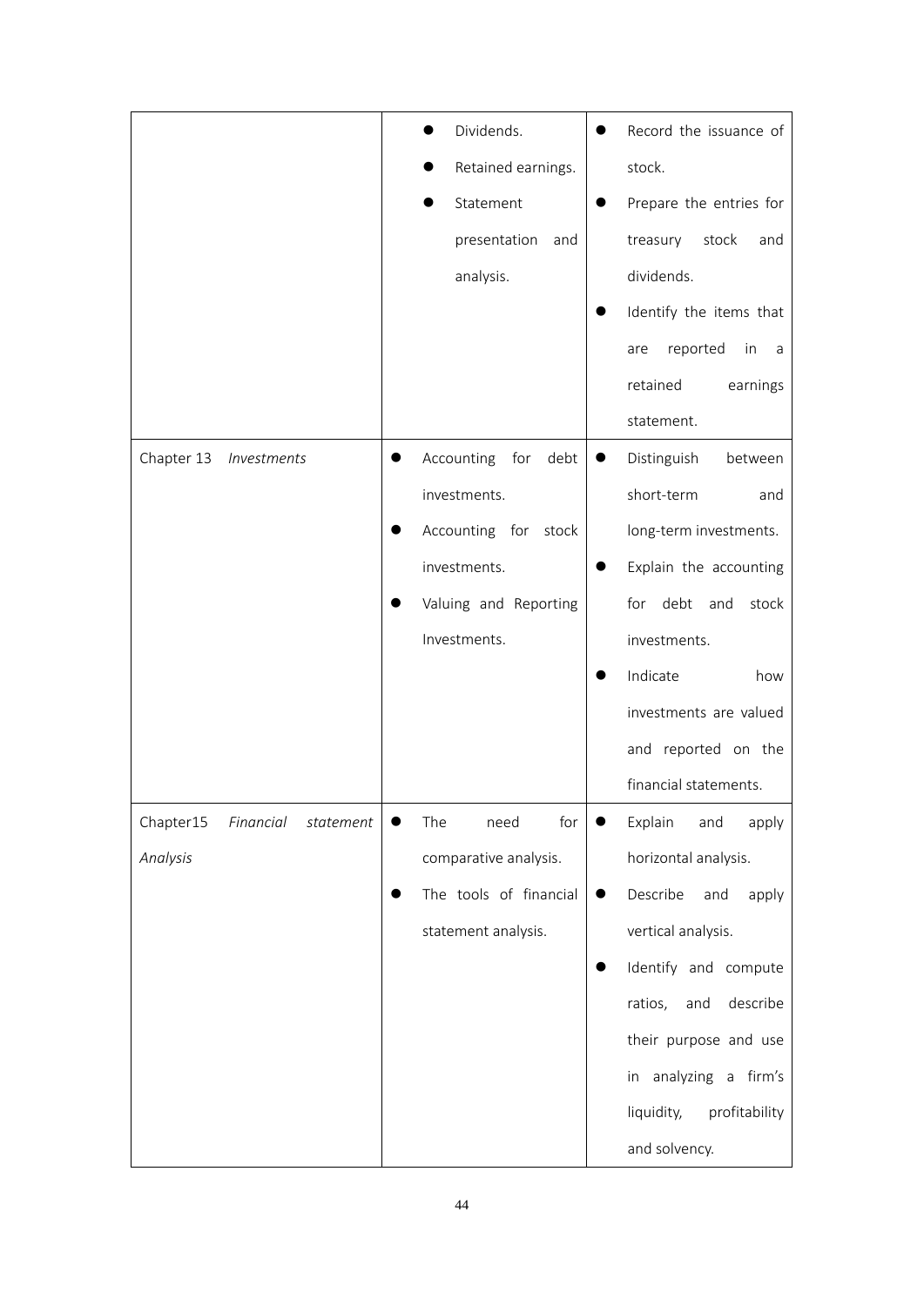| | | |
|---|---|---|
| | ● Dividends.<br>● Retained earnings.<br>● Statement presentation and analysis. | ● Record the issuance of stock.<br>● Prepare the entries for treasury stock and dividends.<br>● Identify the items that are reported in a retained earnings statement. |
| Chapter 13 *Investments* | ● Accounting for debt investments.<br>● Accounting for stock investments.<br>● Valuing and Reporting Investments. | ● Distinguish between short-term and long-term investments.<br>● Explain the accounting for debt and stock investments.<br>● Indicate how investments are valued and reported on the financial statements. |
| Chapter15 *Financial statement Analysis* | ● The need for comparative analysis.<br>● The tools of financial statement analysis. | ● Explain and apply horizontal analysis.<br>● Describe and apply vertical analysis.<br>● Identify and compute ratios, and describe their purpose and use in analyzing a firm's liquidity, profitability and solvency. |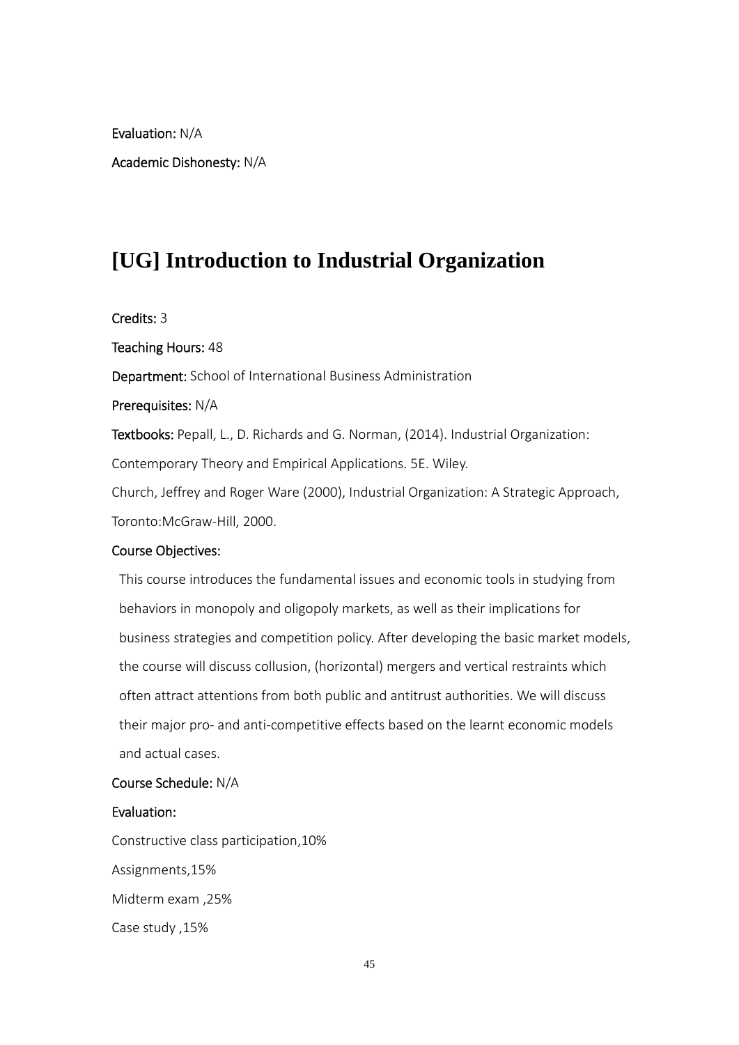**Evaluation:** N/A

**Academic Dishonesty:** N/A

## [UG] Introduction to Industrial Organization

**Credits:** 3

**Teaching Hours:** 48

**Department:** School of International Business Administration

**Prerequisites:** N/A

**Textbooks:** Pepall, L., D. Richards and G. Norman, (2014). Industrial Organization: Contemporary Theory and Empirical Applications. 5E. Wiley.

Church, Jeffrey and Roger Ware (2000), Industrial Organization: A Strategic Approach, Toronto:McGraw-Hill, 2000.

**Course Objectives:**

This course introduces the fundamental issues and economic tools in studying from behaviors in monopoly and oligopoly markets, as well as their implications for business strategies and competition policy. After developing the basic market models, the course will discuss collusion, (horizontal) mergers and vertical restraints which often attract attentions from both public and antitrust authorities. We will discuss their major pro- and anti-competitive effects based on the learnt economic models and actual cases.

**Course Schedule:** N/A

**Evaluation:**

Constructive class participation,10%

Assignments,15%

Midterm exam ,25%

Case study ,15%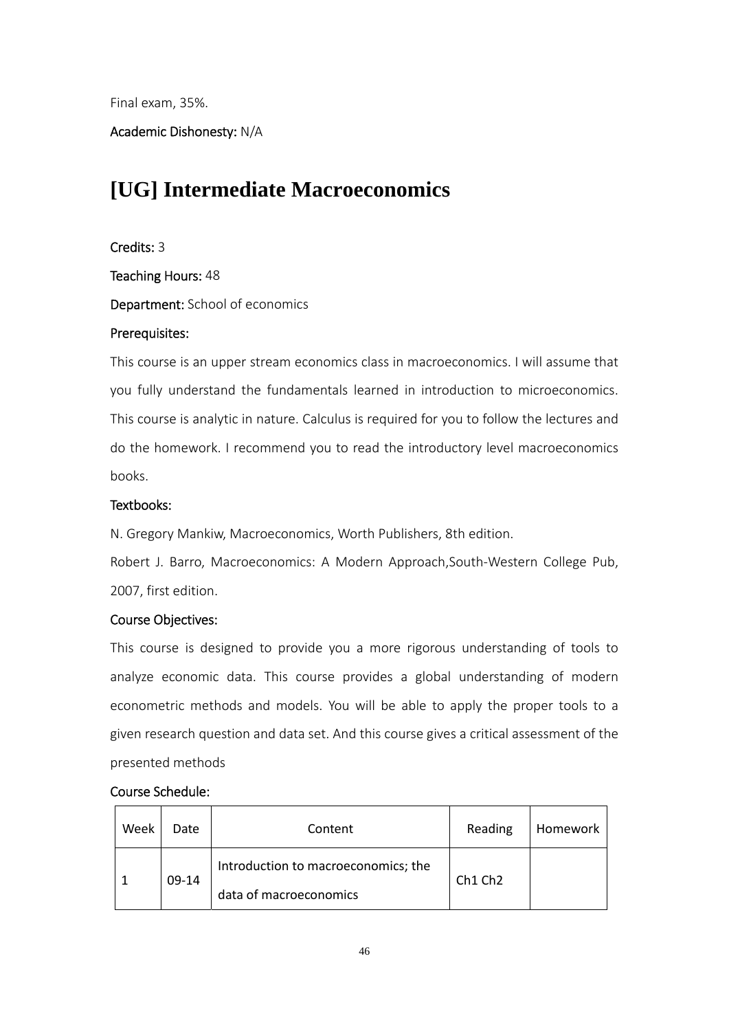Final exam, 35%.

**Academic Dishonesty:** N/A

# [UG] Intermediate Macroeconomics

**Credits:** 3

**Teaching Hours:** 48

**Department:** School of economics

**Prerequisites:**

This course is an upper stream economics class in macroeconomics. I will assume that you fully understand the fundamentals learned in introduction to microeconomics. This course is analytic in nature. Calculus is required for you to follow the lectures and do the homework. I recommend you to read the introductory level macroeconomics books.

**Textbooks:**

N. Gregory Mankiw, Macroeconomics, Worth Publishers, 8th edition.

Robert J. Barro, Macroeconomics: A Modern Approach,South-Western College Pub, 2007, first edition.

**Course Objectives:**

This course is designed to provide you a more rigorous understanding of tools to analyze economic data. This course provides a global understanding of modern econometric methods and models. You will be able to apply the proper tools to a given research question and data set. And this course gives a critical assessment of the presented methods

**Course Schedule:**

| Week | Date | Content | Reading | Homework |
|---|---|---|---|---|
| 1 | 09-14 | Introduction to macroeconomics; the data of macroeconomics | Ch1 Ch2 | |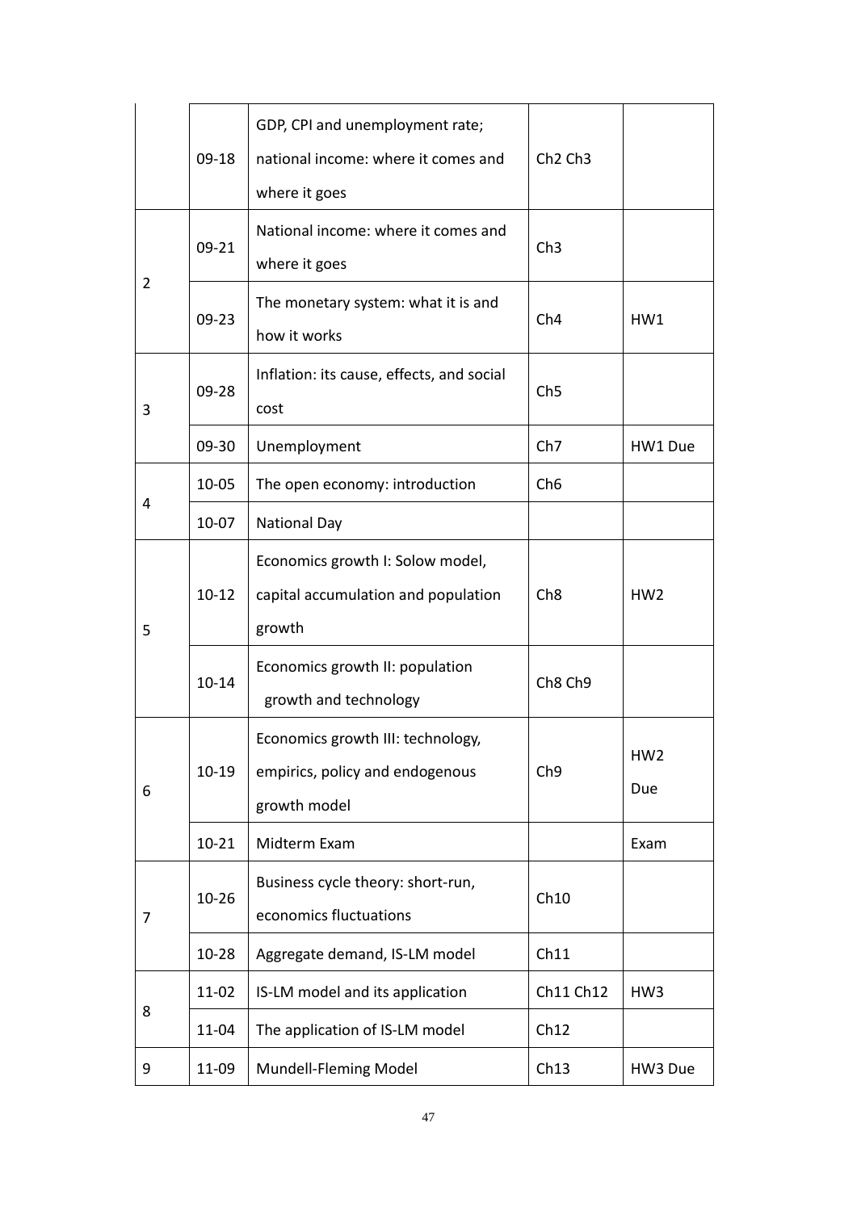| | | | | |
|---|---|---|---|---|
| | 09-18 | GDP, CPI and unemployment rate; national income: where it comes and where it goes | Ch2 Ch3 | |
| 2 | 09-21 | National income: where it comes and where it goes | Ch3 | |
| | 09-23 | The monetary system: what it is and how it works | Ch4 | HW1 |
| 3 | 09-28 | Inflation: its cause, effects, and social cost | Ch5 | |
| | 09-30 | Unemployment | Ch7 | HW1 Due |
| 4 | 10-05 | The open economy: introduction | Ch6 | |
| | 10-07 | National Day | | |
| 5 | 10-12 | Economics growth I: Solow model, capital accumulation and population growth | Ch8 | HW2 |
| | 10-14 | Economics growth II: population growth and technology | Ch8 Ch9 | |
| 6 | 10-19 | Economics growth III: technology, empirics, policy and endogenous growth model | Ch9 | HW2 Due |
| | 10-21 | Midterm Exam | | Exam |
| 7 | 10-26 | Business cycle theory: short-run, economics fluctuations | Ch10 | |
| | 10-28 | Aggregate demand, IS-LM model | Ch11 | |
| 8 | 11-02 | IS-LM model and its application | Ch11 Ch12 | HW3 |
| | 11-04 | The application of IS-LM model | Ch12 | |
| 9 | 11-09 | Mundell-Fleming Model | Ch13 | HW3 Due |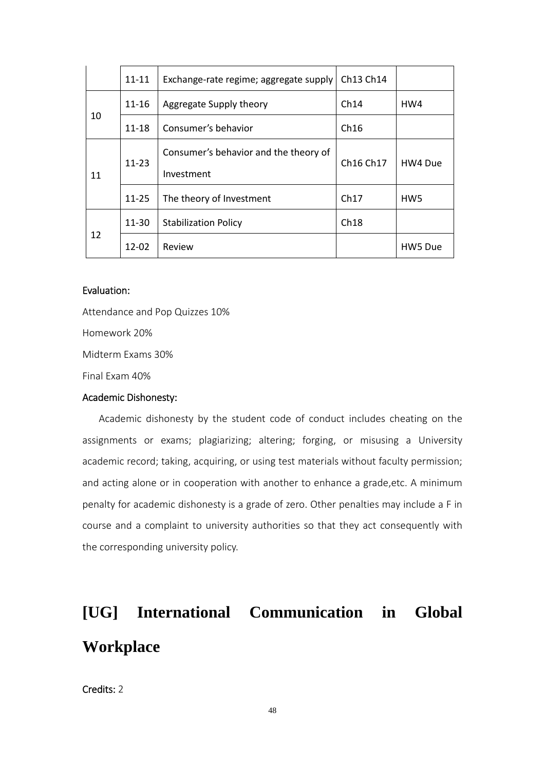| | | | | |
|---|---|---|---|---|
| | 11-11 | Exchange-rate regime; aggregate supply | Ch13 Ch14 | |
| 10 | 11-16 | Aggregate Supply theory | Ch14 | HW4 |
| | 11-18 | Consumer's behavior | Ch16 | |
| 11 | 11-23 | Consumer's behavior and the theory of Investment | Ch16 Ch17 | HW4 Due |
| | 11-25 | The theory of Investment | Ch17 | HW5 |
| 12 | 11-30 | Stabilization Policy | Ch18 | |
| | 12-02 | Review | | HW5 Due |

**Evaluation:**

Attendance and Pop Quizzes 10%

Homework 20%

Midterm Exams 30%

Final Exam 40%

**Academic Dishonesty:**

Academic dishonesty by the student code of conduct includes cheating on the assignments or exams; plagiarizing; altering; forging, or misusing a University academic record; taking, acquiring, or using test materials without faculty permission; and acting alone or in cooperation with another to enhance a grade,etc. A minimum penalty for academic dishonesty is a grade of zero. Other penalties may include a F in course and a complaint to university authorities so that they act consequently with the corresponding university policy.

# [UG] International Communication in Global Workplace

**Credits:** 2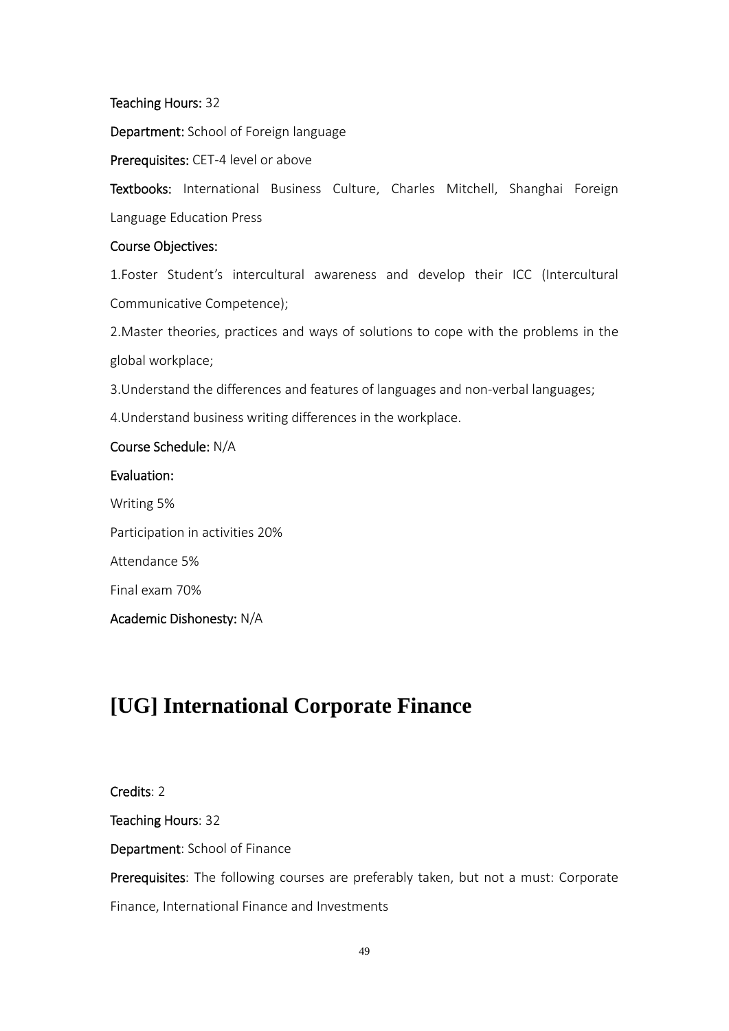**Teaching Hours:** 32

**Department:** School of Foreign language

**Prerequisites:** CET-4 level or above

**Textbooks:** International Business Culture, Charles Mitchell, Shanghai Foreign Language Education Press

**Course Objectives:**

1.Foster Student's intercultural awareness and develop their ICC (Intercultural Communicative Competence);

2.Master theories, practices and ways of solutions to cope with the problems in the global workplace;

3.Understand the differences and features of languages and non-verbal languages;

4.Understand business writing differences in the workplace.

**Course Schedule:** N/A

**Evaluation:**

Writing 5%

Participation in activities 20%

Attendance 5%

Final exam 70%

**Academic Dishonesty:** N/A

# [UG] International Corporate Finance

**Credits**: 2

**Teaching Hours**: 32

**Department**: School of Finance

**Prerequisites**: The following courses are preferably taken, but not a must: Corporate Finance, International Finance and Investments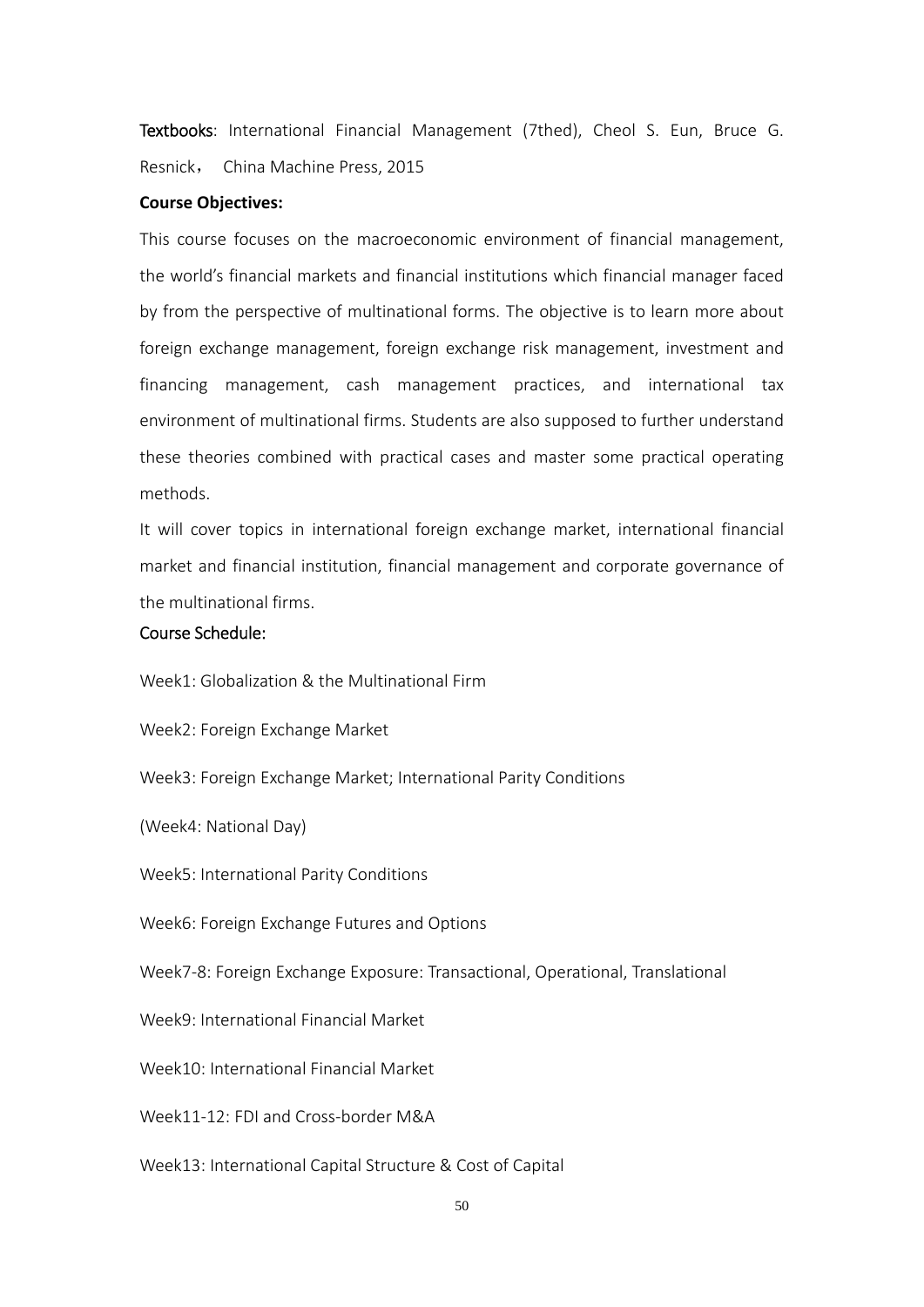**Textbooks**: International Financial Management (7thed), Cheol S. Eun, Bruce G. Resnick， China Machine Press, 2015

**Course Objectives:**

This course focuses on the macroeconomic environment of financial management, the world's financial markets and financial institutions which financial manager faced by from the perspective of multinational forms. The objective is to learn more about foreign exchange management, foreign exchange risk management, investment and financing management, cash management practices, and international tax environment of multinational firms. Students are also supposed to further understand these theories combined with practical cases and master some practical operating methods.

It will cover topics in international foreign exchange market, international financial market and financial institution, financial management and corporate governance of the multinational firms.

Course Schedule:

Week1: Globalization & the Multinational Firm

Week2: Foreign Exchange Market

Week3: Foreign Exchange Market; International Parity Conditions

(Week4: National Day)

Week5: International Parity Conditions

Week6: Foreign Exchange Futures and Options

Week7-8: Foreign Exchange Exposure: Transactional, Operational, Translational

Week9: International Financial Market

Week10: International Financial Market

Week11-12: FDI and Cross-border M&A

Week13: International Capital Structure & Cost of Capital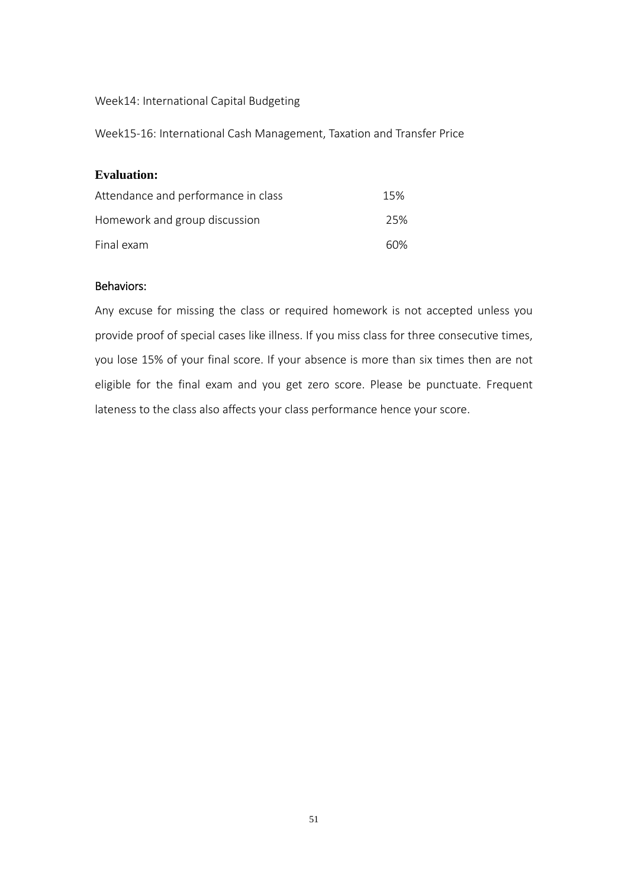Week14: International Capital Budgeting

Week15-16: International Cash Management, Taxation and Transfer Price

### Evaluation:

| | |
|---|---|
| Attendance and performance in class | 15% |
| Homework and group discussion | 25% |
| Final exam | 60% |

### Behaviors:

Any excuse for missing the class or required homework is not accepted unless you provide proof of special cases like illness. If you miss class for three consecutive times, you lose 15% of your final score. If your absence is more than six times then are not eligible for the final exam and you get zero score. Please be punctuate. Frequent lateness to the class also affects your class performance hence your score.